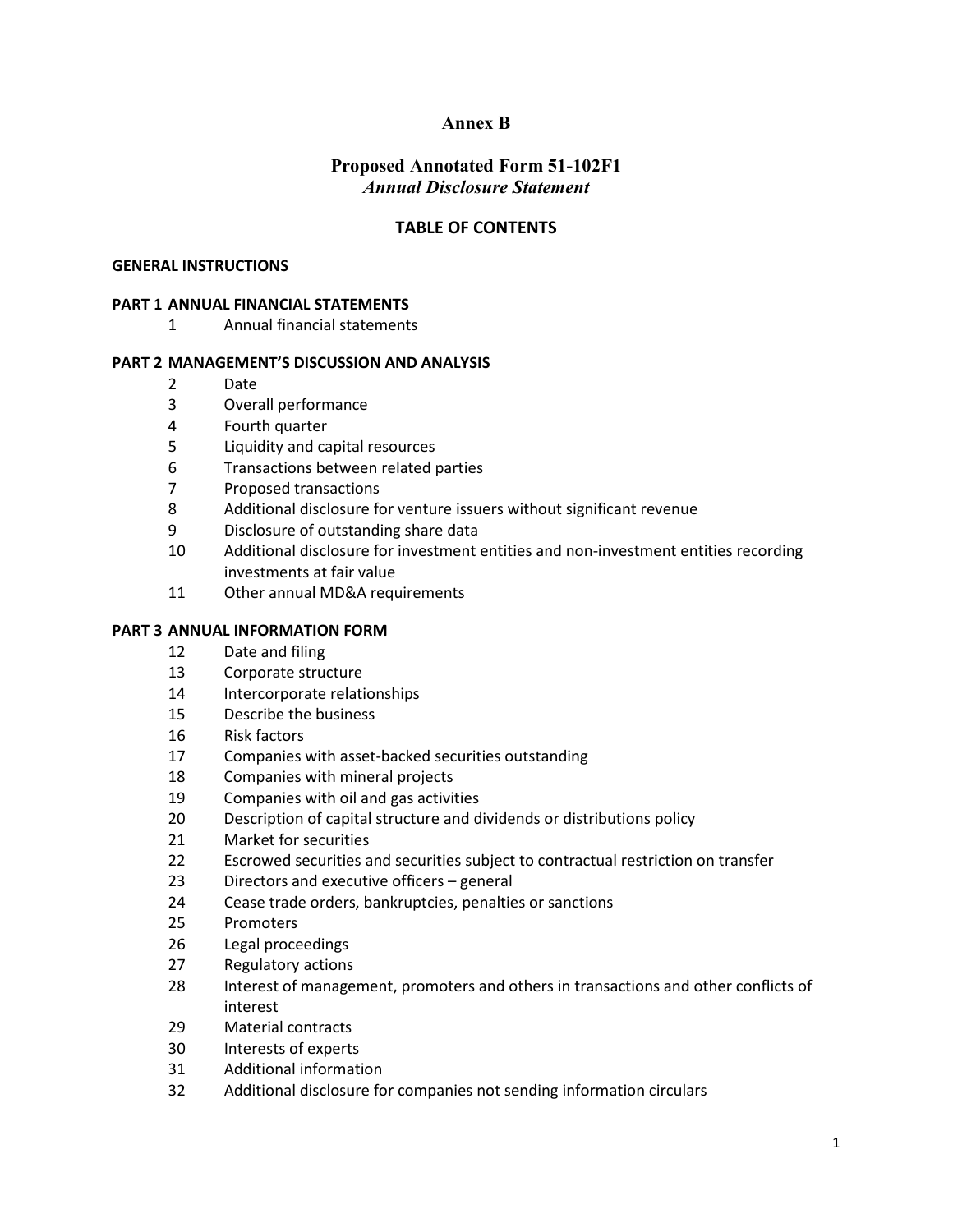# Annex B

## Proposed Annotated Form 51-102F1
*Annual Disclosure Statement*

## TABLE OF CONTENTS

**GENERAL INSTRUCTIONS**

**PART 1 ANNUAL FINANCIAL STATEMENTS**

1 Annual financial statements

**PART 2 MANAGEMENT'S DISCUSSION AND ANALYSIS**

2 Date
3 Overall performance
4 Fourth quarter
5 Liquidity and capital resources
6 Transactions between related parties
7 Proposed transactions
8 Additional disclosure for venture issuers without significant revenue
9 Disclosure of outstanding share data
10 Additional disclosure for investment entities and non-investment entities recording investments at fair value
11 Other annual MD&A requirements

**PART 3 ANNUAL INFORMATION FORM**

12 Date and filing
13 Corporate structure
14 Intercorporate relationships
15 Describe the business
16 Risk factors
17 Companies with asset-backed securities outstanding
18 Companies with mineral projects
19 Companies with oil and gas activities
20 Description of capital structure and dividends or distributions policy
21 Market for securities
22 Escrowed securities and securities subject to contractual restriction on transfer
23 Directors and executive officers – general
24 Cease trade orders, bankruptcies, penalties or sanctions
25 Promoters
26 Legal proceedings
27 Regulatory actions
28 Interest of management, promoters and others in transactions and other conflicts of interest
29 Material contracts
30 Interests of experts
31 Additional information
32 Additional disclosure for companies not sending information circulars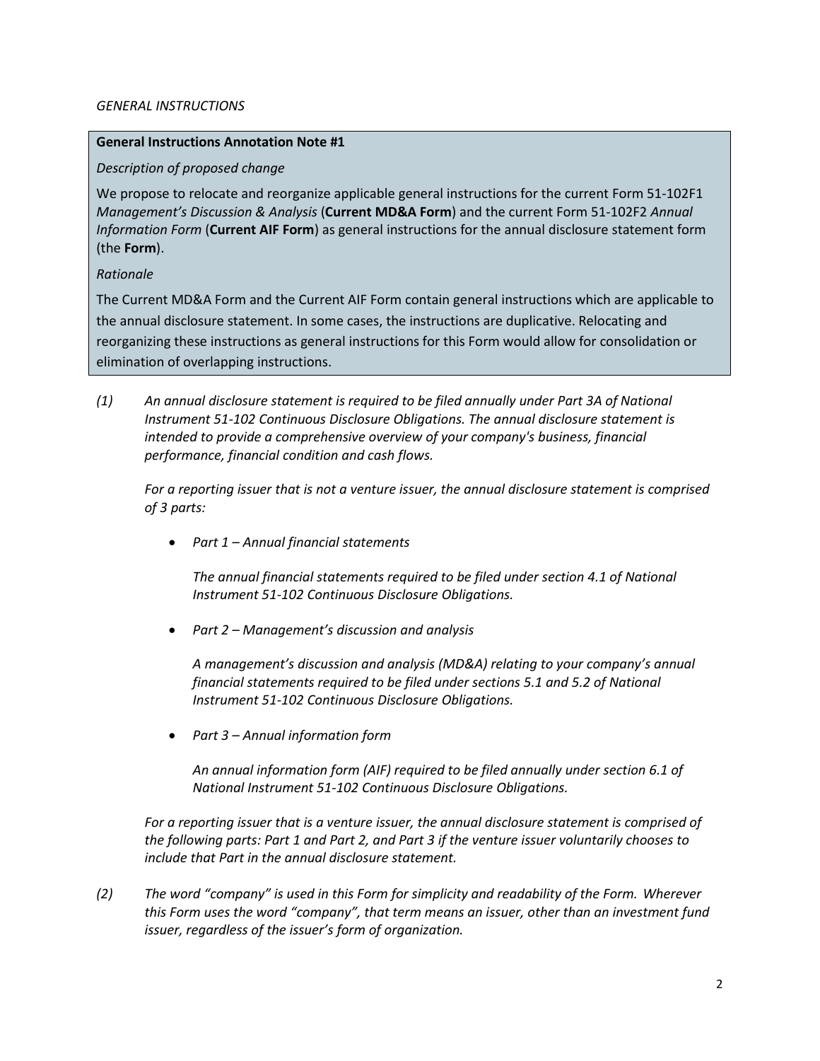*GENERAL INSTRUCTIONS*

**General Instructions Annotation Note #1**

*Description of proposed change*

We propose to relocate and reorganize applicable general instructions for the current Form 51-102F1 *Management's Discussion & Analysis* (**Current MD&A Form**) and the current Form 51-102F2 *Annual Information Form* (**Current AIF Form**) as general instructions for the annual disclosure statement form (the **Form**).

*Rationale*

The Current MD&A Form and the Current AIF Form contain general instructions which are applicable to the annual disclosure statement. In some cases, the instructions are duplicative. Relocating and reorganizing these instructions as general instructions for this Form would allow for consolidation or elimination of overlapping instructions.

*(1) An annual disclosure statement is required to be filed annually under Part 3A of National Instrument 51-102 Continuous Disclosure Obligations. The annual disclosure statement is intended to provide a comprehensive overview of your company's business, financial performance, financial condition and cash flows.*

*For a reporting issuer that is not a venture issuer, the annual disclosure statement is comprised of 3 parts:*

- *Part 1 – Annual financial statements*

  *The annual financial statements required to be filed under section 4.1 of National Instrument 51-102 Continuous Disclosure Obligations.*

- *Part 2 – Management's discussion and analysis*

  *A management's discussion and analysis (MD&A) relating to your company's annual financial statements required to be filed under sections 5.1 and 5.2 of National Instrument 51-102 Continuous Disclosure Obligations.*

- *Part 3 – Annual information form*

  *An annual information form (AIF) required to be filed annually under section 6.1 of National Instrument 51-102 Continuous Disclosure Obligations.*

*For a reporting issuer that is a venture issuer, the annual disclosure statement is comprised of the following parts: Part 1 and Part 2, and Part 3 if the venture issuer voluntarily chooses to include that Part in the annual disclosure statement.*

*(2) The word "company" is used in this Form for simplicity and readability of the Form. Wherever this Form uses the word "company", that term means an issuer, other than an investment fund issuer, regardless of the issuer's form of organization.*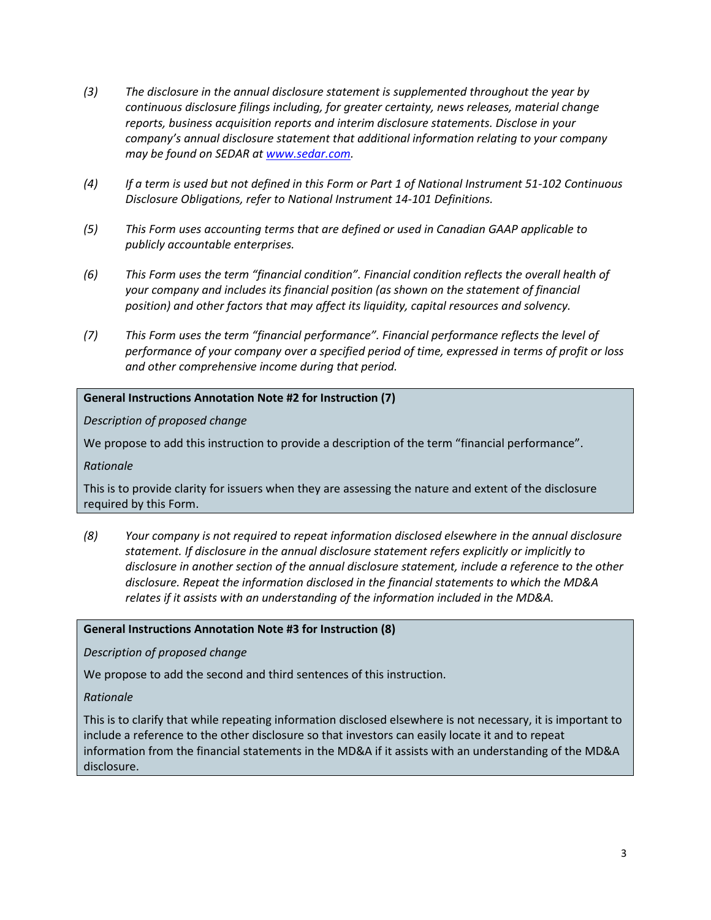*(3) The disclosure in the annual disclosure statement is supplemented throughout the year by continuous disclosure filings including, for greater certainty, news releases, material change reports, business acquisition reports and interim disclosure statements. Disclose in your company's annual disclosure statement that additional information relating to your company may be found on SEDAR at [www.sedar.com](http://www.sedar.com).*

*(4) If a term is used but not defined in this Form or Part 1 of National Instrument 51-102 Continuous Disclosure Obligations, refer to National Instrument 14-101 Definitions.*

*(5) This Form uses accounting terms that are defined or used in Canadian GAAP applicable to publicly accountable enterprises.*

*(6) This Form uses the term "financial condition". Financial condition reflects the overall health of your company and includes its financial position (as shown on the statement of financial position) and other factors that may affect its liquidity, capital resources and solvency.*

*(7) This Form uses the term "financial performance". Financial performance reflects the level of performance of your company over a specified period of time, expressed in terms of profit or loss and other comprehensive income during that period.*

> **General Instructions Annotation Note #2 for Instruction (7)**
>
> *Description of proposed change*
>
> We propose to add this instruction to provide a description of the term "financial performance".
>
> *Rationale*
>
> This is to provide clarity for issuers when they are assessing the nature and extent of the disclosure required by this Form.

*(8) Your company is not required to repeat information disclosed elsewhere in the annual disclosure statement. If disclosure in the annual disclosure statement refers explicitly or implicitly to disclosure in another section of the annual disclosure statement, include a reference to the other disclosure. Repeat the information disclosed in the financial statements to which the MD&A relates if it assists with an understanding of the information included in the MD&A.*

> **General Instructions Annotation Note #3 for Instruction (8)**
>
> *Description of proposed change*
>
> We propose to add the second and third sentences of this instruction.
>
> *Rationale*
>
> This is to clarify that while repeating information disclosed elsewhere is not necessary, it is important to include a reference to the other disclosure so that investors can easily locate it and to repeat information from the financial statements in the MD&A if it assists with an understanding of the MD&A disclosure.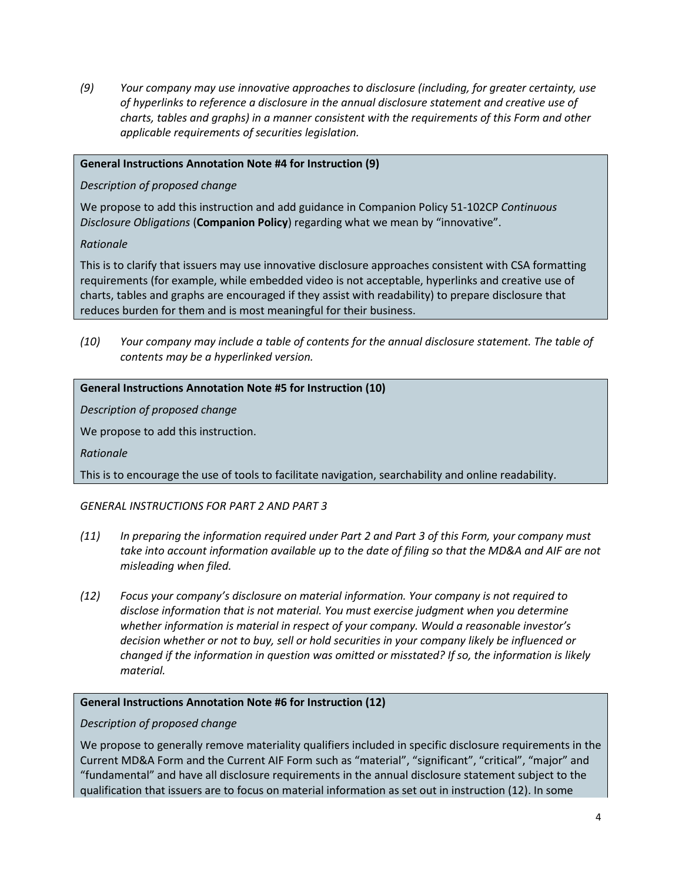*(9) Your company may use innovative approaches to disclosure (including, for greater certainty, use of hyperlinks to reference a disclosure in the annual disclosure statement and creative use of charts, tables and graphs) in a manner consistent with the requirements of this Form and other applicable requirements of securities legislation.*

**General Instructions Annotation Note #4 for Instruction (9)**

*Description of proposed change*

We propose to add this instruction and add guidance in Companion Policy 51-102CP *Continuous Disclosure Obligations* (**Companion Policy**) regarding what we mean by "innovative".

*Rationale*

This is to clarify that issuers may use innovative disclosure approaches consistent with CSA formatting requirements (for example, while embedded video is not acceptable, hyperlinks and creative use of charts, tables and graphs are encouraged if they assist with readability) to prepare disclosure that reduces burden for them and is most meaningful for their business.

*(10) Your company may include a table of contents for the annual disclosure statement. The table of contents may be a hyperlinked version.*

**General Instructions Annotation Note #5 for Instruction (10)**

*Description of proposed change*

We propose to add this instruction.

*Rationale*

This is to encourage the use of tools to facilitate navigation, searchability and online readability.

*GENERAL INSTRUCTIONS FOR PART 2 AND PART 3*

*(11) In preparing the information required under Part 2 and Part 3 of this Form, your company must take into account information available up to the date of filing so that the MD&A and AIF are not misleading when filed.*

*(12) Focus your company's disclosure on material information. Your company is not required to disclose information that is not material. You must exercise judgment when you determine whether information is material in respect of your company. Would a reasonable investor's decision whether or not to buy, sell or hold securities in your company likely be influenced or changed if the information in question was omitted or misstated? If so, the information is likely material.*

**General Instructions Annotation Note #6 for Instruction (12)**

*Description of proposed change*

We propose to generally remove materiality qualifiers included in specific disclosure requirements in the Current MD&A Form and the Current AIF Form such as "material", "significant", "critical", "major" and "fundamental" and have all disclosure requirements in the annual disclosure statement subject to the qualification that issuers are to focus on material information as set out in instruction (12). In some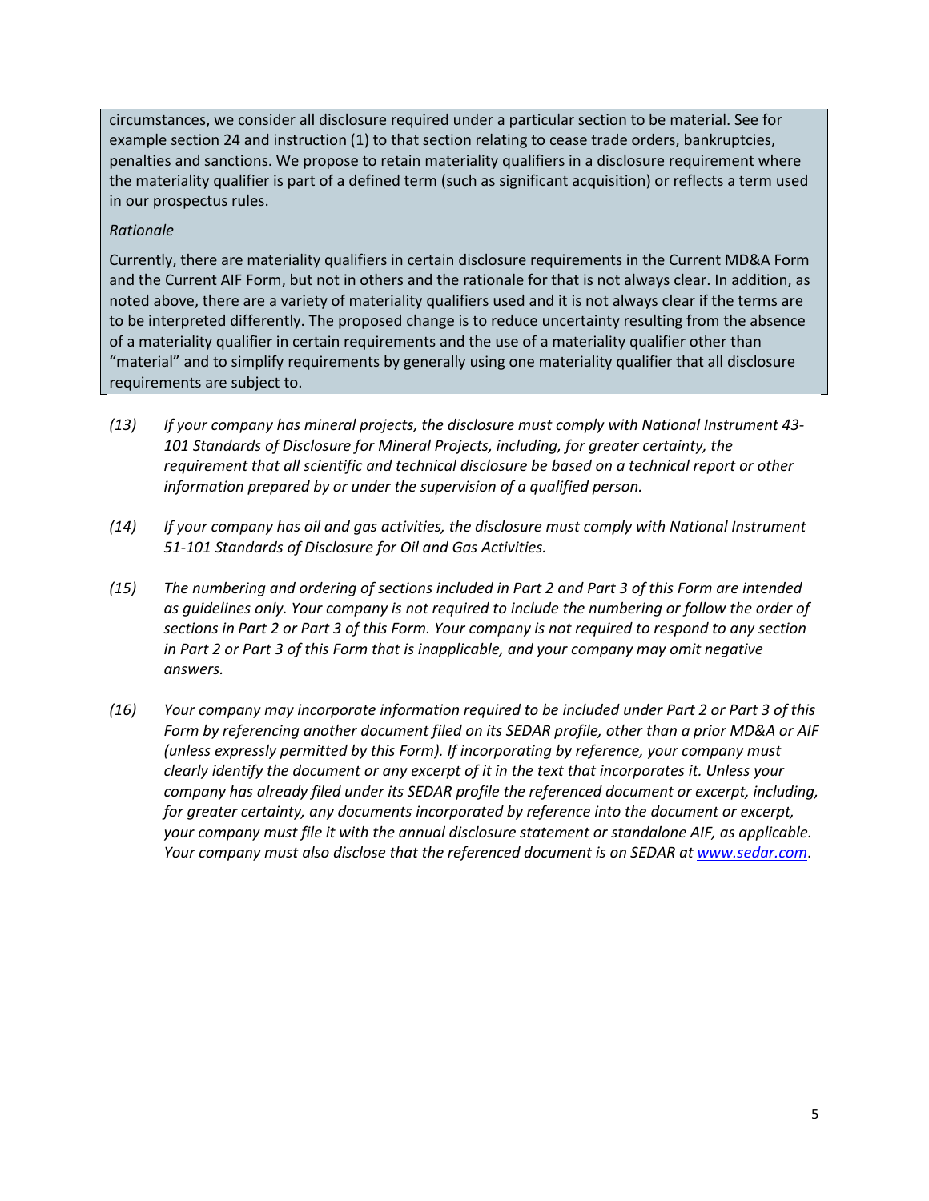circumstances, we consider all disclosure required under a particular section to be material. See for example section 24 and instruction (1) to that section relating to cease trade orders, bankruptcies, penalties and sanctions. We propose to retain materiality qualifiers in a disclosure requirement where the materiality qualifier is part of a defined term (such as significant acquisition) or reflects a term used in our prospectus rules.

*Rationale*

Currently, there are materiality qualifiers in certain disclosure requirements in the Current MD&A Form and the Current AIF Form, but not in others and the rationale for that is not always clear. In addition, as noted above, there are a variety of materiality qualifiers used and it is not always clear if the terms are to be interpreted differently. The proposed change is to reduce uncertainty resulting from the absence of a materiality qualifier in certain requirements and the use of a materiality qualifier other than "material" and to simplify requirements by generally using one materiality qualifier that all disclosure requirements are subject to.

*(13)* *If your company has mineral projects, the disclosure must comply with National Instrument 43-101 Standards of Disclosure for Mineral Projects, including, for greater certainty, the requirement that all scientific and technical disclosure be based on a technical report or other information prepared by or under the supervision of a qualified person.*

*(14)* *If your company has oil and gas activities, the disclosure must comply with National Instrument 51-101 Standards of Disclosure for Oil and Gas Activities.*

*(15)* *The numbering and ordering of sections included in Part 2 and Part 3 of this Form are intended as guidelines only. Your company is not required to include the numbering or follow the order of sections in Part 2 or Part 3 of this Form. Your company is not required to respond to any section in Part 2 or Part 3 of this Form that is inapplicable, and your company may omit negative answers.*

*(16)* *Your company may incorporate information required to be included under Part 2 or Part 3 of this Form by referencing another document filed on its SEDAR profile, other than a prior MD&A or AIF (unless expressly permitted by this Form). If incorporating by reference, your company must clearly identify the document or any excerpt of it in the text that incorporates it. Unless your company has already filed under its SEDAR profile the referenced document or excerpt, including, for greater certainty, any documents incorporated by reference into the document or excerpt, your company must file it with the annual disclosure statement or standalone AIF, as applicable. Your company must also disclose that the referenced document is on SEDAR at www.sedar.com.*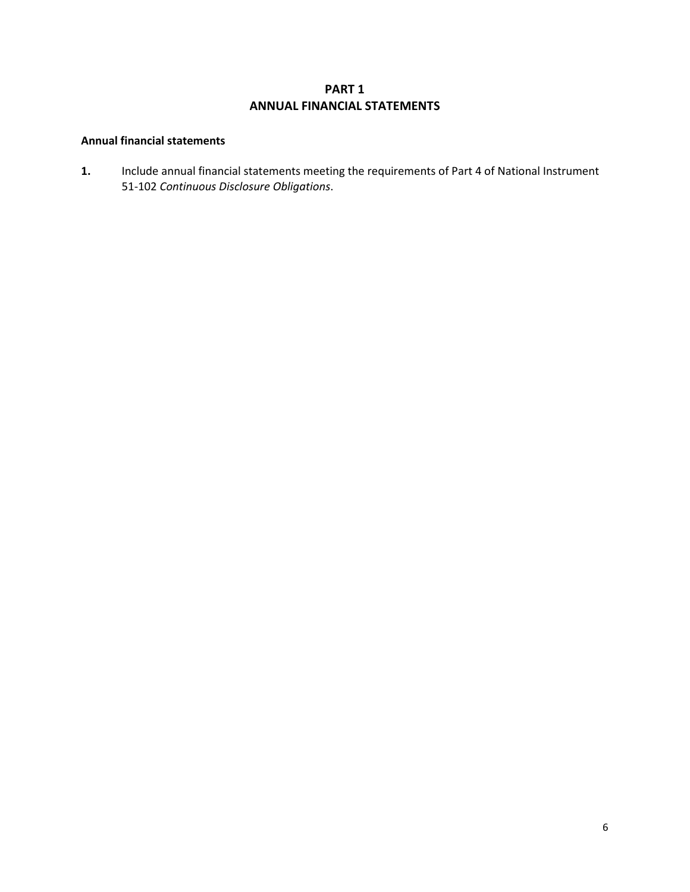# PART 1
# ANNUAL FINANCIAL STATEMENTS

**Annual financial statements**

**1.** Include annual financial statements meeting the requirements of Part 4 of National Instrument 51-102 *Continuous Disclosure Obligations*.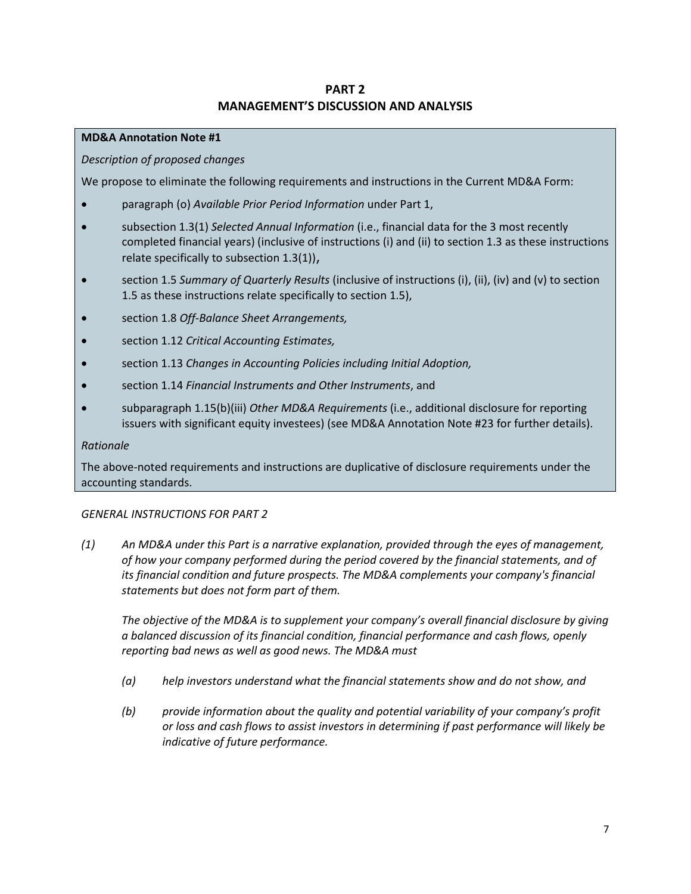# PART 2
# MANAGEMENT'S DISCUSSION AND ANALYSIS

**MD&A Annotation Note #1**

*Description of proposed changes*

We propose to eliminate the following requirements and instructions in the Current MD&A Form:

- paragraph (o) *Available Prior Period Information* under Part 1,
- subsection 1.3(1) *Selected Annual Information* (i.e., financial data for the 3 most recently completed financial years) (inclusive of instructions (i) and (ii) to section 1.3 as these instructions relate specifically to subsection 1.3(1)),
- section 1.5 *Summary of Quarterly Results* (inclusive of instructions (i), (ii), (iv) and (v) to section 1.5 as these instructions relate specifically to section 1.5),
- section 1.8 *Off-Balance Sheet Arrangements,*
- section 1.12 *Critical Accounting Estimates,*
- section 1.13 *Changes in Accounting Policies including Initial Adoption,*
- section 1.14 *Financial Instruments and Other Instruments*, and
- subparagraph 1.15(b)(iii) *Other MD&A Requirements* (i.e., additional disclosure for reporting issuers with significant equity investees) (see MD&A Annotation Note #23 for further details).

*Rationale*

The above-noted requirements and instructions are duplicative of disclosure requirements under the accounting standards.

*GENERAL INSTRUCTIONS FOR PART 2*

*(1) An MD&A under this Part is a narrative explanation, provided through the eyes of management, of how your company performed during the period covered by the financial statements, and of its financial condition and future prospects. The MD&A complements your company's financial statements but does not form part of them.*

*The objective of the MD&A is to supplement your company's overall financial disclosure by giving a balanced discussion of its financial condition, financial performance and cash flows, openly reporting bad news as well as good news. The MD&A must*

*(a) help investors understand what the financial statements show and do not show, and*

*(b) provide information about the quality and potential variability of your company's profit or loss and cash flows to assist investors in determining if past performance will likely be indicative of future performance.*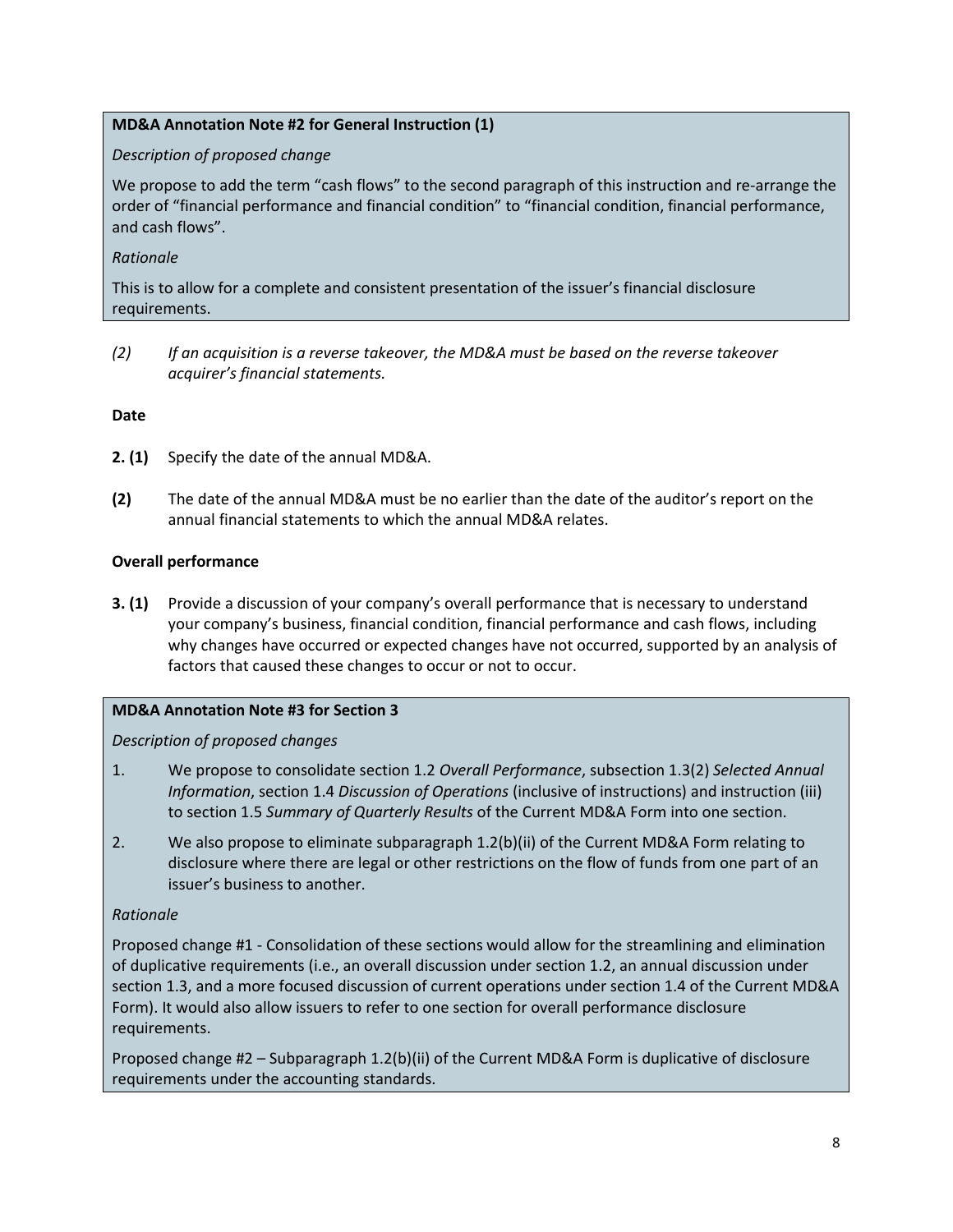**MD&A Annotation Note #2 for General Instruction (1)**

*Description of proposed change*

We propose to add the term "cash flows" to the second paragraph of this instruction and re-arrange the order of "financial performance and financial condition" to "financial condition, financial performance, and cash flows".

*Rationale*

This is to allow for a complete and consistent presentation of the issuer's financial disclosure requirements.

*(2) If an acquisition is a reverse takeover, the MD&A must be based on the reverse takeover acquirer's financial statements.*

**Date**

**2. (1)** Specify the date of the annual MD&A.

**(2)** The date of the annual MD&A must be no earlier than the date of the auditor's report on the annual financial statements to which the annual MD&A relates.

**Overall performance**

**3. (1)** Provide a discussion of your company's overall performance that is necessary to understand your company's business, financial condition, financial performance and cash flows, including why changes have occurred or expected changes have not occurred, supported by an analysis of factors that caused these changes to occur or not to occur.

**MD&A Annotation Note #3 for Section 3**

*Description of proposed changes*

1. We propose to consolidate section 1.2 *Overall Performance*, subsection 1.3(2) *Selected Annual Information*, section 1.4 *Discussion of Operations* (inclusive of instructions) and instruction (iii) to section 1.5 *Summary of Quarterly Results* of the Current MD&A Form into one section.
2. We also propose to eliminate subparagraph 1.2(b)(ii) of the Current MD&A Form relating to disclosure where there are legal or other restrictions on the flow of funds from one part of an issuer's business to another.

*Rationale*

Proposed change #1 - Consolidation of these sections would allow for the streamlining and elimination of duplicative requirements (i.e., an overall discussion under section 1.2, an annual discussion under section 1.3, and a more focused discussion of current operations under section 1.4 of the Current MD&A Form). It would also allow issuers to refer to one section for overall performance disclosure requirements.

Proposed change #2 – Subparagraph 1.2(b)(ii) of the Current MD&A Form is duplicative of disclosure requirements under the accounting standards.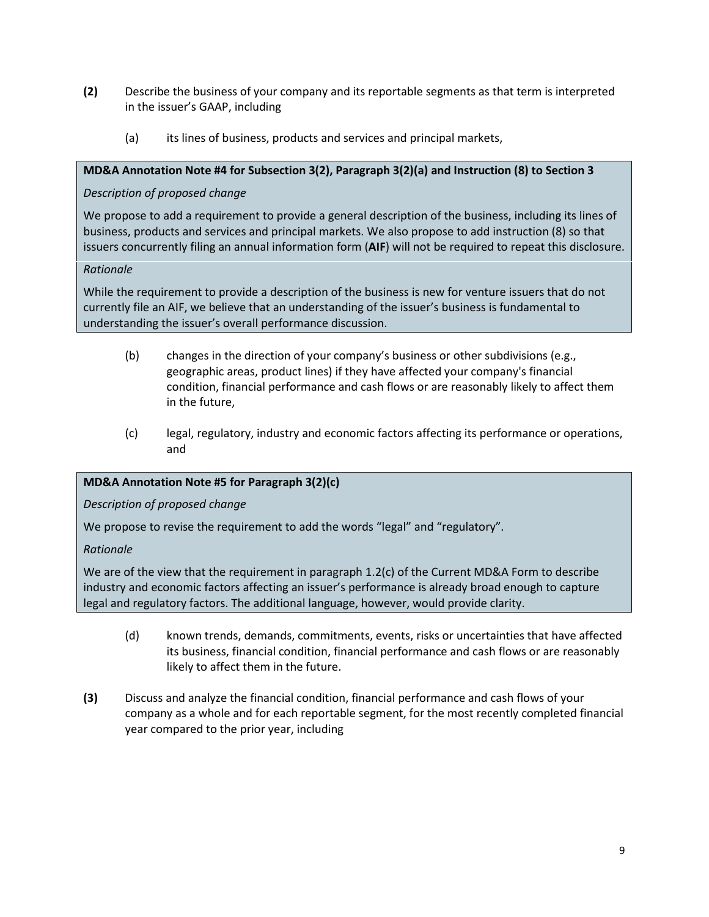**(2)** Describe the business of your company and its reportable segments as that term is interpreted in the issuer's GAAP, including

(a) its lines of business, products and services and principal markets,

> **MD&A Annotation Note #4 for Subsection 3(2), Paragraph 3(2)(a) and Instruction (8) to Section 3**
>
> *Description of proposed change*
>
> We propose to add a requirement to provide a general description of the business, including its lines of business, products and services and principal markets. We also propose to add instruction (8) so that issuers concurrently filing an annual information form (**AIF**) will not be required to repeat this disclosure.
>
> *Rationale*
>
> While the requirement to provide a description of the business is new for venture issuers that do not currently file an AIF, we believe that an understanding of the issuer's business is fundamental to understanding the issuer's overall performance discussion.

(b) changes in the direction of your company's business or other subdivisions (e.g., geographic areas, product lines) if they have affected your company's financial condition, financial performance and cash flows or are reasonably likely to affect them in the future,

(c) legal, regulatory, industry and economic factors affecting its performance or operations, and

> **MD&A Annotation Note #5 for Paragraph 3(2)(c)**
>
> *Description of proposed change*
>
> We propose to revise the requirement to add the words "legal" and "regulatory".
>
> *Rationale*
>
> We are of the view that the requirement in paragraph 1.2(c) of the Current MD&A Form to describe industry and economic factors affecting an issuer's performance is already broad enough to capture legal and regulatory factors. The additional language, however, would provide clarity.

(d) known trends, demands, commitments, events, risks or uncertainties that have affected its business, financial condition, financial performance and cash flows or are reasonably likely to affect them in the future.

**(3)** Discuss and analyze the financial condition, financial performance and cash flows of your company as a whole and for each reportable segment, for the most recently completed financial year compared to the prior year, including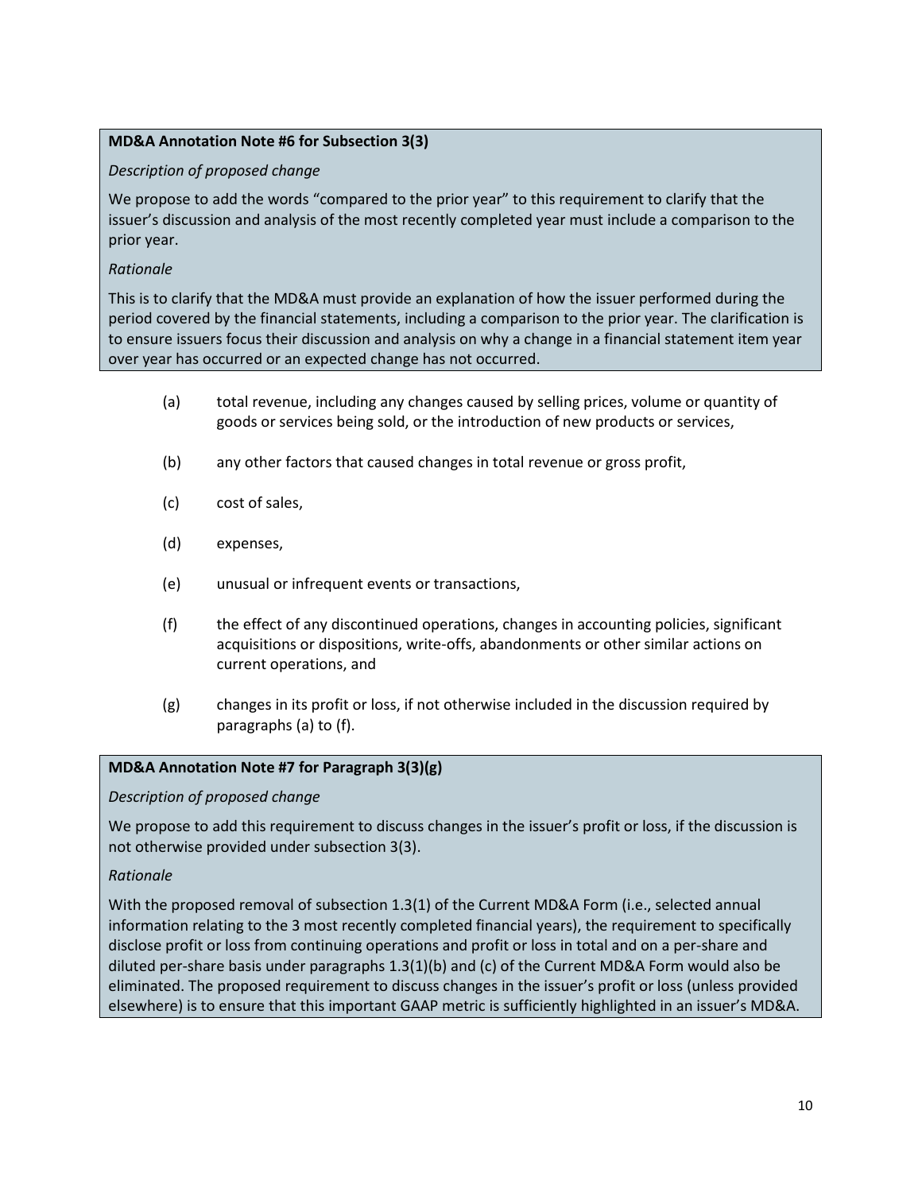**MD&A Annotation Note #6 for Subsection 3(3)**

*Description of proposed change*

We propose to add the words "compared to the prior year" to this requirement to clarify that the issuer's discussion and analysis of the most recently completed year must include a comparison to the prior year.

*Rationale*

This is to clarify that the MD&A must provide an explanation of how the issuer performed during the period covered by the financial statements, including a comparison to the prior year. The clarification is to ensure issuers focus their discussion and analysis on why a change in a financial statement item year over year has occurred or an expected change has not occurred.

(a) total revenue, including any changes caused by selling prices, volume or quantity of goods or services being sold, or the introduction of new products or services,

(b) any other factors that caused changes in total revenue or gross profit,

(c) cost of sales,

(d) expenses,

(e) unusual or infrequent events or transactions,

(f) the effect of any discontinued operations, changes in accounting policies, significant acquisitions or dispositions, write-offs, abandonments or other similar actions on current operations, and

(g) changes in its profit or loss, if not otherwise included in the discussion required by paragraphs (a) to (f).

**MD&A Annotation Note #7 for Paragraph 3(3)(g)**

*Description of proposed change*

We propose to add this requirement to discuss changes in the issuer's profit or loss, if the discussion is not otherwise provided under subsection 3(3).

*Rationale*

With the proposed removal of subsection 1.3(1) of the Current MD&A Form (i.e., selected annual information relating to the 3 most recently completed financial years), the requirement to specifically disclose profit or loss from continuing operations and profit or loss in total and on a per-share and diluted per-share basis under paragraphs 1.3(1)(b) and (c) of the Current MD&A Form would also be eliminated. The proposed requirement to discuss changes in the issuer's profit or loss (unless provided elsewhere) is to ensure that this important GAAP metric is sufficiently highlighted in an issuer's MD&A.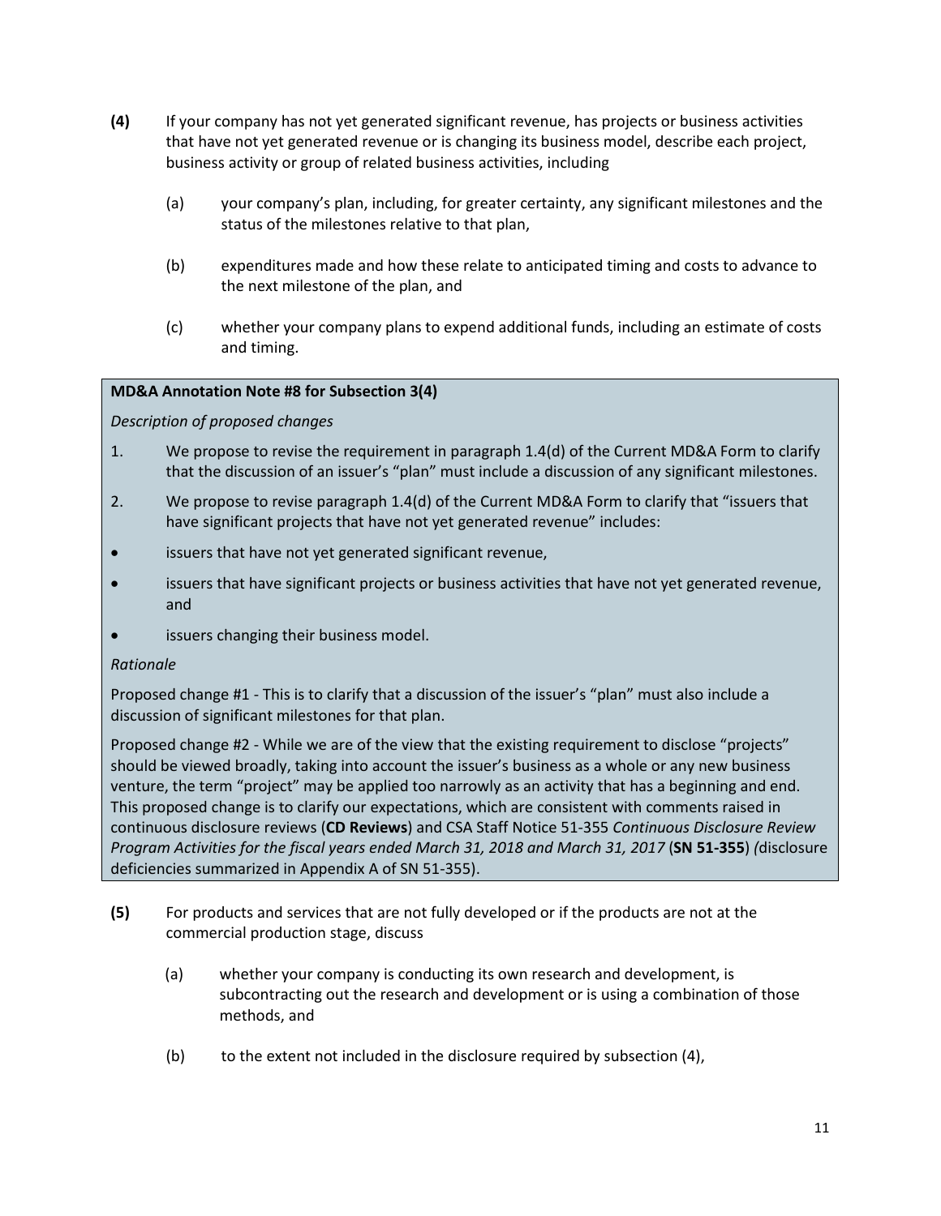**(4)** If your company has not yet generated significant revenue, has projects or business activities that have not yet generated revenue or is changing its business model, describe each project, business activity or group of related business activities, including

(a) your company's plan, including, for greater certainty, any significant milestones and the status of the milestones relative to that plan,

(b) expenditures made and how these relate to anticipated timing and costs to advance to the next milestone of the plan, and

(c) whether your company plans to expend additional funds, including an estimate of costs and timing.

**MD&A Annotation Note #8 for Subsection 3(4)**

*Description of proposed changes*

1. We propose to revise the requirement in paragraph 1.4(d) of the Current MD&A Form to clarify that the discussion of an issuer's "plan" must include a discussion of any significant milestones.

2. We propose to revise paragraph 1.4(d) of the Current MD&A Form to clarify that "issuers that have significant projects that have not yet generated revenue" includes:

- issuers that have not yet generated significant revenue,
- issuers that have significant projects or business activities that have not yet generated revenue, and
- issuers changing their business model.

*Rationale*

Proposed change #1 - This is to clarify that a discussion of the issuer's "plan" must also include a discussion of significant milestones for that plan.

Proposed change #2 - While we are of the view that the existing requirement to disclose "projects" should be viewed broadly, taking into account the issuer's business as a whole or any new business venture, the term "project" may be applied too narrowly as an activity that has a beginning and end. This proposed change is to clarify our expectations, which are consistent with comments raised in continuous disclosure reviews (**CD Reviews**) and CSA Staff Notice 51-355 *Continuous Disclosure Review Program Activities for the fiscal years ended March 31, 2018 and March 31, 2017* (**SN 51-355**) *(*disclosure deficiencies summarized in Appendix A of SN 51-355).

**(5)** For products and services that are not fully developed or if the products are not at the commercial production stage, discuss

(a) whether your company is conducting its own research and development, is subcontracting out the research and development or is using a combination of those methods, and

(b) to the extent not included in the disclosure required by subsection (4),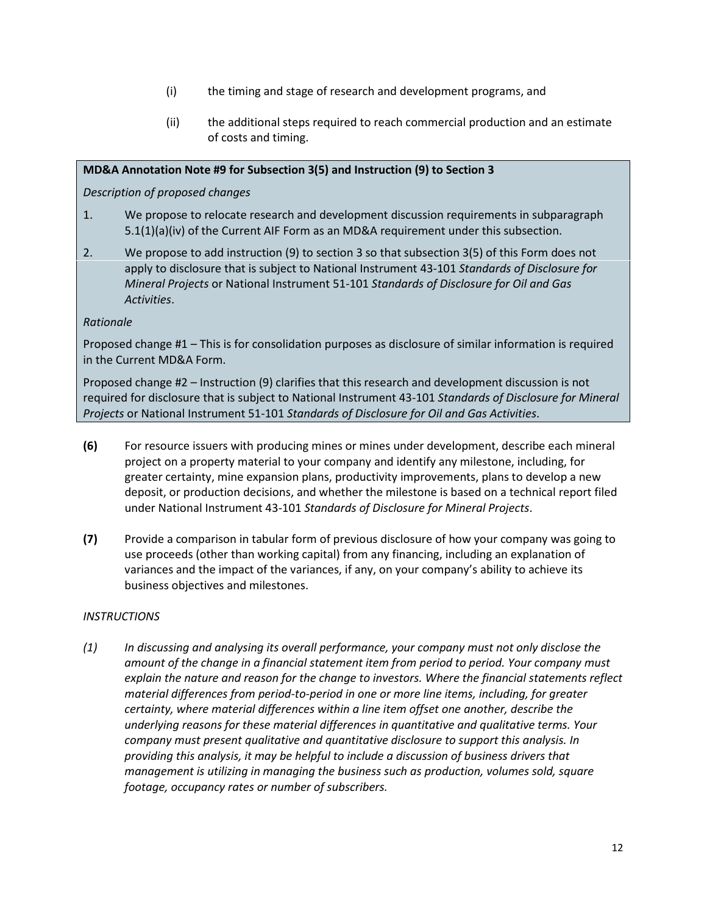(i) the timing and stage of research and development programs, and

(ii) the additional steps required to reach commercial production and an estimate of costs and timing.

**MD&A Annotation Note #9 for Subsection 3(5) and Instruction (9) to Section 3**

*Description of proposed changes*

1. We propose to relocate research and development discussion requirements in subparagraph 5.1(1)(a)(iv) of the Current AIF Form as an MD&A requirement under this subsection.

2. We propose to add instruction (9) to section 3 so that subsection 3(5) of this Form does not apply to disclosure that is subject to National Instrument 43-101 *Standards of Disclosure for Mineral Projects* or National Instrument 51-101 *Standards of Disclosure for Oil and Gas Activities*.

*Rationale*

Proposed change #1 – This is for consolidation purposes as disclosure of similar information is required in the Current MD&A Form.

Proposed change #2 – Instruction (9) clarifies that this research and development discussion is not required for disclosure that is subject to National Instrument 43-101 *Standards of Disclosure for Mineral Projects* or National Instrument 51-101 *Standards of Disclosure for Oil and Gas Activities*.

**(6)** For resource issuers with producing mines or mines under development, describe each mineral project on a property material to your company and identify any milestone, including, for greater certainty, mine expansion plans, productivity improvements, plans to develop a new deposit, or production decisions, and whether the milestone is based on a technical report filed under National Instrument 43-101 *Standards of Disclosure for Mineral Projects*.

**(7)** Provide a comparison in tabular form of previous disclosure of how your company was going to use proceeds (other than working capital) from any financing, including an explanation of variances and the impact of the variances, if any, on your company's ability to achieve its business objectives and milestones.

*INSTRUCTIONS*

*(1) In discussing and analysing its overall performance, your company must not only disclose the amount of the change in a financial statement item from period to period. Your company must explain the nature and reason for the change to investors. Where the financial statements reflect material differences from period-to-period in one or more line items, including, for greater certainty, where material differences within a line item offset one another, describe the underlying reasons for these material differences in quantitative and qualitative terms. Your company must present qualitative and quantitative disclosure to support this analysis. In providing this analysis, it may be helpful to include a discussion of business drivers that management is utilizing in managing the business such as production, volumes sold, square footage, occupancy rates or number of subscribers.*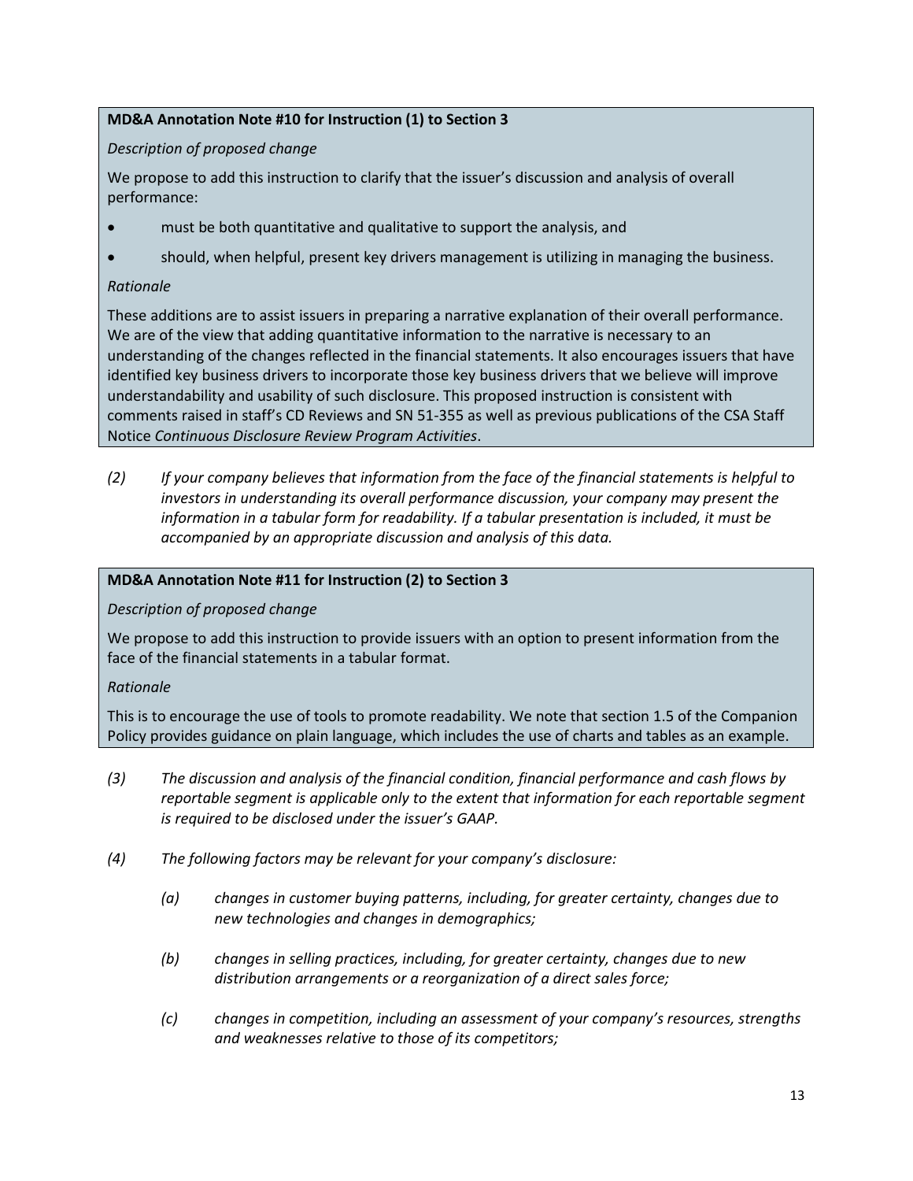**MD&A Annotation Note #10 for Instruction (1) to Section 3**

*Description of proposed change*

We propose to add this instruction to clarify that the issuer's discussion and analysis of overall performance:

- must be both quantitative and qualitative to support the analysis, and
- should, when helpful, present key drivers management is utilizing in managing the business.

*Rationale*

These additions are to assist issuers in preparing a narrative explanation of their overall performance. We are of the view that adding quantitative information to the narrative is necessary to an understanding of the changes reflected in the financial statements. It also encourages issuers that have identified key business drivers to incorporate those key business drivers that we believe will improve understandability and usability of such disclosure. This proposed instruction is consistent with comments raised in staff's CD Reviews and SN 51-355 as well as previous publications of the CSA Staff Notice *Continuous Disclosure Review Program Activities*.

*(2) If your company believes that information from the face of the financial statements is helpful to investors in understanding its overall performance discussion, your company may present the information in a tabular form for readability. If a tabular presentation is included, it must be accompanied by an appropriate discussion and analysis of this data.*

**MD&A Annotation Note #11 for Instruction (2) to Section 3**

*Description of proposed change*

We propose to add this instruction to provide issuers with an option to present information from the face of the financial statements in a tabular format.

*Rationale*

This is to encourage the use of tools to promote readability. We note that section 1.5 of the Companion Policy provides guidance on plain language, which includes the use of charts and tables as an example.

*(3) The discussion and analysis of the financial condition, financial performance and cash flows by reportable segment is applicable only to the extent that information for each reportable segment is required to be disclosed under the issuer's GAAP.*

*(4) The following factors may be relevant for your company's disclosure:*

*(a) changes in customer buying patterns, including, for greater certainty, changes due to new technologies and changes in demographics;*

*(b) changes in selling practices, including, for greater certainty, changes due to new distribution arrangements or a reorganization of a direct sales force;*

*(c) changes in competition, including an assessment of your company's resources, strengths and weaknesses relative to those of its competitors;*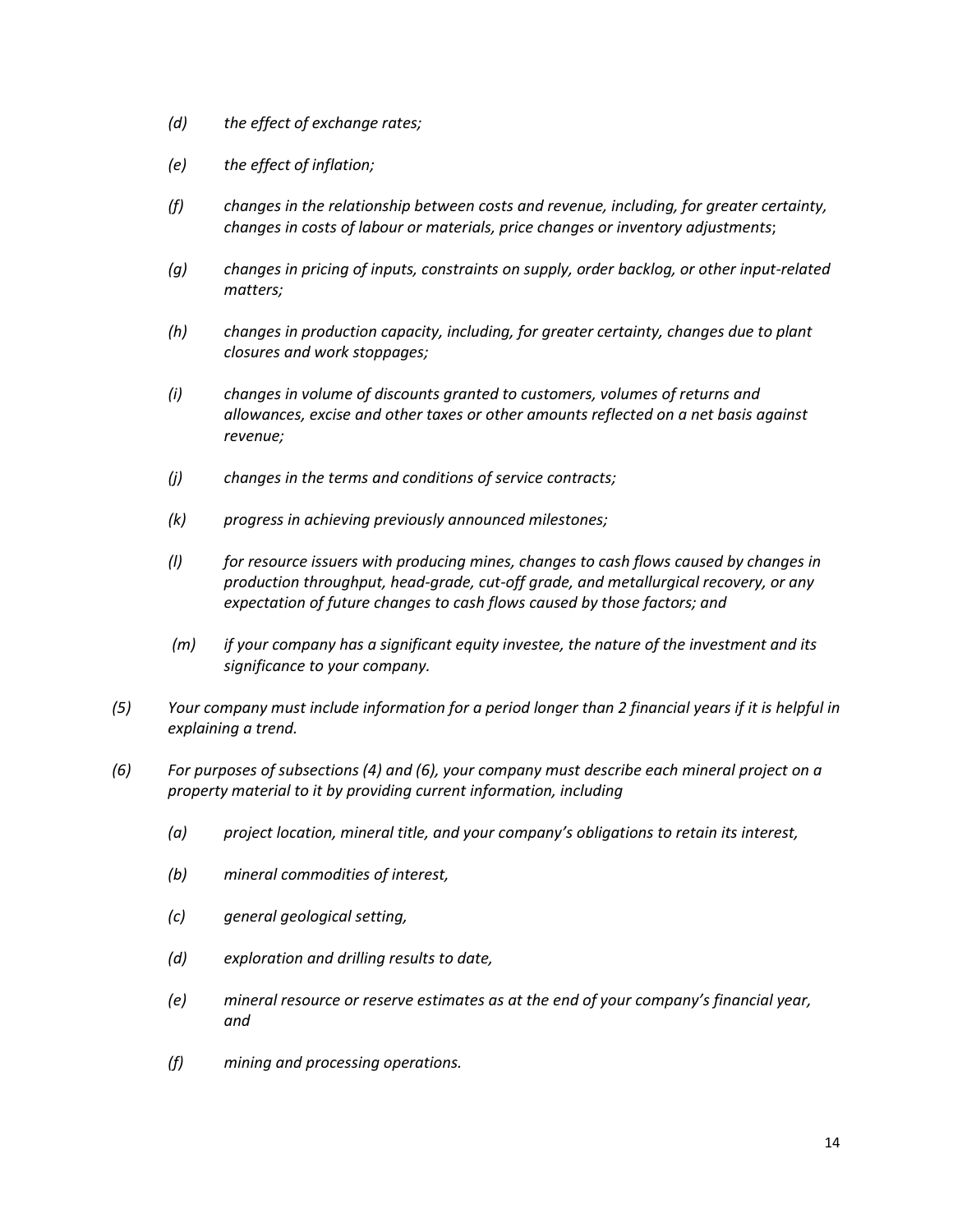*(d) the effect of exchange rates;*

*(e) the effect of inflation;*

*(f) changes in the relationship between costs and revenue, including, for greater certainty, changes in costs of labour or materials, price changes or inventory adjustments*;

*(g) changes in pricing of inputs, constraints on supply, order backlog, or other input-related matters;*

*(h) changes in production capacity, including, for greater certainty, changes due to plant closures and work stoppages;*

*(i) changes in volume of discounts granted to customers, volumes of returns and allowances, excise and other taxes or other amounts reflected on a net basis against revenue;*

*(j) changes in the terms and conditions of service contracts;*

*(k) progress in achieving previously announced milestones;*

*(l) for resource issuers with producing mines, changes to cash flows caused by changes in production throughput, head-grade, cut-off grade, and metallurgical recovery, or any expectation of future changes to cash flows caused by those factors; and*

*(m) if your company has a significant equity investee, the nature of the investment and its significance to your company.*

*(5) Your company must include information for a period longer than 2 financial years if it is helpful in explaining a trend.*

*(6) For purposes of subsections (4) and (6), your company must describe each mineral project on a property material to it by providing current information, including*

*(a) project location, mineral title, and your company's obligations to retain its interest,*

*(b) mineral commodities of interest,*

*(c) general geological setting,*

*(d) exploration and drilling results to date,*

*(e) mineral resource or reserve estimates as at the end of your company's financial year, and*

*(f) mining and processing operations.*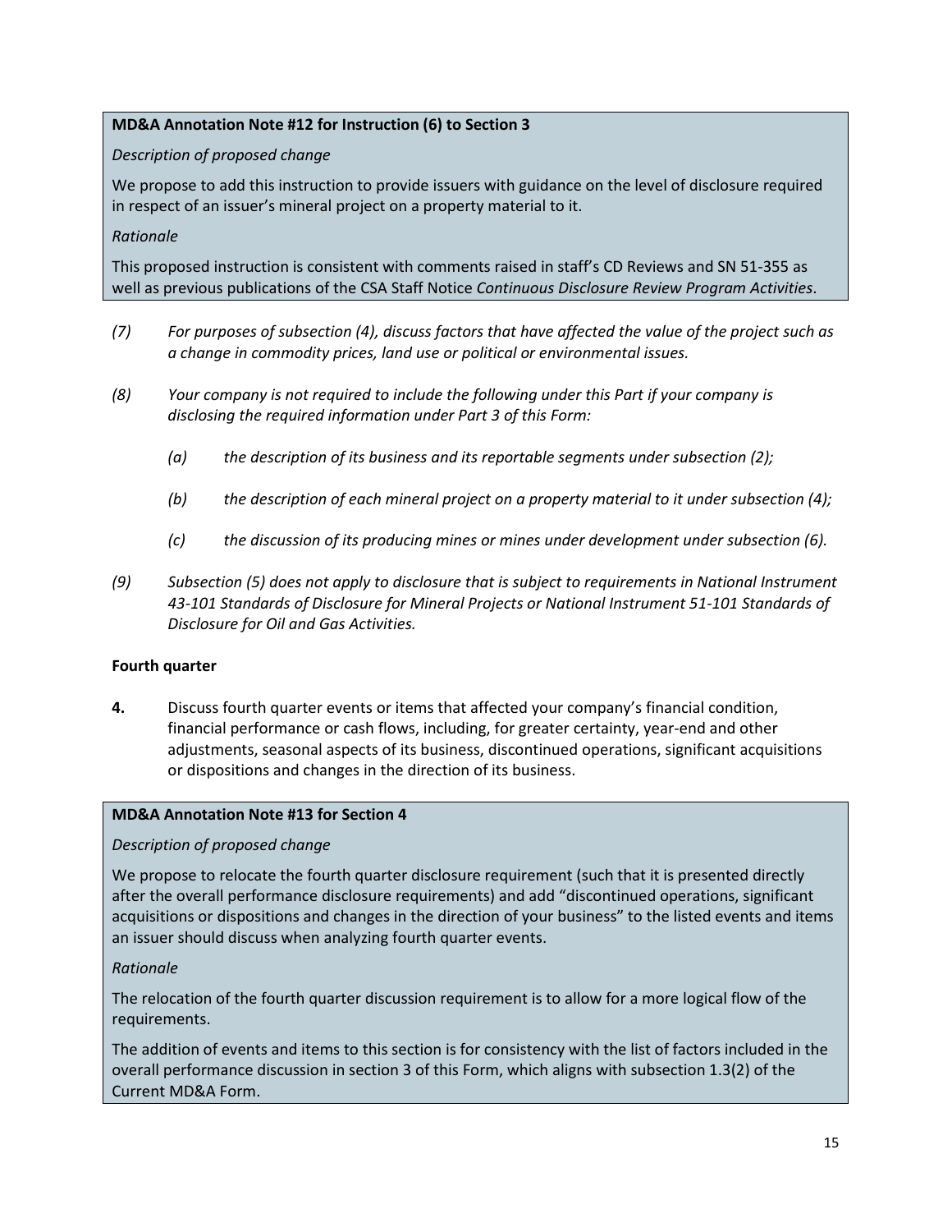**MD&A Annotation Note #12 for Instruction (6) to Section 3**

*Description of proposed change*

We propose to add this instruction to provide issuers with guidance on the level of disclosure required in respect of an issuer's mineral project on a property material to it.

*Rationale*

This proposed instruction is consistent with comments raised in staff's CD Reviews and SN 51-355 as well as previous publications of the CSA Staff Notice *Continuous Disclosure Review Program Activities*.

*(7) For purposes of subsection (4), discuss factors that have affected the value of the project such as a change in commodity prices, land use or political or environmental issues.*

*(8) Your company is not required to include the following under this Part if your company is disclosing the required information under Part 3 of this Form:*

*(a) the description of its business and its reportable segments under subsection (2);*

*(b) the description of each mineral project on a property material to it under subsection (4);*

*(c) the discussion of its producing mines or mines under development under subsection (6).*

*(9) Subsection (5) does not apply to disclosure that is subject to requirements in National Instrument 43-101 Standards of Disclosure for Mineral Projects or National Instrument 51-101 Standards of Disclosure for Oil and Gas Activities.*

**Fourth quarter**

**4.** Discuss fourth quarter events or items that affected your company's financial condition, financial performance or cash flows, including, for greater certainty, year-end and other adjustments, seasonal aspects of its business, discontinued operations, significant acquisitions or dispositions and changes in the direction of its business.

**MD&A Annotation Note #13 for Section 4**

*Description of proposed change*

We propose to relocate the fourth quarter disclosure requirement (such that it is presented directly after the overall performance disclosure requirements) and add "discontinued operations, significant acquisitions or dispositions and changes in the direction of your business" to the listed events and items an issuer should discuss when analyzing fourth quarter events.

*Rationale*

The relocation of the fourth quarter discussion requirement is to allow for a more logical flow of the requirements.

The addition of events and items to this section is for consistency with the list of factors included in the overall performance discussion in section 3 of this Form, which aligns with subsection 1.3(2) of the Current MD&A Form.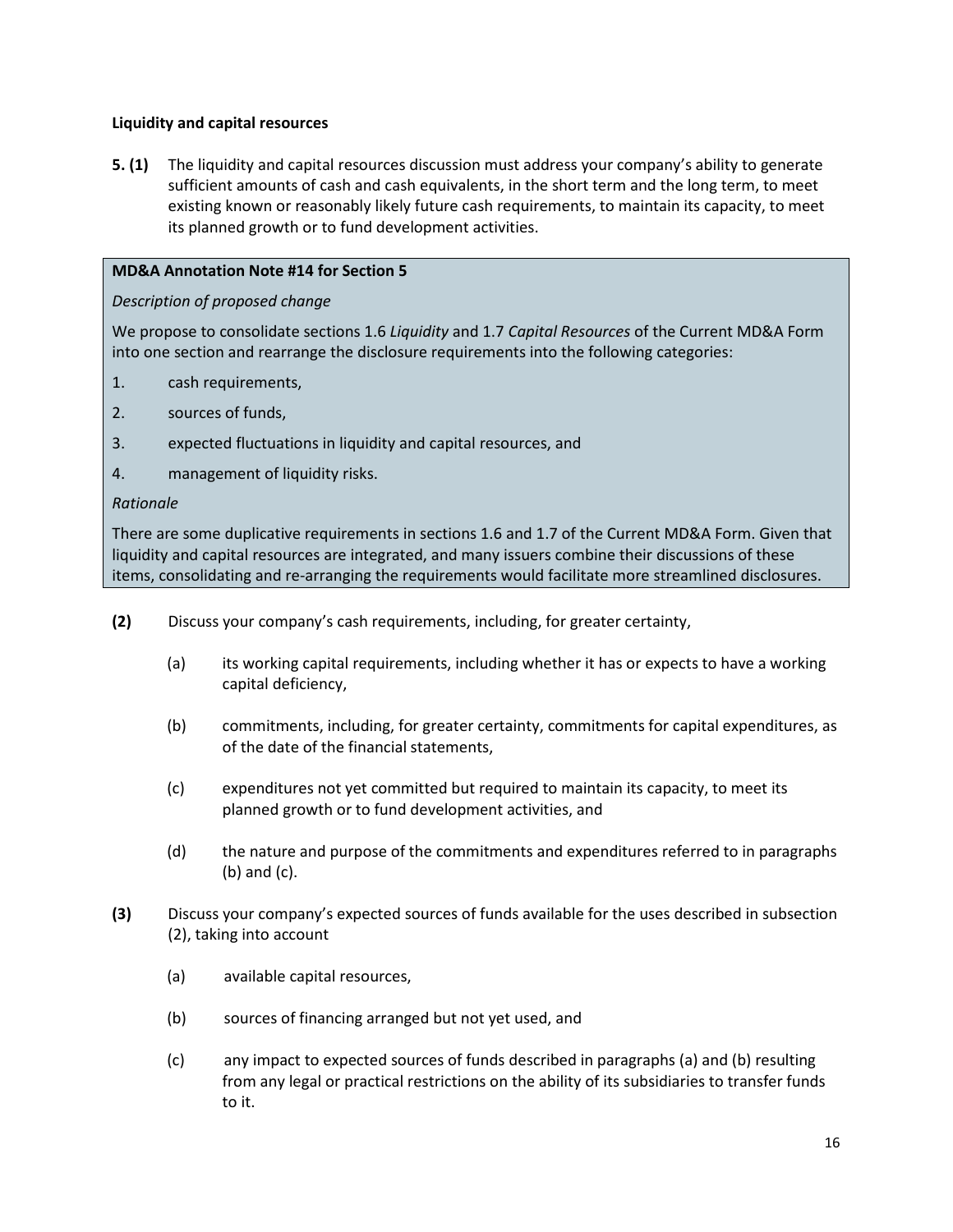**Liquidity and capital resources**

**5. (1)** The liquidity and capital resources discussion must address your company's ability to generate sufficient amounts of cash and cash equivalents, in the short term and the long term, to meet existing known or reasonably likely future cash requirements, to maintain its capacity, to meet its planned growth or to fund development activities.

> **MD&A Annotation Note #14 for Section 5**
>
> *Description of proposed change*
>
> We propose to consolidate sections 1.6 *Liquidity* and 1.7 *Capital Resources* of the Current MD&A Form into one section and rearrange the disclosure requirements into the following categories:
>
> 1. cash requirements,
> 2. sources of funds,
> 3. expected fluctuations in liquidity and capital resources, and
> 4. management of liquidity risks.
>
> *Rationale*
>
> There are some duplicative requirements in sections 1.6 and 1.7 of the Current MD&A Form. Given that liquidity and capital resources are integrated, and many issuers combine their discussions of these items, consolidating and re-arranging the requirements would facilitate more streamlined disclosures.

**(2)** Discuss your company's cash requirements, including, for greater certainty,

(a) its working capital requirements, including whether it has or expects to have a working capital deficiency,

(b) commitments, including, for greater certainty, commitments for capital expenditures, as of the date of the financial statements,

(c) expenditures not yet committed but required to maintain its capacity, to meet its planned growth or to fund development activities, and

(d) the nature and purpose of the commitments and expenditures referred to in paragraphs (b) and (c).

**(3)** Discuss your company's expected sources of funds available for the uses described in subsection (2), taking into account

(a) available capital resources,

(b) sources of financing arranged but not yet used, and

(c) any impact to expected sources of funds described in paragraphs (a) and (b) resulting from any legal or practical restrictions on the ability of its subsidiaries to transfer funds to it.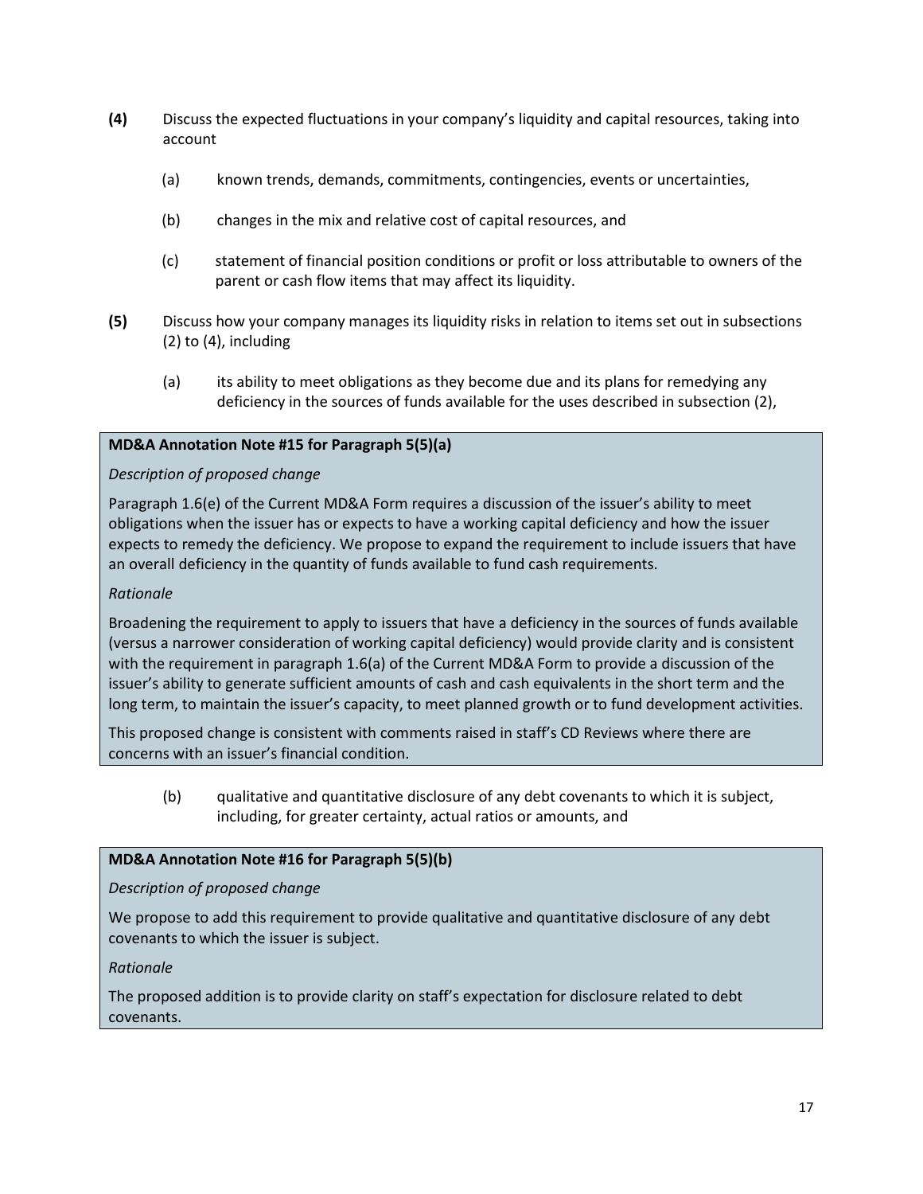**(4)** Discuss the expected fluctuations in your company's liquidity and capital resources, taking into account

(a) known trends, demands, commitments, contingencies, events or uncertainties,

(b) changes in the mix and relative cost of capital resources, and

(c) statement of financial position conditions or profit or loss attributable to owners of the parent or cash flow items that may affect its liquidity.

**(5)** Discuss how your company manages its liquidity risks in relation to items set out in subsections (2) to (4), including

(a) its ability to meet obligations as they become due and its plans for remedying any deficiency in the sources of funds available for the uses described in subsection (2),

> **MD&A Annotation Note #15 for Paragraph 5(5)(a)**
>
> *Description of proposed change*
>
> Paragraph 1.6(e) of the Current MD&A Form requires a discussion of the issuer's ability to meet obligations when the issuer has or expects to have a working capital deficiency and how the issuer expects to remedy the deficiency. We propose to expand the requirement to include issuers that have an overall deficiency in the quantity of funds available to fund cash requirements.
>
> *Rationale*
>
> Broadening the requirement to apply to issuers that have a deficiency in the sources of funds available (versus a narrower consideration of working capital deficiency) would provide clarity and is consistent with the requirement in paragraph 1.6(a) of the Current MD&A Form to provide a discussion of the issuer's ability to generate sufficient amounts of cash and cash equivalents in the short term and the long term, to maintain the issuer's capacity, to meet planned growth or to fund development activities.
>
> This proposed change is consistent with comments raised in staff's CD Reviews where there are concerns with an issuer's financial condition.

(b) qualitative and quantitative disclosure of any debt covenants to which it is subject, including, for greater certainty, actual ratios or amounts, and

> **MD&A Annotation Note #16 for Paragraph 5(5)(b)**
>
> *Description of proposed change*
>
> We propose to add this requirement to provide qualitative and quantitative disclosure of any debt covenants to which the issuer is subject.
>
> *Rationale*
>
> The proposed addition is to provide clarity on staff's expectation for disclosure related to debt covenants.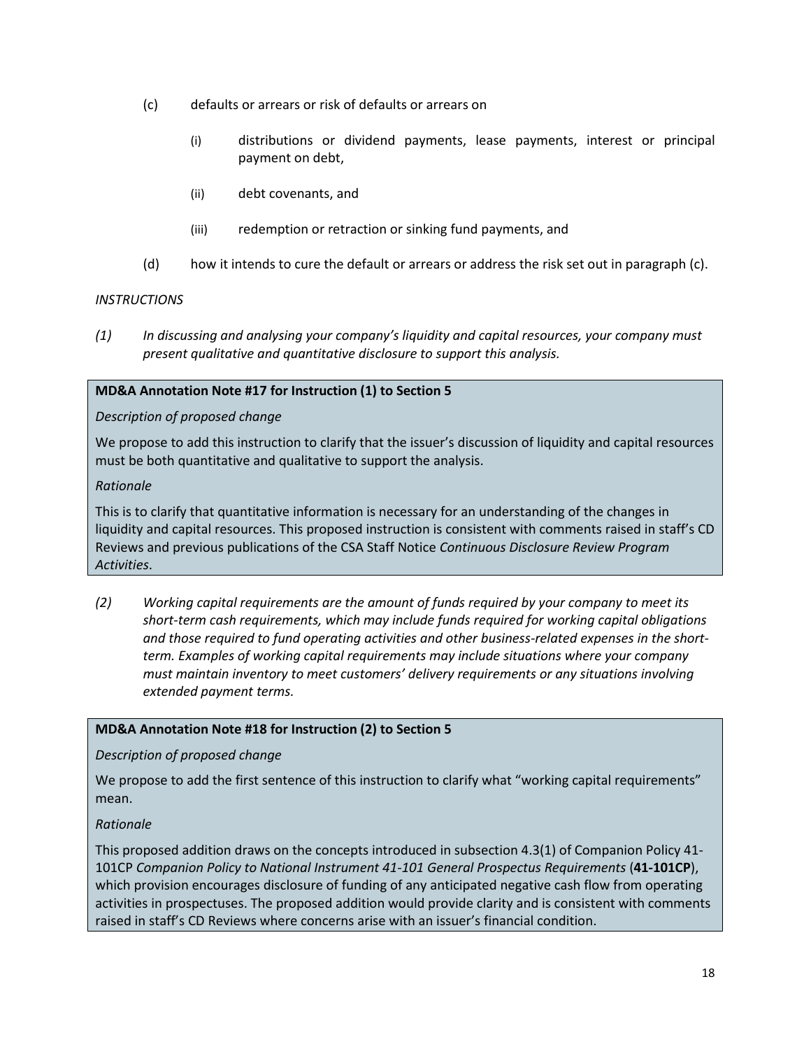(c) defaults or arrears or risk of defaults or arrears on

  (i) distributions or dividend payments, lease payments, interest or principal payment on debt,

  (ii) debt covenants, and

  (iii) redemption or retraction or sinking fund payments, and

(d) how it intends to cure the default or arrears or address the risk set out in paragraph (c).

*INSTRUCTIONS*

*(1) In discussing and analysing your company's liquidity and capital resources, your company must present qualitative and quantitative disclosure to support this analysis.*

**MD&A Annotation Note #17 for Instruction (1) to Section 5**

*Description of proposed change*

We propose to add this instruction to clarify that the issuer's discussion of liquidity and capital resources must be both quantitative and qualitative to support the analysis.

*Rationale*

This is to clarify that quantitative information is necessary for an understanding of the changes in liquidity and capital resources. This proposed instruction is consistent with comments raised in staff's CD Reviews and previous publications of the CSA Staff Notice *Continuous Disclosure Review Program Activities*.

*(2) Working capital requirements are the amount of funds required by your company to meet its short-term cash requirements, which may include funds required for working capital obligations and those required to fund operating activities and other business-related expenses in the short-term. Examples of working capital requirements may include situations where your company must maintain inventory to meet customers' delivery requirements or any situations involving extended payment terms.*

**MD&A Annotation Note #18 for Instruction (2) to Section 5**

*Description of proposed change*

We propose to add the first sentence of this instruction to clarify what "working capital requirements" mean.

*Rationale*

This proposed addition draws on the concepts introduced in subsection 4.3(1) of Companion Policy 41-101CP *Companion Policy to National Instrument 41-101 General Prospectus Requirements* (**41-101CP**), which provision encourages disclosure of funding of any anticipated negative cash flow from operating activities in prospectuses. The proposed addition would provide clarity and is consistent with comments raised in staff's CD Reviews where concerns arise with an issuer's financial condition.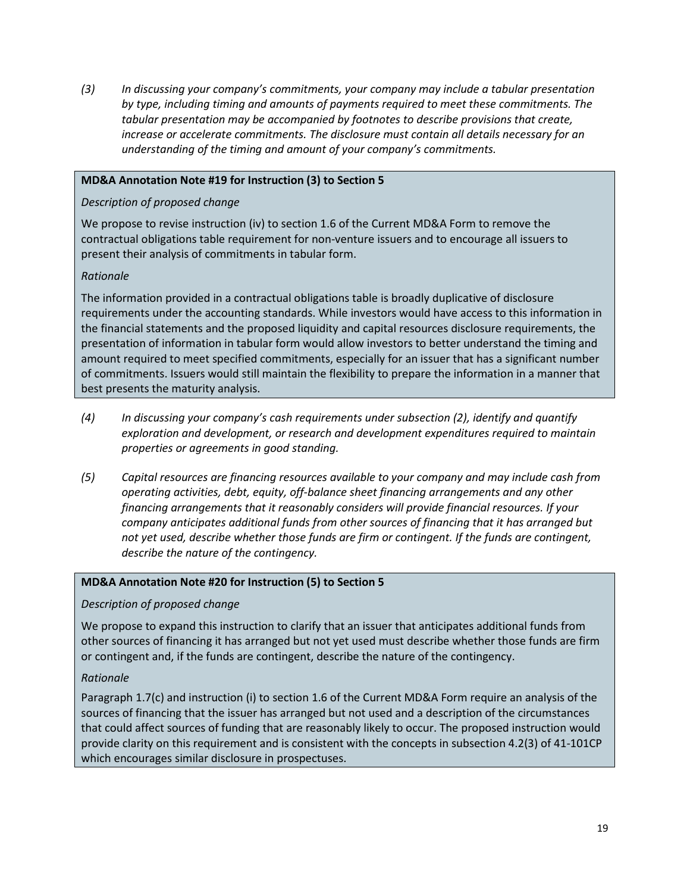*(3) In discussing your company's commitments, your company may include a tabular presentation by type, including timing and amounts of payments required to meet these commitments. The tabular presentation may be accompanied by footnotes to describe provisions that create, increase or accelerate commitments. The disclosure must contain all details necessary for an understanding of the timing and amount of your company's commitments.*

**MD&A Annotation Note #19 for Instruction (3) to Section 5**

*Description of proposed change*

We propose to revise instruction (iv) to section 1.6 of the Current MD&A Form to remove the contractual obligations table requirement for non-venture issuers and to encourage all issuers to present their analysis of commitments in tabular form.

*Rationale*

The information provided in a contractual obligations table is broadly duplicative of disclosure requirements under the accounting standards. While investors would have access to this information in the financial statements and the proposed liquidity and capital resources disclosure requirements, the presentation of information in tabular form would allow investors to better understand the timing and amount required to meet specified commitments, especially for an issuer that has a significant number of commitments. Issuers would still maintain the flexibility to prepare the information in a manner that best presents the maturity analysis.

*(4) In discussing your company's cash requirements under subsection (2), identify and quantify exploration and development, or research and development expenditures required to maintain properties or agreements in good standing.*

*(5) Capital resources are financing resources available to your company and may include cash from operating activities, debt, equity, off-balance sheet financing arrangements and any other financing arrangements that it reasonably considers will provide financial resources. If your company anticipates additional funds from other sources of financing that it has arranged but not yet used, describe whether those funds are firm or contingent. If the funds are contingent, describe the nature of the contingency.*

**MD&A Annotation Note #20 for Instruction (5) to Section 5**

*Description of proposed change*

We propose to expand this instruction to clarify that an issuer that anticipates additional funds from other sources of financing it has arranged but not yet used must describe whether those funds are firm or contingent and, if the funds are contingent, describe the nature of the contingency.

*Rationale*

Paragraph 1.7(c) and instruction (i) to section 1.6 of the Current MD&A Form require an analysis of the sources of financing that the issuer has arranged but not used and a description of the circumstances that could affect sources of funding that are reasonably likely to occur. The proposed instruction would provide clarity on this requirement and is consistent with the concepts in subsection 4.2(3) of 41-101CP which encourages similar disclosure in prospectuses.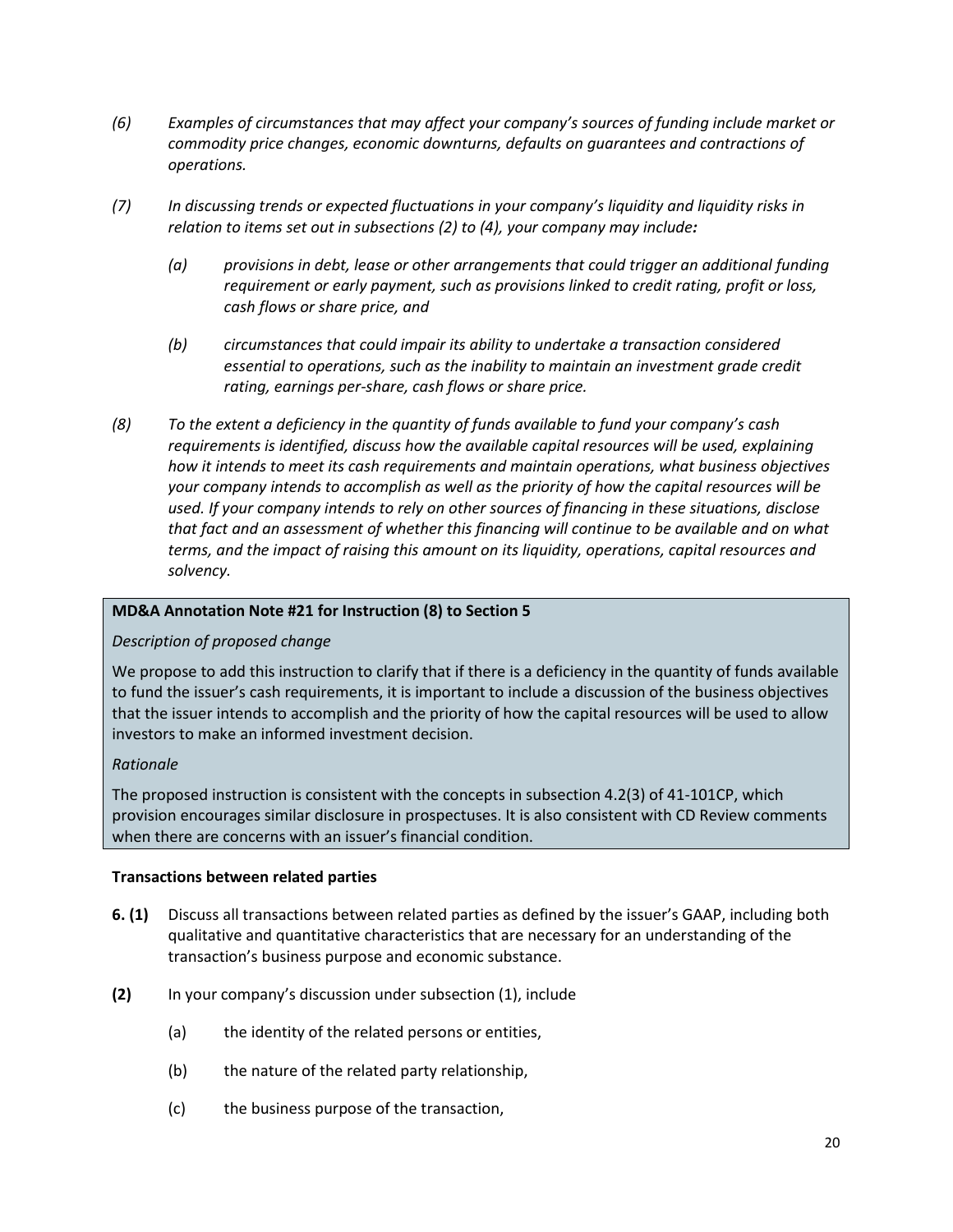*(6) Examples of circumstances that may affect your company's sources of funding include market or commodity price changes, economic downturns, defaults on guarantees and contractions of operations.*

*(7) In discussing trends or expected fluctuations in your company's liquidity and liquidity risks in relation to items set out in subsections (2) to (4), your company may include:*

*(a) provisions in debt, lease or other arrangements that could trigger an additional funding requirement or early payment, such as provisions linked to credit rating, profit or loss, cash flows or share price, and*

*(b) circumstances that could impair its ability to undertake a transaction considered essential to operations, such as the inability to maintain an investment grade credit rating, earnings per-share, cash flows or share price.*

*(8) To the extent a deficiency in the quantity of funds available to fund your company's cash requirements is identified, discuss how the available capital resources will be used, explaining how it intends to meet its cash requirements and maintain operations, what business objectives your company intends to accomplish as well as the priority of how the capital resources will be used. If your company intends to rely on other sources of financing in these situations, disclose that fact and an assessment of whether this financing will continue to be available and on what terms, and the impact of raising this amount on its liquidity, operations, capital resources and solvency.*

**MD&A Annotation Note #21 for Instruction (8) to Section 5**

*Description of proposed change*

We propose to add this instruction to clarify that if there is a deficiency in the quantity of funds available to fund the issuer's cash requirements, it is important to include a discussion of the business objectives that the issuer intends to accomplish and the priority of how the capital resources will be used to allow investors to make an informed investment decision.

*Rationale*

The proposed instruction is consistent with the concepts in subsection 4.2(3) of 41-101CP, which provision encourages similar disclosure in prospectuses. It is also consistent with CD Review comments when there are concerns with an issuer's financial condition.

**Transactions between related parties**

**6. (1)** Discuss all transactions between related parties as defined by the issuer's GAAP, including both qualitative and quantitative characteristics that are necessary for an understanding of the transaction's business purpose and economic substance.

**(2)** In your company's discussion under subsection (1), include

(a) the identity of the related persons or entities,

(b) the nature of the related party relationship,

(c) the business purpose of the transaction,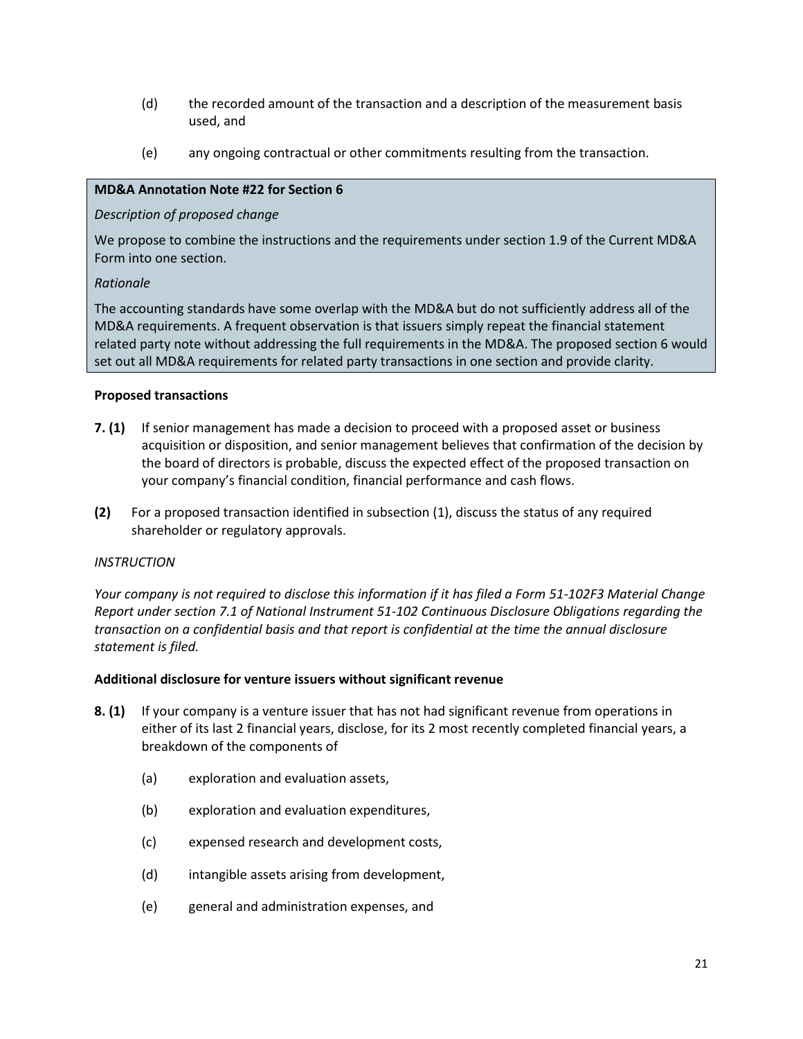(d) the recorded amount of the transaction and a description of the measurement basis used, and

(e) any ongoing contractual or other commitments resulting from the transaction.

> **MD&A Annotation Note #22 for Section 6**
>
> *Description of proposed change*
>
> We propose to combine the instructions and the requirements under section 1.9 of the Current MD&A Form into one section.
>
> *Rationale*
>
> The accounting standards have some overlap with the MD&A but do not sufficiently address all of the MD&A requirements. A frequent observation is that issuers simply repeat the financial statement related party note without addressing the full requirements in the MD&A. The proposed section 6 would set out all MD&A requirements for related party transactions in one section and provide clarity.

**Proposed transactions**

**7. (1)** If senior management has made a decision to proceed with a proposed asset or business acquisition or disposition, and senior management believes that confirmation of the decision by the board of directors is probable, discuss the expected effect of the proposed transaction on your company's financial condition, financial performance and cash flows.

**(2)** For a proposed transaction identified in subsection (1), discuss the status of any required shareholder or regulatory approvals.

*INSTRUCTION*

*Your company is not required to disclose this information if it has filed a Form 51-102F3 Material Change Report under section 7.1 of National Instrument 51-102 Continuous Disclosure Obligations regarding the transaction on a confidential basis and that report is confidential at the time the annual disclosure statement is filed.*

**Additional disclosure for venture issuers without significant revenue**

**8. (1)** If your company is a venture issuer that has not had significant revenue from operations in either of its last 2 financial years, disclose, for its 2 most recently completed financial years, a breakdown of the components of

(a) exploration and evaluation assets,

(b) exploration and evaluation expenditures,

(c) expensed research and development costs,

(d) intangible assets arising from development,

(e) general and administration expenses, and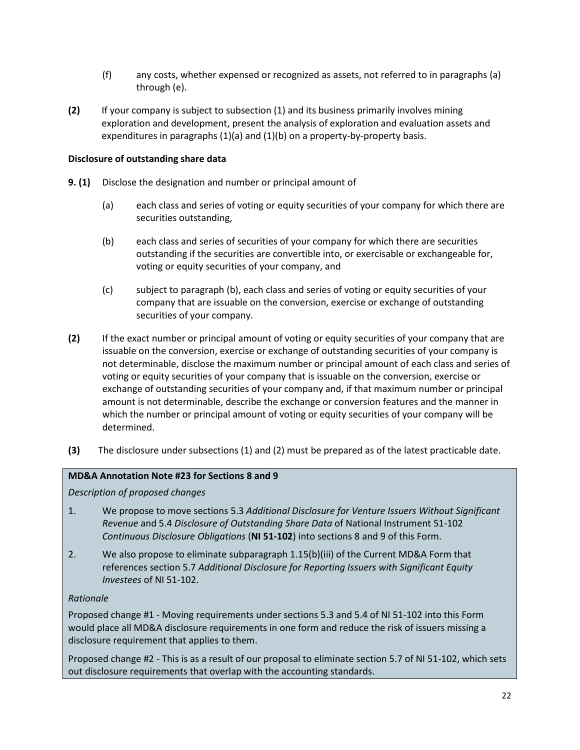(f) any costs, whether expensed or recognized as assets, not referred to in paragraphs (a) through (e).

**(2)** If your company is subject to subsection (1) and its business primarily involves mining exploration and development, present the analysis of exploration and evaluation assets and expenditures in paragraphs (1)(a) and (1)(b) on a property-by-property basis.

**Disclosure of outstanding share data**

**9. (1)** Disclose the designation and number or principal amount of

(a) each class and series of voting or equity securities of your company for which there are securities outstanding,

(b) each class and series of securities of your company for which there are securities outstanding if the securities are convertible into, or exercisable or exchangeable for, voting or equity securities of your company, and

(c) subject to paragraph (b), each class and series of voting or equity securities of your company that are issuable on the conversion, exercise or exchange of outstanding securities of your company.

**(2)** If the exact number or principal amount of voting or equity securities of your company that are issuable on the conversion, exercise or exchange of outstanding securities of your company is not determinable, disclose the maximum number or principal amount of each class and series of voting or equity securities of your company that is issuable on the conversion, exercise or exchange of outstanding securities of your company and, if that maximum number or principal amount is not determinable, describe the exchange or conversion features and the manner in which the number or principal amount of voting or equity securities of your company will be determined.

**(3)** The disclosure under subsections (1) and (2) must be prepared as of the latest practicable date.

**MD&A Annotation Note #23 for Sections 8 and 9**

*Description of proposed changes*

1. We propose to move sections 5.3 *Additional Disclosure for Venture Issuers Without Significant Revenue* and 5.4 *Disclosure of Outstanding Share Data* of National Instrument 51-102 *Continuous Disclosure Obligations* (**NI 51-102**) into sections 8 and 9 of this Form.
2. We also propose to eliminate subparagraph 1.15(b)(iii) of the Current MD&A Form that references section 5.7 *Additional Disclosure for Reporting Issuers with Significant Equity Investees* of NI 51-102.

*Rationale*

Proposed change #1 - Moving requirements under sections 5.3 and 5.4 of NI 51-102 into this Form would place all MD&A disclosure requirements in one form and reduce the risk of issuers missing a disclosure requirement that applies to them.

Proposed change #2 - This is as a result of our proposal to eliminate section 5.7 of NI 51-102, which sets out disclosure requirements that overlap with the accounting standards.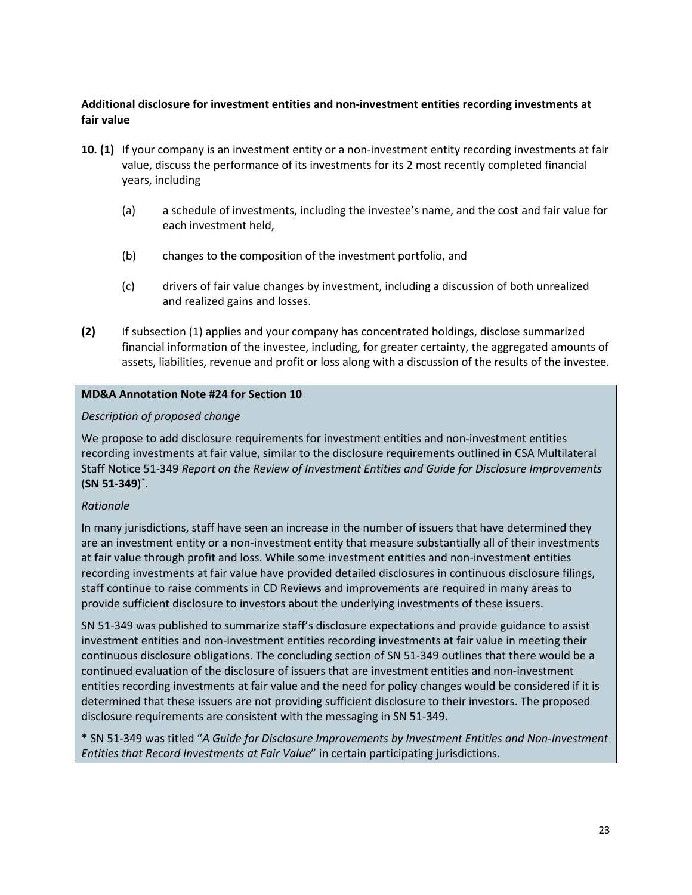**Additional disclosure for investment entities and non-investment entities recording investments at fair value**

**10. (1)** If your company is an investment entity or a non-investment entity recording investments at fair value, discuss the performance of its investments for its 2 most recently completed financial years, including

(a) a schedule of investments, including the investee's name, and the cost and fair value for each investment held,

(b) changes to the composition of the investment portfolio, and

(c) drivers of fair value changes by investment, including a discussion of both unrealized and realized gains and losses.

**(2)** If subsection (1) applies and your company has concentrated holdings, disclose summarized financial information of the investee, including, for greater certainty, the aggregated amounts of assets, liabilities, revenue and profit or loss along with a discussion of the results of the investee.

**MD&A Annotation Note #24 for Section 10**

*Description of proposed change*

We propose to add disclosure requirements for investment entities and non-investment entities recording investments at fair value, similar to the disclosure requirements outlined in CSA Multilateral Staff Notice 51-349 *Report on the Review of Investment Entities and Guide for Disclosure Improvements* (**SN 51-349**)*.

*Rationale*

In many jurisdictions, staff have seen an increase in the number of issuers that have determined they are an investment entity or a non-investment entity that measure substantially all of their investments at fair value through profit and loss. While some investment entities and non-investment entities recording investments at fair value have provided detailed disclosures in continuous disclosure filings, staff continue to raise comments in CD Reviews and improvements are required in many areas to provide sufficient disclosure to investors about the underlying investments of these issuers.

SN 51-349 was published to summarize staff's disclosure expectations and provide guidance to assist investment entities and non-investment entities recording investments at fair value in meeting their continuous disclosure obligations. The concluding section of SN 51-349 outlines that there would be a continued evaluation of the disclosure of issuers that are investment entities and non-investment entities recording investments at fair value and the need for policy changes would be considered if it is determined that these issuers are not providing sufficient disclosure to their investors. The proposed disclosure requirements are consistent with the messaging in SN 51-349.

* SN 51-349 was titled "*A Guide for Disclosure Improvements by Investment Entities and Non-Investment Entities that Record Investments at Fair Value*" in certain participating jurisdictions.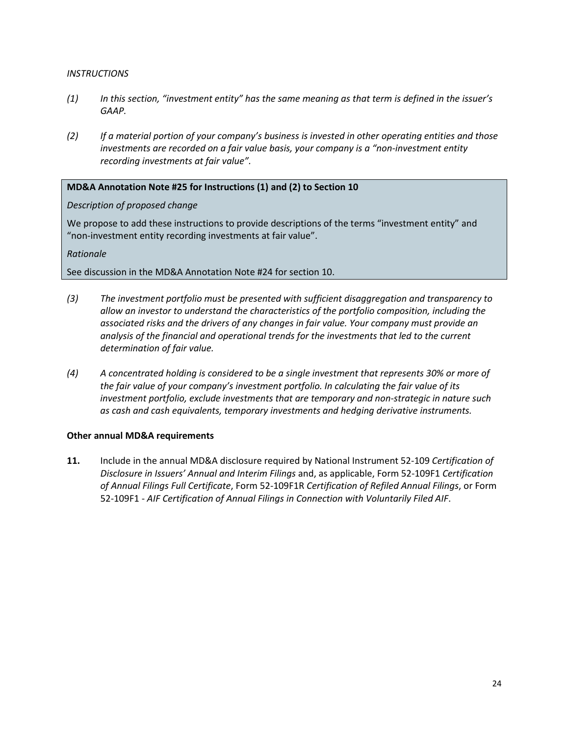*INSTRUCTIONS*

*(1) In this section, "investment entity" has the same meaning as that term is defined in the issuer's GAAP.*

*(2) If a material portion of your company's business is invested in other operating entities and those investments are recorded on a fair value basis, your company is a "non-investment entity recording investments at fair value".*

> **MD&A Annotation Note #25 for Instructions (1) and (2) to Section 10**
>
> *Description of proposed change*
>
> We propose to add these instructions to provide descriptions of the terms "investment entity" and "non-investment entity recording investments at fair value".
>
> *Rationale*
>
> See discussion in the MD&A Annotation Note #24 for section 10.

*(3) The investment portfolio must be presented with sufficient disaggregation and transparency to allow an investor to understand the characteristics of the portfolio composition, including the associated risks and the drivers of any changes in fair value. Your company must provide an analysis of the financial and operational trends for the investments that led to the current determination of fair value.*

*(4) A concentrated holding is considered to be a single investment that represents 30% or more of the fair value of your company's investment portfolio. In calculating the fair value of its investment portfolio, exclude investments that are temporary and non-strategic in nature such as cash and cash equivalents, temporary investments and hedging derivative instruments.*

**Other annual MD&A requirements**

**11.** Include in the annual MD&A disclosure required by National Instrument 52-109 *Certification of Disclosure in Issuers' Annual and Interim Filings* and, as applicable, Form 52-109F1 *Certification of Annual Filings Full Certificate*, Form 52-109F1R *Certification of Refiled Annual Filings*, or Form 52-109F1 - *AIF Certification of Annual Filings in Connection with Voluntarily Filed AIF*.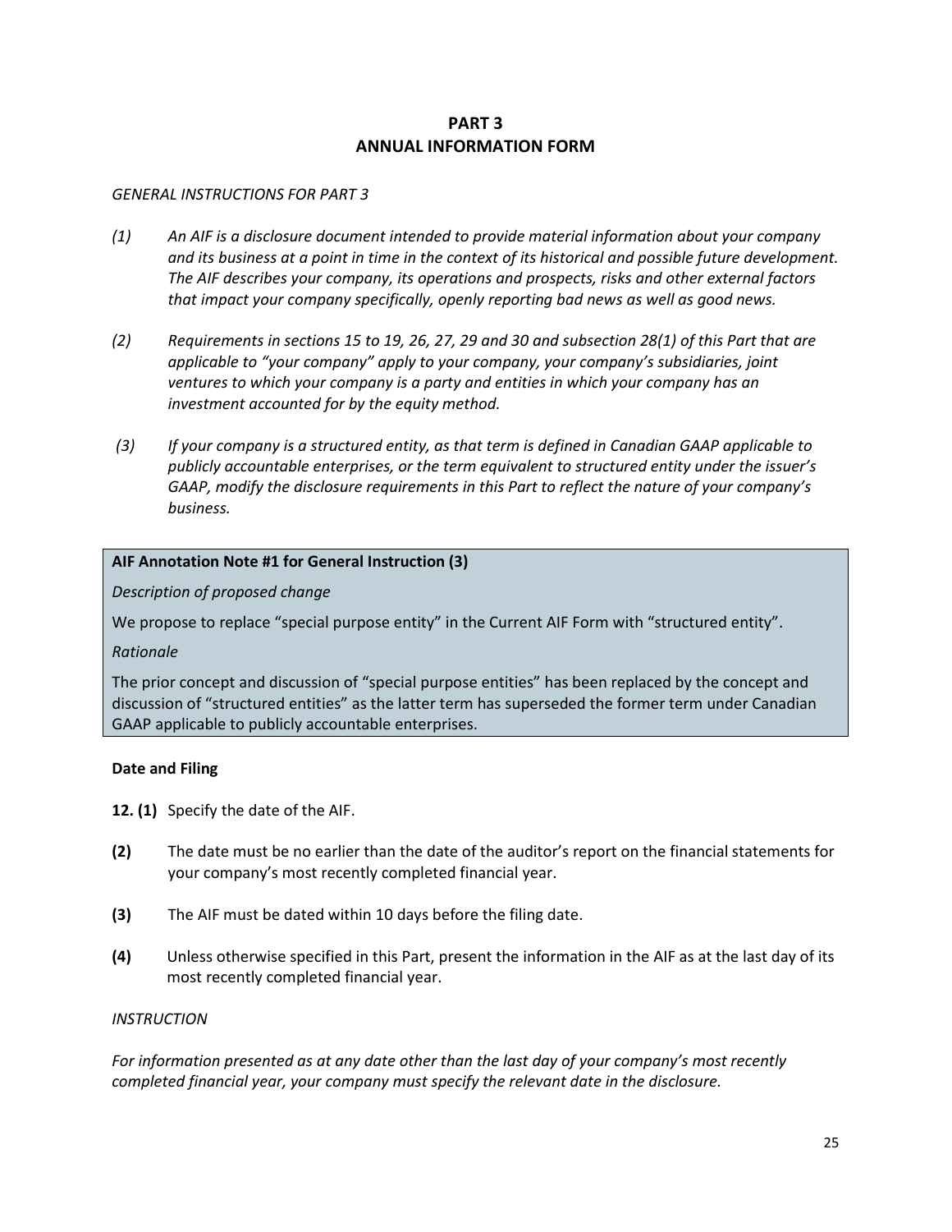# PART 3
# ANNUAL INFORMATION FORM

*GENERAL INSTRUCTIONS FOR PART 3*

*(1) An AIF is a disclosure document intended to provide material information about your company and its business at a point in time in the context of its historical and possible future development. The AIF describes your company, its operations and prospects, risks and other external factors that impact your company specifically, openly reporting bad news as well as good news.*

*(2) Requirements in sections 15 to 19, 26, 27, 29 and 30 and subsection 28(1) of this Part that are applicable to "your company" apply to your company, your company's subsidiaries, joint ventures to which your company is a party and entities in which your company has an investment accounted for by the equity method.*

*(3) If your company is a structured entity, as that term is defined in Canadian GAAP applicable to publicly accountable enterprises, or the term equivalent to structured entity under the issuer's GAAP, modify the disclosure requirements in this Part to reflect the nature of your company's business.*

> **AIF Annotation Note #1 for General Instruction (3)**
>
> *Description of proposed change*
>
> We propose to replace "special purpose entity" in the Current AIF Form with "structured entity".
>
> *Rationale*
>
> The prior concept and discussion of "special purpose entities" has been replaced by the concept and discussion of "structured entities" as the latter term has superseded the former term under Canadian GAAP applicable to publicly accountable enterprises.

**Date and Filing**

**12. (1)** Specify the date of the AIF.

**(2)** The date must be no earlier than the date of the auditor's report on the financial statements for your company's most recently completed financial year.

**(3)** The AIF must be dated within 10 days before the filing date.

**(4)** Unless otherwise specified in this Part, present the information in the AIF as at the last day of its most recently completed financial year.

*INSTRUCTION*

*For information presented as at any date other than the last day of your company's most recently completed financial year, your company must specify the relevant date in the disclosure.*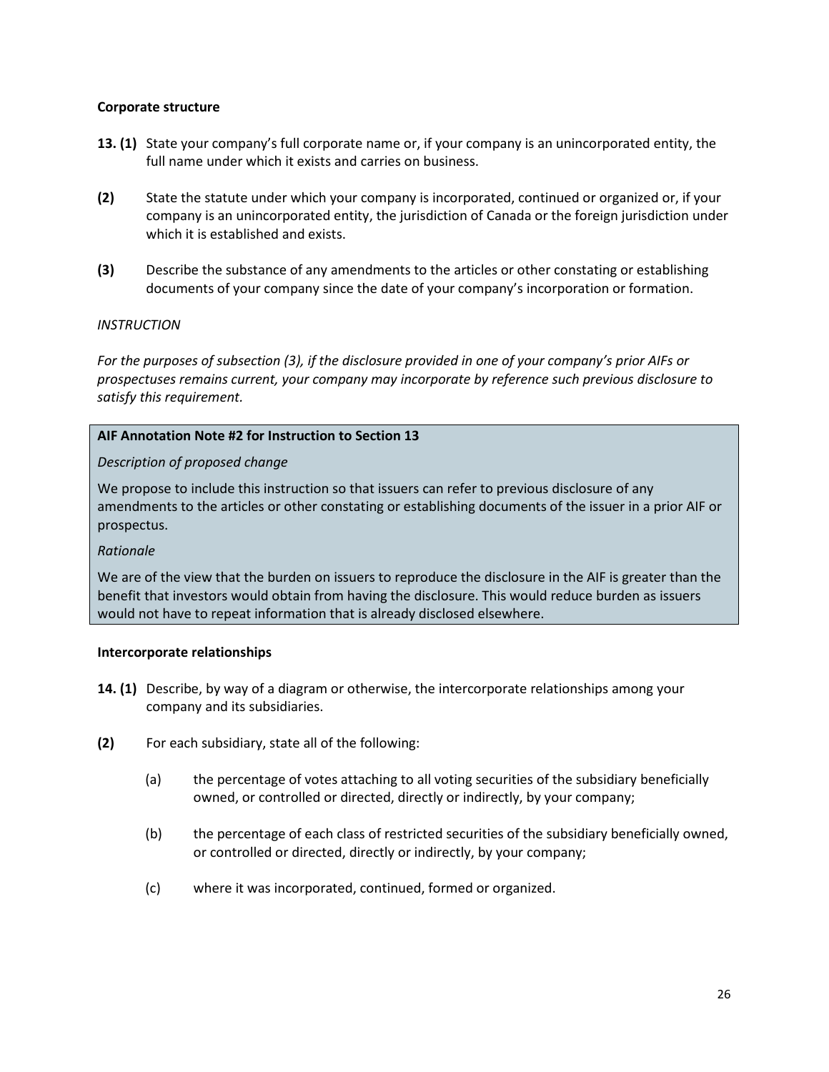**Corporate structure**

**13. (1)** State your company's full corporate name or, if your company is an unincorporated entity, the full name under which it exists and carries on business.

**(2)** State the statute under which your company is incorporated, continued or organized or, if your company is an unincorporated entity, the jurisdiction of Canada or the foreign jurisdiction under which it is established and exists.

**(3)** Describe the substance of any amendments to the articles or other constating or establishing documents of your company since the date of your company's incorporation or formation.

*INSTRUCTION*

*For the purposes of subsection (3), if the disclosure provided in one of your company's prior AIFs or prospectuses remains current, your company may incorporate by reference such previous disclosure to satisfy this requirement.*

**AIF Annotation Note #2 for Instruction to Section 13**

*Description of proposed change*

We propose to include this instruction so that issuers can refer to previous disclosure of any amendments to the articles or other constating or establishing documents of the issuer in a prior AIF or prospectus.

*Rationale*

We are of the view that the burden on issuers to reproduce the disclosure in the AIF is greater than the benefit that investors would obtain from having the disclosure. This would reduce burden as issuers would not have to repeat information that is already disclosed elsewhere.

**Intercorporate relationships**

**14. (1)** Describe, by way of a diagram or otherwise, the intercorporate relationships among your company and its subsidiaries.

**(2)** For each subsidiary, state all of the following:

(a) the percentage of votes attaching to all voting securities of the subsidiary beneficially owned, or controlled or directed, directly or indirectly, by your company;

(b) the percentage of each class of restricted securities of the subsidiary beneficially owned, or controlled or directed, directly or indirectly, by your company;

(c) where it was incorporated, continued, formed or organized.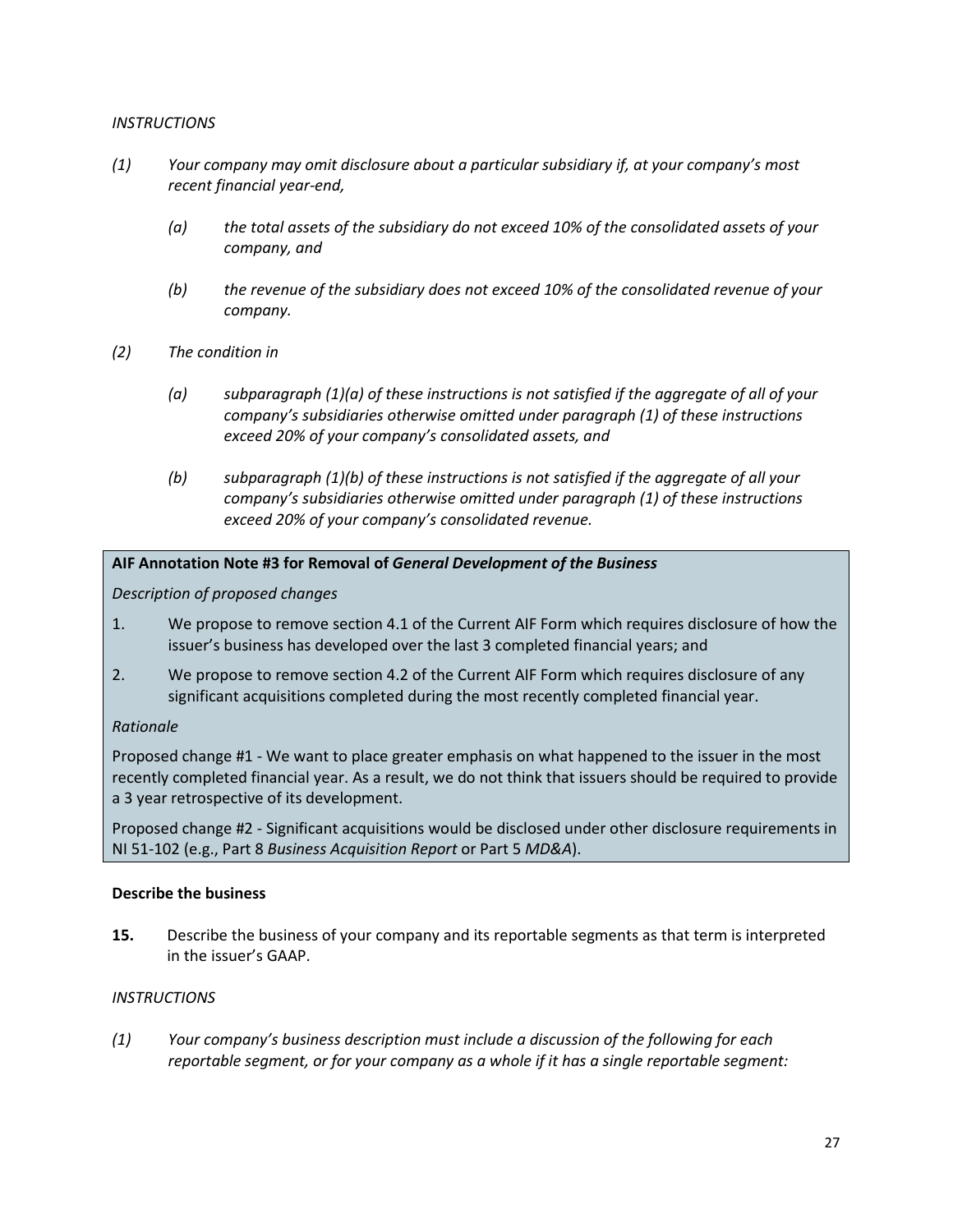*INSTRUCTIONS*

*(1) Your company may omit disclosure about a particular subsidiary if, at your company's most recent financial year-end,*

> *(a) the total assets of the subsidiary do not exceed 10% of the consolidated assets of your company, and*
>
> *(b) the revenue of the subsidiary does not exceed 10% of the consolidated revenue of your company.*

*(2) The condition in*

> *(a) subparagraph (1)(a) of these instructions is not satisfied if the aggregate of all of your company's subsidiaries otherwise omitted under paragraph (1) of these instructions exceed 20% of your company's consolidated assets, and*
>
> *(b) subparagraph (1)(b) of these instructions is not satisfied if the aggregate of all your company's subsidiaries otherwise omitted under paragraph (1) of these instructions exceed 20% of your company's consolidated revenue.*

**AIF Annotation Note #3 for Removal of *General Development of the Business***

*Description of proposed changes*

1. We propose to remove section 4.1 of the Current AIF Form which requires disclosure of how the issuer's business has developed over the last 3 completed financial years; and
2. We propose to remove section 4.2 of the Current AIF Form which requires disclosure of any significant acquisitions completed during the most recently completed financial year.

*Rationale*

Proposed change #1 - We want to place greater emphasis on what happened to the issuer in the most recently completed financial year. As a result, we do not think that issuers should be required to provide a 3 year retrospective of its development.

Proposed change #2 - Significant acquisitions would be disclosed under other disclosure requirements in NI 51-102 (e.g., Part 8 *Business Acquisition Report* or Part 5 *MD&A*).

**Describe the business**

**15.** Describe the business of your company and its reportable segments as that term is interpreted in the issuer's GAAP.

*INSTRUCTIONS*

*(1) Your company's business description must include a discussion of the following for each reportable segment, or for your company as a whole if it has a single reportable segment:*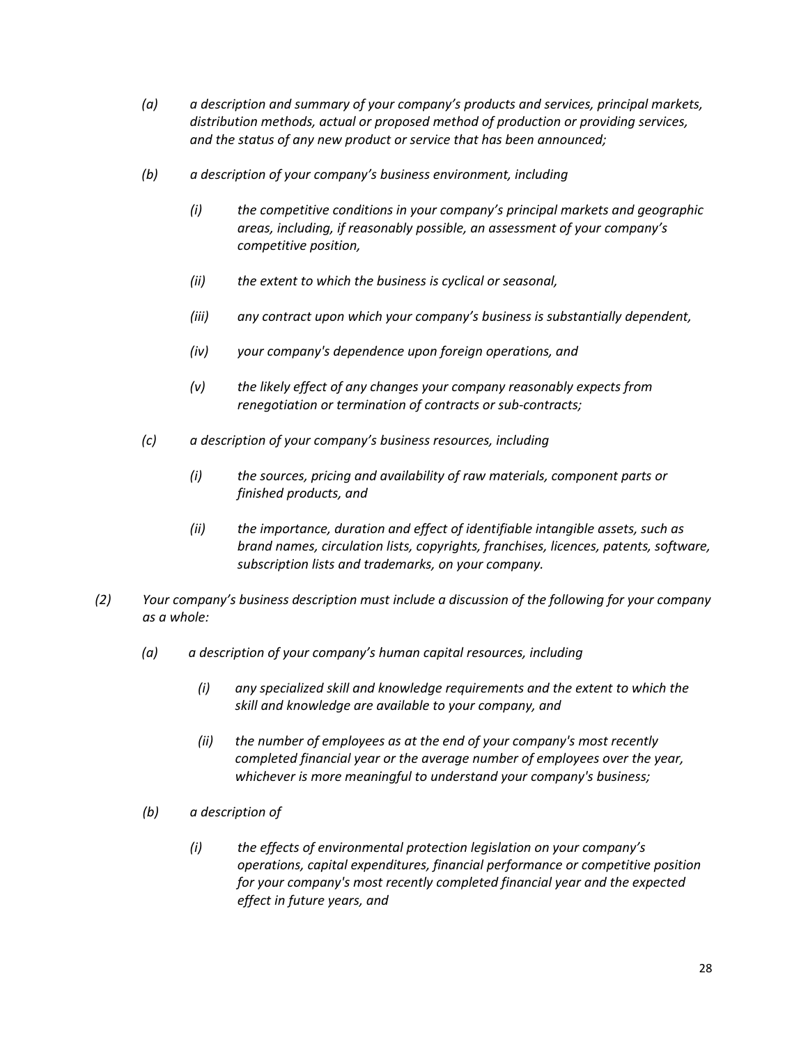*(a) a description and summary of your company's products and services, principal markets, distribution methods, actual or proposed method of production or providing services, and the status of any new product or service that has been announced;*

*(b) a description of your company's business environment, including*

*(i) the competitive conditions in your company's principal markets and geographic areas, including, if reasonably possible, an assessment of your company's competitive position,*

*(ii) the extent to which the business is cyclical or seasonal,*

*(iii) any contract upon which your company's business is substantially dependent,*

*(iv) your company's dependence upon foreign operations, and*

*(v) the likely effect of any changes your company reasonably expects from renegotiation or termination of contracts or sub-contracts;*

*(c) a description of your company's business resources, including*

*(i) the sources, pricing and availability of raw materials, component parts or finished products, and*

*(ii) the importance, duration and effect of identifiable intangible assets, such as brand names, circulation lists, copyrights, franchises, licences, patents, software, subscription lists and trademarks, on your company.*

*(2) Your company's business description must include a discussion of the following for your company as a whole:*

*(a) a description of your company's human capital resources, including*

*(i) any specialized skill and knowledge requirements and the extent to which the skill and knowledge are available to your company, and*

*(ii) the number of employees as at the end of your company's most recently completed financial year or the average number of employees over the year, whichever is more meaningful to understand your company's business;*

*(b) a description of*

*(i) the effects of environmental protection legislation on your company's operations, capital expenditures, financial performance or competitive position for your company's most recently completed financial year and the expected effect in future years, and*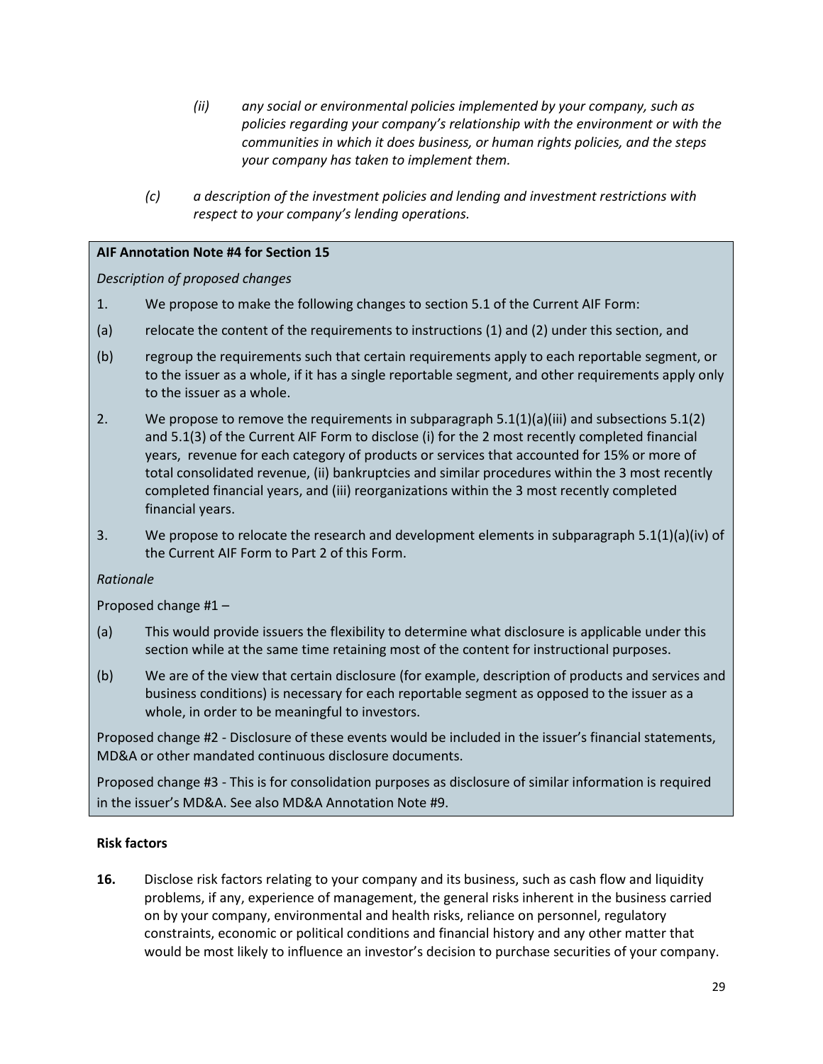*(ii) any social or environmental policies implemented by your company, such as policies regarding your company's relationship with the environment or with the communities in which it does business, or human rights policies, and the steps your company has taken to implement them.*

*(c) a description of the investment policies and lending and investment restrictions with respect to your company's lending operations.*

**AIF Annotation Note #4 for Section 15**

*Description of proposed changes*

1. We propose to make the following changes to section 5.1 of the Current AIF Form:

(a) relocate the content of the requirements to instructions (1) and (2) under this section, and

(b) regroup the requirements such that certain requirements apply to each reportable segment, or to the issuer as a whole, if it has a single reportable segment, and other requirements apply only to the issuer as a whole.

2. We propose to remove the requirements in subparagraph 5.1(1)(a)(iii) and subsections 5.1(2) and 5.1(3) of the Current AIF Form to disclose (i) for the 2 most recently completed financial years, revenue for each category of products or services that accounted for 15% or more of total consolidated revenue, (ii) bankruptcies and similar procedures within the 3 most recently completed financial years, and (iii) reorganizations within the 3 most recently completed financial years.

3. We propose to relocate the research and development elements in subparagraph 5.1(1)(a)(iv) of the Current AIF Form to Part 2 of this Form.

*Rationale*

Proposed change #1 –

(a) This would provide issuers the flexibility to determine what disclosure is applicable under this section while at the same time retaining most of the content for instructional purposes.

(b) We are of the view that certain disclosure (for example, description of products and services and business conditions) is necessary for each reportable segment as opposed to the issuer as a whole, in order to be meaningful to investors.

Proposed change #2 - Disclosure of these events would be included in the issuer's financial statements, MD&A or other mandated continuous disclosure documents.

Proposed change #3 - This is for consolidation purposes as disclosure of similar information is required in the issuer's MD&A. See also MD&A Annotation Note #9.

**Risk factors**

**16.** Disclose risk factors relating to your company and its business, such as cash flow and liquidity problems, if any, experience of management, the general risks inherent in the business carried on by your company, environmental and health risks, reliance on personnel, regulatory constraints, economic or political conditions and financial history and any other matter that would be most likely to influence an investor's decision to purchase securities of your company.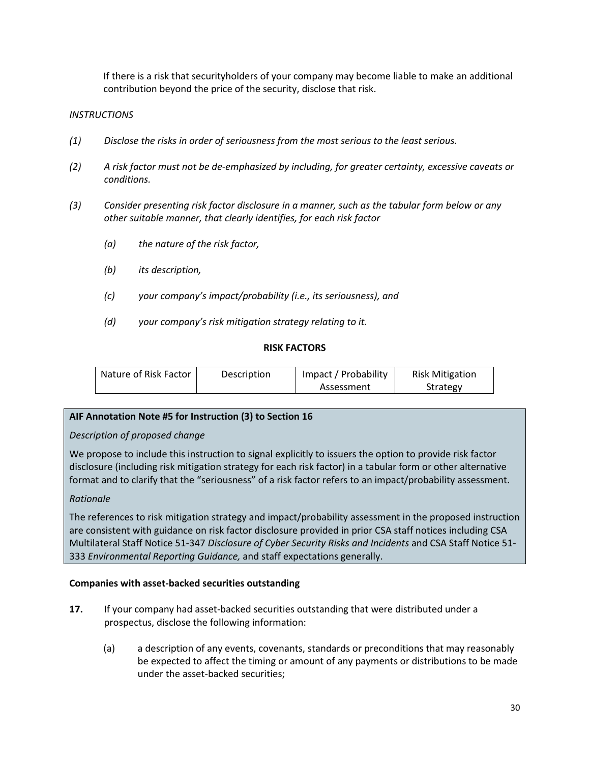If there is a risk that securityholders of your company may become liable to make an additional contribution beyond the price of the security, disclose that risk.

*INSTRUCTIONS*

*(1)* *Disclose the risks in order of seriousness from the most serious to the least serious.*

*(2)* *A risk factor must not be de-emphasized by including, for greater certainty, excessive caveats or conditions.*

*(3)* *Consider presenting risk factor disclosure in a manner, such as the tabular form below or any other suitable manner, that clearly identifies, for each risk factor*

*(a)* *the nature of the risk factor,*

*(b)* *its description,*

*(c)* *your company's impact/probability (i.e., its seriousness), and*

*(d)* *your company's risk mitigation strategy relating to it.*

**RISK FACTORS**

| Nature of Risk Factor | Description | Impact / Probability Assessment | Risk Mitigation Strategy |
| --- | --- | --- | --- |

**AIF Annotation Note #5 for Instruction (3) to Section 16**

*Description of proposed change*

We propose to include this instruction to signal explicitly to issuers the option to provide risk factor disclosure (including risk mitigation strategy for each risk factor) in a tabular form or other alternative format and to clarify that the "seriousness" of a risk factor refers to an impact/probability assessment.

*Rationale*

The references to risk mitigation strategy and impact/probability assessment in the proposed instruction are consistent with guidance on risk factor disclosure provided in prior CSA staff notices including CSA Multilateral Staff Notice 51-347 *Disclosure of Cyber Security Risks and Incidents* and CSA Staff Notice 51-333 *Environmental Reporting Guidance,* and staff expectations generally.

**Companies with asset-backed securities outstanding**

**17.** If your company had asset-backed securities outstanding that were distributed under a prospectus, disclose the following information:

(a) a description of any events, covenants, standards or preconditions that may reasonably be expected to affect the timing or amount of any payments or distributions to be made under the asset-backed securities;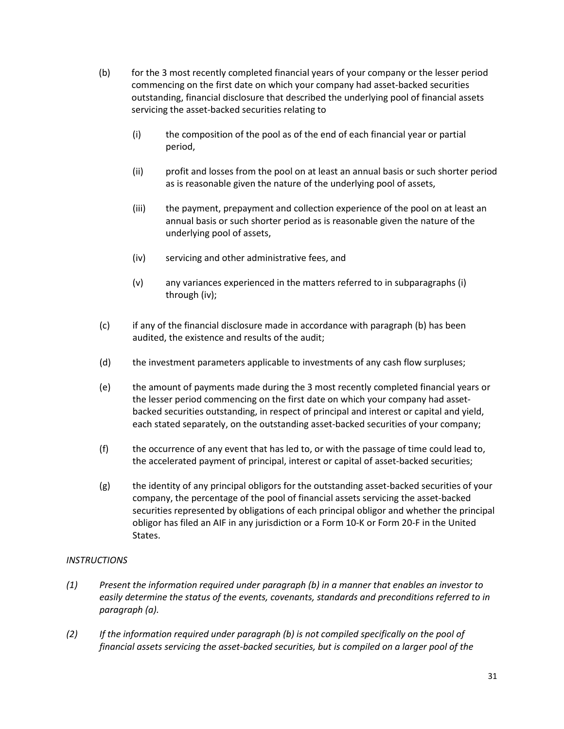(b) for the 3 most recently completed financial years of your company or the lesser period commencing on the first date on which your company had asset-backed securities outstanding, financial disclosure that described the underlying pool of financial assets servicing the asset-backed securities relating to

  (i) the composition of the pool as of the end of each financial year or partial period,

  (ii) profit and losses from the pool on at least an annual basis or such shorter period as is reasonable given the nature of the underlying pool of assets,

  (iii) the payment, prepayment and collection experience of the pool on at least an annual basis or such shorter period as is reasonable given the nature of the underlying pool of assets,

  (iv) servicing and other administrative fees, and

  (v) any variances experienced in the matters referred to in subparagraphs (i) through (iv);

(c) if any of the financial disclosure made in accordance with paragraph (b) has been audited, the existence and results of the audit;

(d) the investment parameters applicable to investments of any cash flow surpluses;

(e) the amount of payments made during the 3 most recently completed financial years or the lesser period commencing on the first date on which your company had asset-backed securities outstanding, in respect of principal and interest or capital and yield, each stated separately, on the outstanding asset-backed securities of your company;

(f) the occurrence of any event that has led to, or with the passage of time could lead to, the accelerated payment of principal, interest or capital of asset-backed securities;

(g) the identity of any principal obligors for the outstanding asset-backed securities of your company, the percentage of the pool of financial assets servicing the asset-backed securities represented by obligations of each principal obligor and whether the principal obligor has filed an AIF in any jurisdiction or a Form 10-K or Form 20-F in the United States.

*INSTRUCTIONS*

*(1) Present the information required under paragraph (b) in a manner that enables an investor to easily determine the status of the events, covenants, standards and preconditions referred to in paragraph (a).*

*(2) If the information required under paragraph (b) is not compiled specifically on the pool of financial assets servicing the asset-backed securities, but is compiled on a larger pool of the*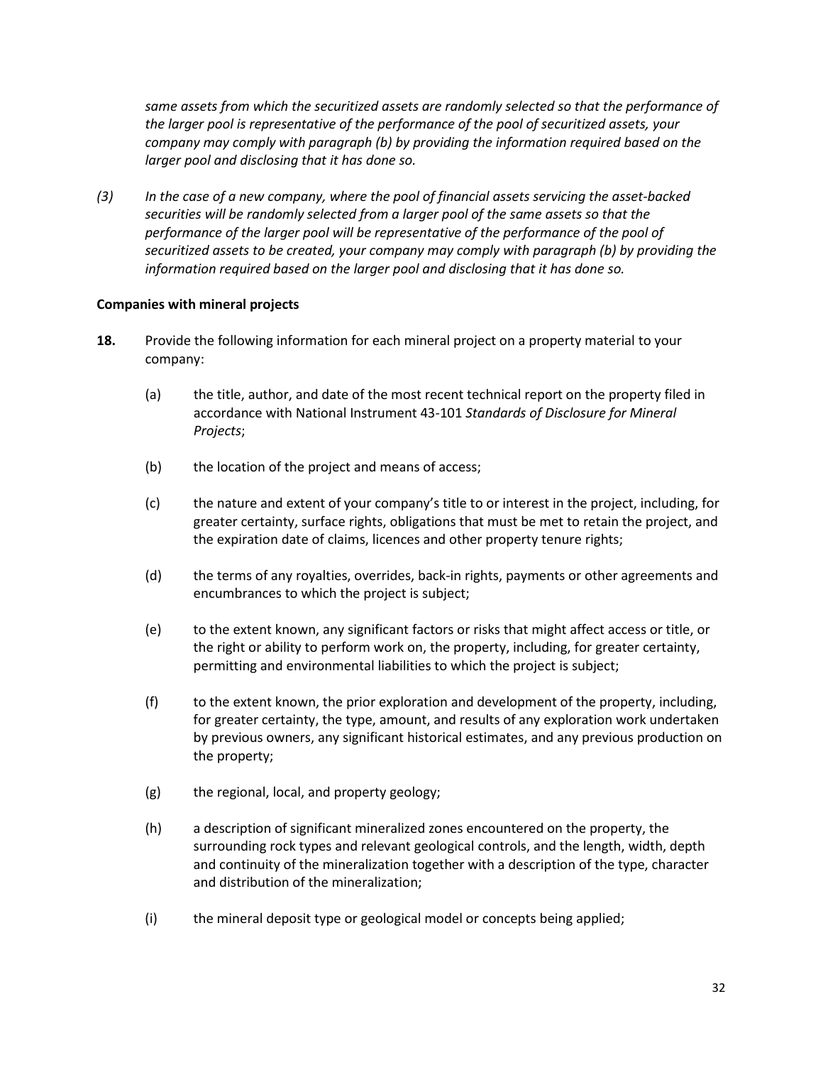*same assets from which the securitized assets are randomly selected so that the performance of the larger pool is representative of the performance of the pool of securitized assets, your company may comply with paragraph (b) by providing the information required based on the larger pool and disclosing that it has done so.*

*(3) In the case of a new company, where the pool of financial assets servicing the asset-backed securities will be randomly selected from a larger pool of the same assets so that the performance of the larger pool will be representative of the performance of the pool of securitized assets to be created, your company may comply with paragraph (b) by providing the information required based on the larger pool and disclosing that it has done so.*

**Companies with mineral projects**

**18.** Provide the following information for each mineral project on a property material to your company:

(a) the title, author, and date of the most recent technical report on the property filed in accordance with National Instrument 43-101 *Standards of Disclosure for Mineral Projects*;

(b) the location of the project and means of access;

(c) the nature and extent of your company's title to or interest in the project, including, for greater certainty, surface rights, obligations that must be met to retain the project, and the expiration date of claims, licences and other property tenure rights;

(d) the terms of any royalties, overrides, back-in rights, payments or other agreements and encumbrances to which the project is subject;

(e) to the extent known, any significant factors or risks that might affect access or title, or the right or ability to perform work on, the property, including, for greater certainty, permitting and environmental liabilities to which the project is subject;

(f) to the extent known, the prior exploration and development of the property, including, for greater certainty, the type, amount, and results of any exploration work undertaken by previous owners, any significant historical estimates, and any previous production on the property;

(g) the regional, local, and property geology;

(h) a description of significant mineralized zones encountered on the property, the surrounding rock types and relevant geological controls, and the length, width, depth and continuity of the mineralization together with a description of the type, character and distribution of the mineralization;

(i) the mineral deposit type or geological model or concepts being applied;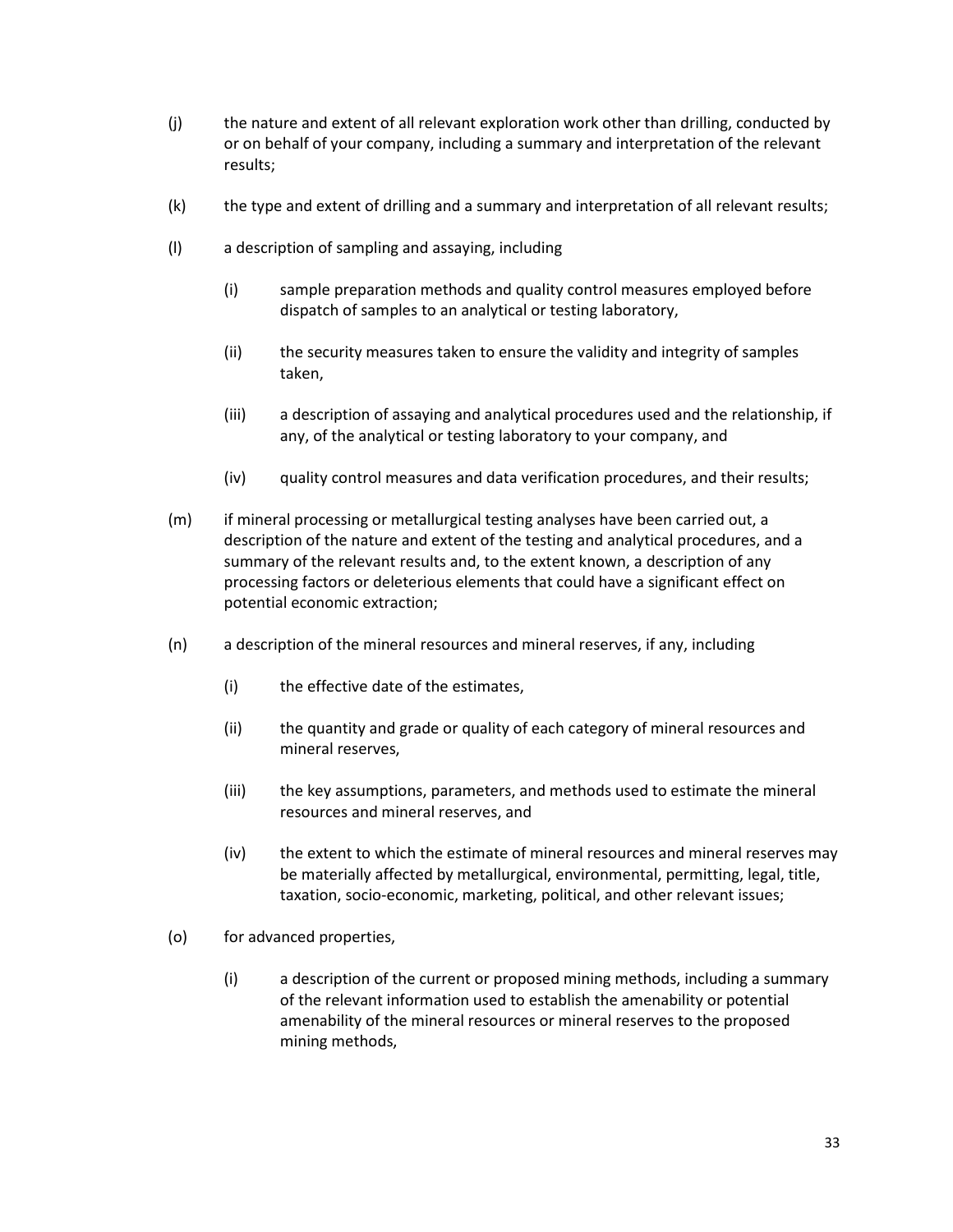(j) the nature and extent of all relevant exploration work other than drilling, conducted by or on behalf of your company, including a summary and interpretation of the relevant results;

(k) the type and extent of drilling and a summary and interpretation of all relevant results;

(l) a description of sampling and assaying, including

  (i) sample preparation methods and quality control measures employed before dispatch of samples to an analytical or testing laboratory,

  (ii) the security measures taken to ensure the validity and integrity of samples taken,

  (iii) a description of assaying and analytical procedures used and the relationship, if any, of the analytical or testing laboratory to your company, and

  (iv) quality control measures and data verification procedures, and their results;

(m) if mineral processing or metallurgical testing analyses have been carried out, a description of the nature and extent of the testing and analytical procedures, and a summary of the relevant results and, to the extent known, a description of any processing factors or deleterious elements that could have a significant effect on potential economic extraction;

(n) a description of the mineral resources and mineral reserves, if any, including

  (i) the effective date of the estimates,

  (ii) the quantity and grade or quality of each category of mineral resources and mineral reserves,

  (iii) the key assumptions, parameters, and methods used to estimate the mineral resources and mineral reserves, and

  (iv) the extent to which the estimate of mineral resources and mineral reserves may be materially affected by metallurgical, environmental, permitting, legal, title, taxation, socio-economic, marketing, political, and other relevant issues;

(o) for advanced properties,

  (i) a description of the current or proposed mining methods, including a summary of the relevant information used to establish the amenability or potential amenability of the mineral resources or mineral reserves to the proposed mining methods,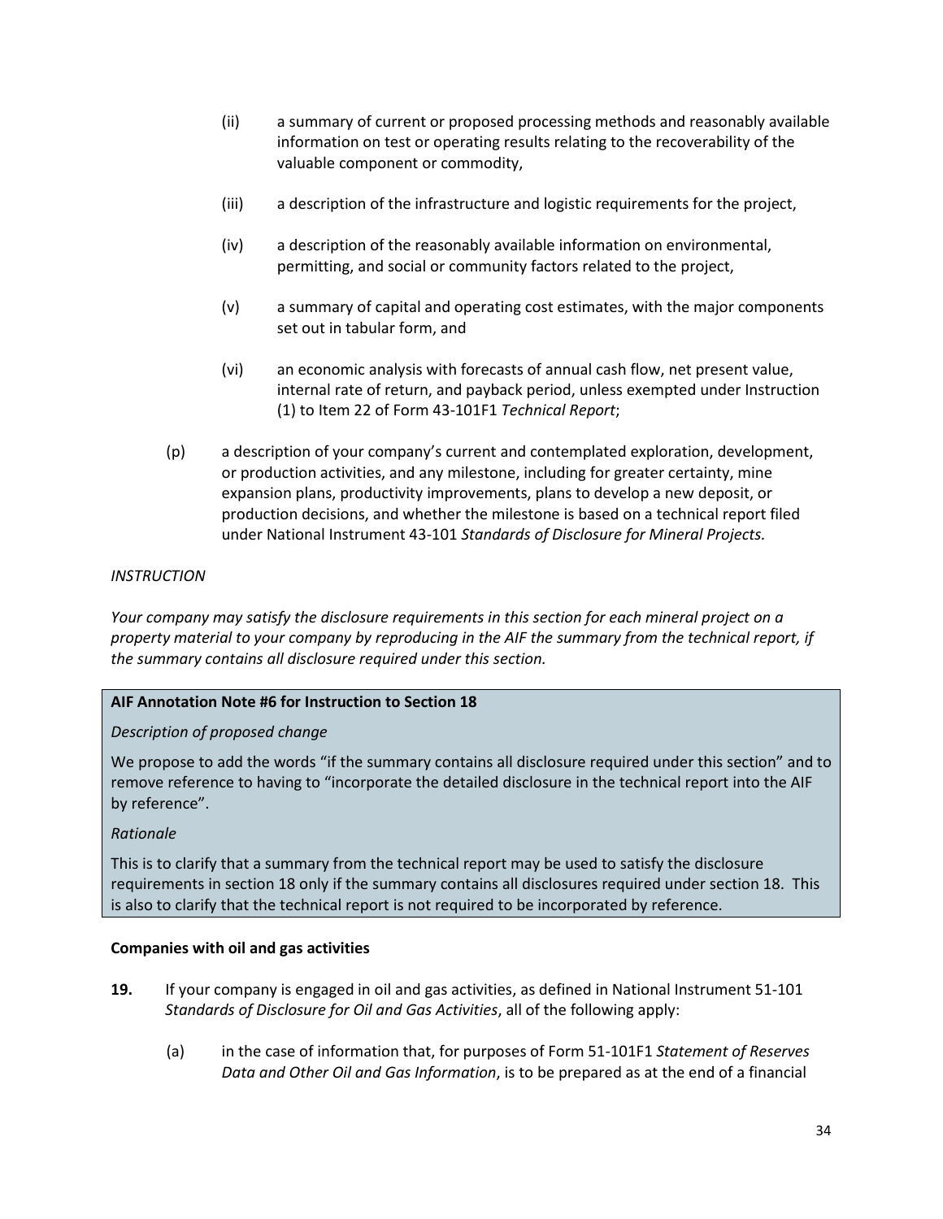(ii) a summary of current or proposed processing methods and reasonably available information on test or operating results relating to the recoverability of the valuable component or commodity,

(iii) a description of the infrastructure and logistic requirements for the project,

(iv) a description of the reasonably available information on environmental, permitting, and social or community factors related to the project,

(v) a summary of capital and operating cost estimates, with the major components set out in tabular form, and

(vi) an economic analysis with forecasts of annual cash flow, net present value, internal rate of return, and payback period, unless exempted under Instruction (1) to Item 22 of Form 43-101F1 *Technical Report*;

(p) a description of your company's current and contemplated exploration, development, or production activities, and any milestone, including for greater certainty, mine expansion plans, productivity improvements, plans to develop a new deposit, or production decisions, and whether the milestone is based on a technical report filed under National Instrument 43-101 *Standards of Disclosure for Mineral Projects.*

*INSTRUCTION*

*Your company may satisfy the disclosure requirements in this section for each mineral project on a property material to your company by reproducing in the AIF the summary from the technical report, if the summary contains all disclosure required under this section.*

> **AIF Annotation Note #6 for Instruction to Section 18**
>
> *Description of proposed change*
>
> We propose to add the words "if the summary contains all disclosure required under this section" and to remove reference to having to "incorporate the detailed disclosure in the technical report into the AIF by reference".
>
> *Rationale*
>
> This is to clarify that a summary from the technical report may be used to satisfy the disclosure requirements in section 18 only if the summary contains all disclosures required under section 18. This is also to clarify that the technical report is not required to be incorporated by reference.

**Companies with oil and gas activities**

**19.** If your company is engaged in oil and gas activities, as defined in National Instrument 51-101 *Standards of Disclosure for Oil and Gas Activities*, all of the following apply:

(a) in the case of information that, for purposes of Form 51-101F1 *Statement of Reserves Data and Other Oil and Gas Information*, is to be prepared as at the end of a financial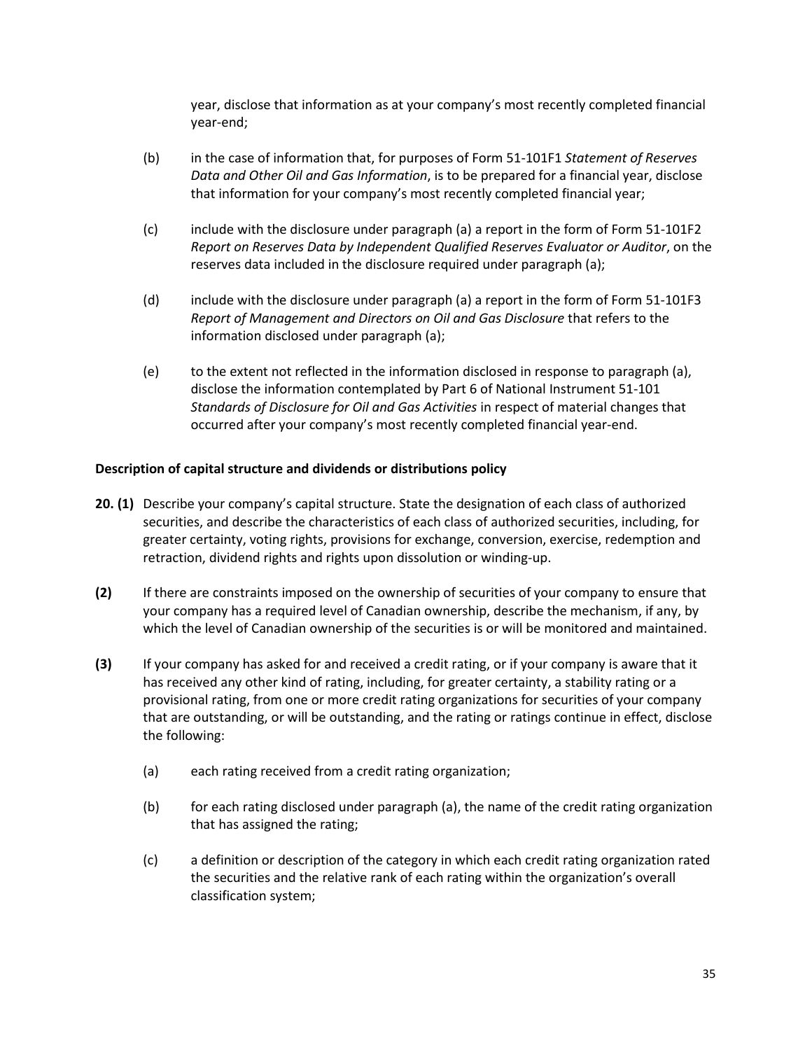year, disclose that information as at your company's most recently completed financial year-end;

(b) in the case of information that, for purposes of Form 51-101F1 *Statement of Reserves Data and Other Oil and Gas Information*, is to be prepared for a financial year, disclose that information for your company's most recently completed financial year;

(c) include with the disclosure under paragraph (a) a report in the form of Form 51-101F2 *Report on Reserves Data by Independent Qualified Reserves Evaluator or Auditor*, on the reserves data included in the disclosure required under paragraph (a);

(d) include with the disclosure under paragraph (a) a report in the form of Form 51-101F3 *Report of Management and Directors on Oil and Gas Disclosure* that refers to the information disclosed under paragraph (a);

(e) to the extent not reflected in the information disclosed in response to paragraph (a), disclose the information contemplated by Part 6 of National Instrument 51-101 *Standards of Disclosure for Oil and Gas Activities* in respect of material changes that occurred after your company's most recently completed financial year-end.

**Description of capital structure and dividends or distributions policy**

**20. (1)** Describe your company's capital structure. State the designation of each class of authorized securities, and describe the characteristics of each class of authorized securities, including, for greater certainty, voting rights, provisions for exchange, conversion, exercise, redemption and retraction, dividend rights and rights upon dissolution or winding-up.

**(2)** If there are constraints imposed on the ownership of securities of your company to ensure that your company has a required level of Canadian ownership, describe the mechanism, if any, by which the level of Canadian ownership of the securities is or will be monitored and maintained.

**(3)** If your company has asked for and received a credit rating, or if your company is aware that it has received any other kind of rating, including, for greater certainty, a stability rating or a provisional rating, from one or more credit rating organizations for securities of your company that are outstanding, or will be outstanding, and the rating or ratings continue in effect, disclose the following:

(a) each rating received from a credit rating organization;

(b) for each rating disclosed under paragraph (a), the name of the credit rating organization that has assigned the rating;

(c) a definition or description of the category in which each credit rating organization rated the securities and the relative rank of each rating within the organization's overall classification system;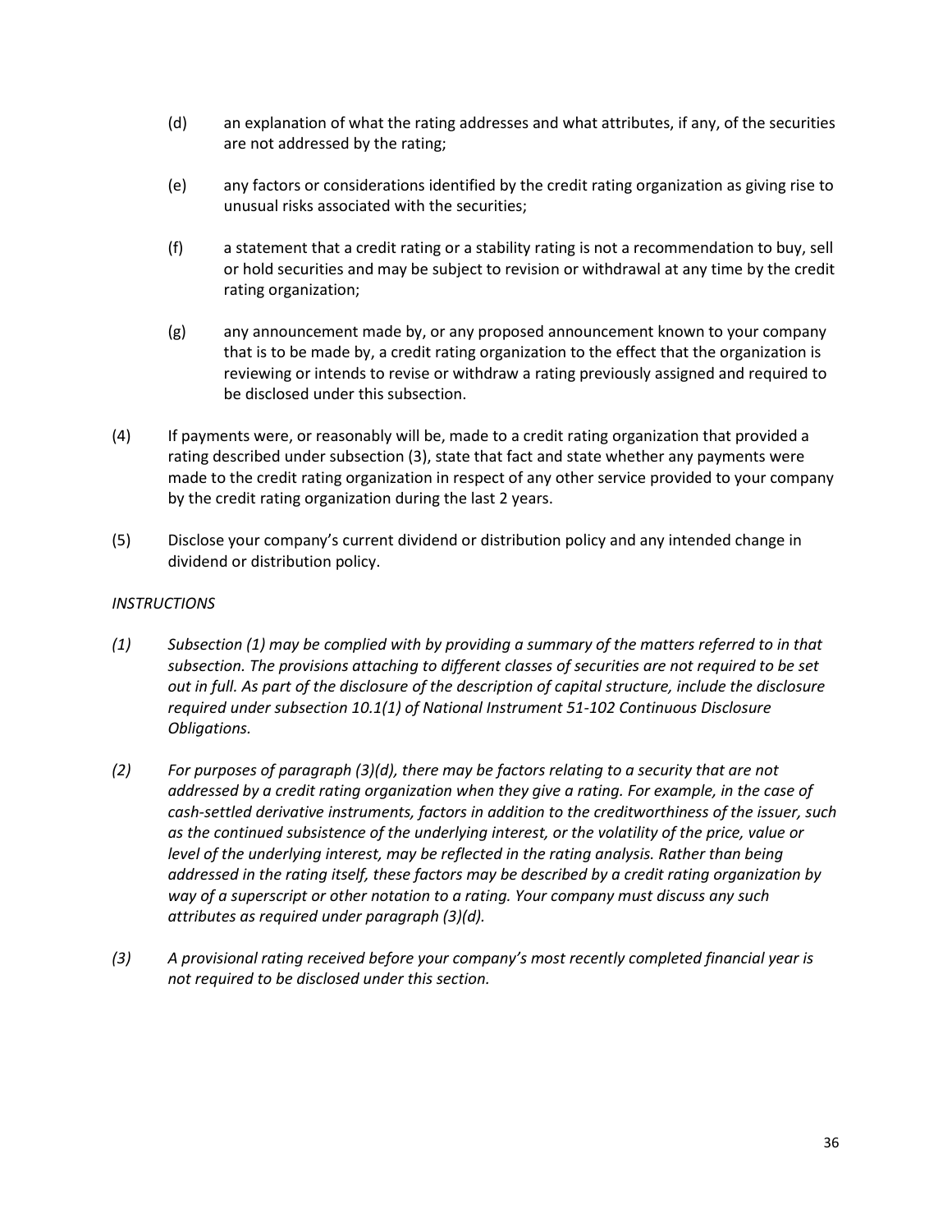(d) an explanation of what the rating addresses and what attributes, if any, of the securities are not addressed by the rating;

(e) any factors or considerations identified by the credit rating organization as giving rise to unusual risks associated with the securities;

(f) a statement that a credit rating or a stability rating is not a recommendation to buy, sell or hold securities and may be subject to revision or withdrawal at any time by the credit rating organization;

(g) any announcement made by, or any proposed announcement known to your company that is to be made by, a credit rating organization to the effect that the organization is reviewing or intends to revise or withdraw a rating previously assigned and required to be disclosed under this subsection.

(4) If payments were, or reasonably will be, made to a credit rating organization that provided a rating described under subsection (3), state that fact and state whether any payments were made to the credit rating organization in respect of any other service provided to your company by the credit rating organization during the last 2 years.

(5) Disclose your company's current dividend or distribution policy and any intended change in dividend or distribution policy.

*INSTRUCTIONS*

*(1) Subsection (1) may be complied with by providing a summary of the matters referred to in that subsection. The provisions attaching to different classes of securities are not required to be set out in full. As part of the disclosure of the description of capital structure, include the disclosure required under subsection 10.1(1) of National Instrument 51-102 Continuous Disclosure Obligations.*

*(2) For purposes of paragraph (3)(d), there may be factors relating to a security that are not addressed by a credit rating organization when they give a rating. For example, in the case of cash-settled derivative instruments, factors in addition to the creditworthiness of the issuer, such as the continued subsistence of the underlying interest, or the volatility of the price, value or level of the underlying interest, may be reflected in the rating analysis. Rather than being addressed in the rating itself, these factors may be described by a credit rating organization by way of a superscript or other notation to a rating. Your company must discuss any such attributes as required under paragraph (3)(d).*

*(3) A provisional rating received before your company's most recently completed financial year is not required to be disclosed under this section.*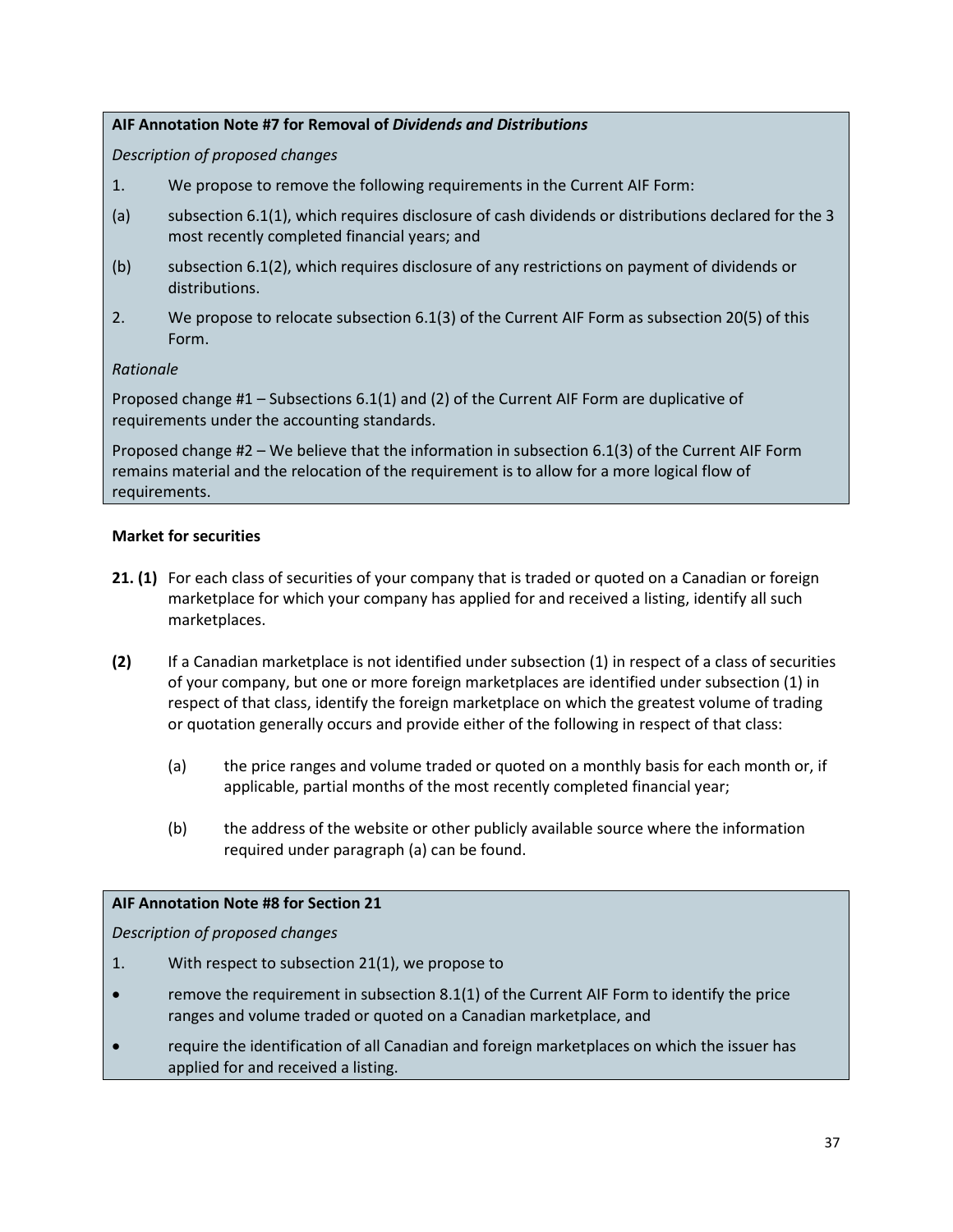**AIF Annotation Note #7 for Removal of *Dividends and Distributions***

*Description of proposed changes*

1. We propose to remove the following requirements in the Current AIF Form:

(a) subsection 6.1(1), which requires disclosure of cash dividends or distributions declared for the 3 most recently completed financial years; and

(b) subsection 6.1(2), which requires disclosure of any restrictions on payment of dividends or distributions.

2. We propose to relocate subsection 6.1(3) of the Current AIF Form as subsection 20(5) of this Form.

*Rationale*

Proposed change #1 – Subsections 6.1(1) and (2) of the Current AIF Form are duplicative of requirements under the accounting standards.

Proposed change #2 – We believe that the information in subsection 6.1(3) of the Current AIF Form remains material and the relocation of the requirement is to allow for a more logical flow of requirements.

**Market for securities**

**21. (1)** For each class of securities of your company that is traded or quoted on a Canadian or foreign marketplace for which your company has applied for and received a listing, identify all such marketplaces.

**(2)** If a Canadian marketplace is not identified under subsection (1) in respect of a class of securities of your company, but one or more foreign marketplaces are identified under subsection (1) in respect of that class, identify the foreign marketplace on which the greatest volume of trading or quotation generally occurs and provide either of the following in respect of that class:

(a) the price ranges and volume traded or quoted on a monthly basis for each month or, if applicable, partial months of the most recently completed financial year;

(b) the address of the website or other publicly available source where the information required under paragraph (a) can be found.

**AIF Annotation Note #8 for Section 21**

*Description of proposed changes*

1. With respect to subsection 21(1), we propose to

- remove the requirement in subsection 8.1(1) of the Current AIF Form to identify the price ranges and volume traded or quoted on a Canadian marketplace, and
- require the identification of all Canadian and foreign marketplaces on which the issuer has applied for and received a listing.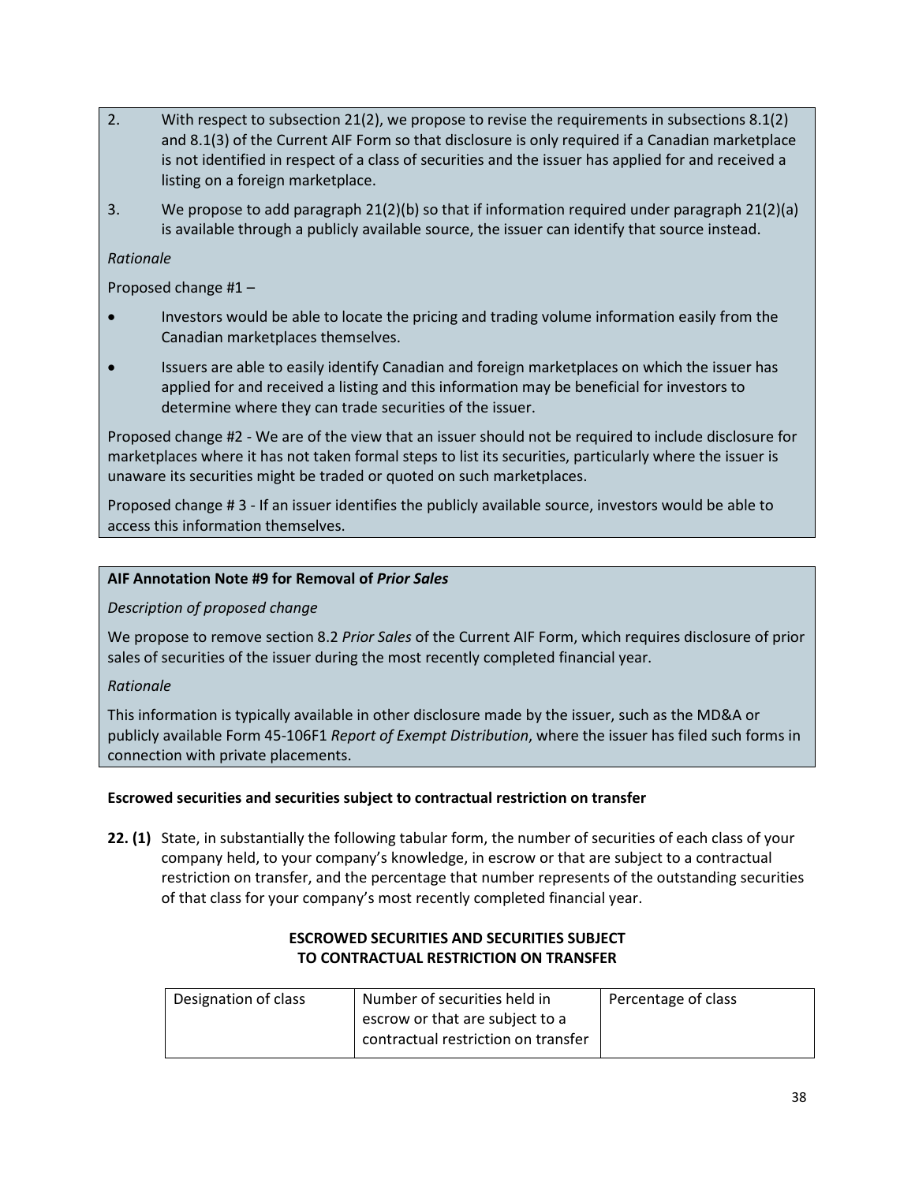2. With respect to subsection 21(2), we propose to revise the requirements in subsections 8.1(2) and 8.1(3) of the Current AIF Form so that disclosure is only required if a Canadian marketplace is not identified in respect of a class of securities and the issuer has applied for and received a listing on a foreign marketplace.

3. We propose to add paragraph 21(2)(b) so that if information required under paragraph 21(2)(a) is available through a publicly available source, the issuer can identify that source instead.

*Rationale*

Proposed change #1 –

- Investors would be able to locate the pricing and trading volume information easily from the Canadian marketplaces themselves.
- Issuers are able to easily identify Canadian and foreign marketplaces on which the issuer has applied for and received a listing and this information may be beneficial for investors to determine where they can trade securities of the issuer.

Proposed change #2 - We are of the view that an issuer should not be required to include disclosure for marketplaces where it has not taken formal steps to list its securities, particularly where the issuer is unaware its securities might be traded or quoted on such marketplaces.

Proposed change # 3 - If an issuer identifies the publicly available source, investors would be able to access this information themselves.

**AIF Annotation Note #9 for Removal of *Prior Sales***

*Description of proposed change*

We propose to remove section 8.2 *Prior Sales* of the Current AIF Form, which requires disclosure of prior sales of securities of the issuer during the most recently completed financial year.

*Rationale*

This information is typically available in other disclosure made by the issuer, such as the MD&A or publicly available Form 45-106F1 *Report of Exempt Distribution*, where the issuer has filed such forms in connection with private placements.

**Escrowed securities and securities subject to contractual restriction on transfer**

**22. (1)** State, in substantially the following tabular form, the number of securities of each class of your company held, to your company's knowledge, in escrow or that are subject to a contractual restriction on transfer, and the percentage that number represents of the outstanding securities of that class for your company's most recently completed financial year.

**ESCROWED SECURITIES AND SECURITIES SUBJECT TO CONTRACTUAL RESTRICTION ON TRANSFER**

| Designation of class | Number of securities held in escrow or that are subject to a contractual restriction on transfer | Percentage of class |
|---|---|---|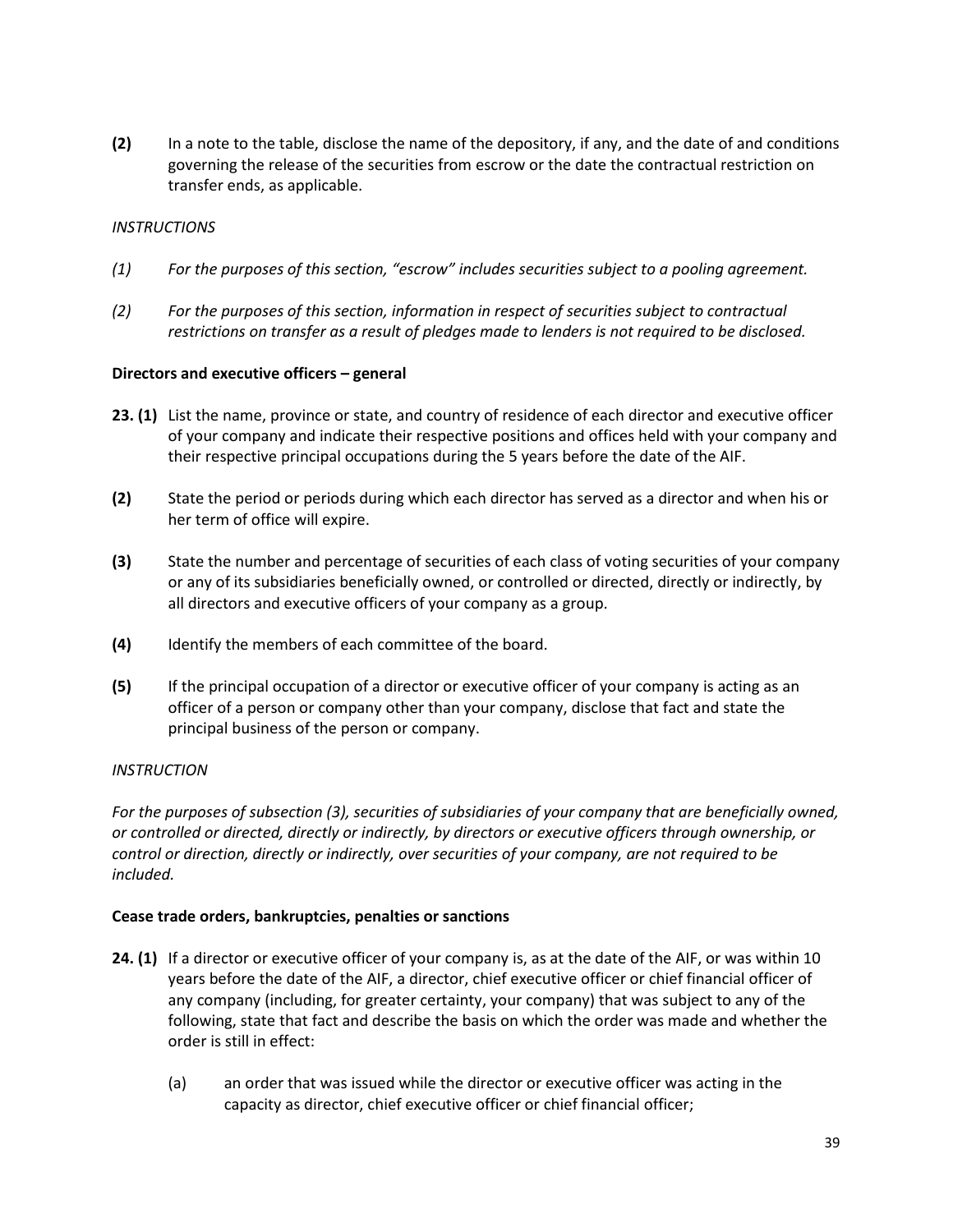**(2)** In a note to the table, disclose the name of the depository, if any, and the date of and conditions governing the release of the securities from escrow or the date the contractual restriction on transfer ends, as applicable.

*INSTRUCTIONS*

*(1) For the purposes of this section, "escrow" includes securities subject to a pooling agreement.*

*(2) For the purposes of this section, information in respect of securities subject to contractual restrictions on transfer as a result of pledges made to lenders is not required to be disclosed.*

**Directors and executive officers – general**

**23. (1)** List the name, province or state, and country of residence of each director and executive officer of your company and indicate their respective positions and offices held with your company and their respective principal occupations during the 5 years before the date of the AIF.

**(2)** State the period or periods during which each director has served as a director and when his or her term of office will expire.

**(3)** State the number and percentage of securities of each class of voting securities of your company or any of its subsidiaries beneficially owned, or controlled or directed, directly or indirectly, by all directors and executive officers of your company as a group.

**(4)** Identify the members of each committee of the board.

**(5)** If the principal occupation of a director or executive officer of your company is acting as an officer of a person or company other than your company, disclose that fact and state the principal business of the person or company.

*INSTRUCTION*

*For the purposes of subsection (3), securities of subsidiaries of your company that are beneficially owned, or controlled or directed, directly or indirectly, by directors or executive officers through ownership, or control or direction, directly or indirectly, over securities of your company, are not required to be included.*

**Cease trade orders, bankruptcies, penalties or sanctions**

**24. (1)** If a director or executive officer of your company is, as at the date of the AIF, or was within 10 years before the date of the AIF, a director, chief executive officer or chief financial officer of any company (including, for greater certainty, your company) that was subject to any of the following, state that fact and describe the basis on which the order was made and whether the order is still in effect:

(a) an order that was issued while the director or executive officer was acting in the capacity as director, chief executive officer or chief financial officer;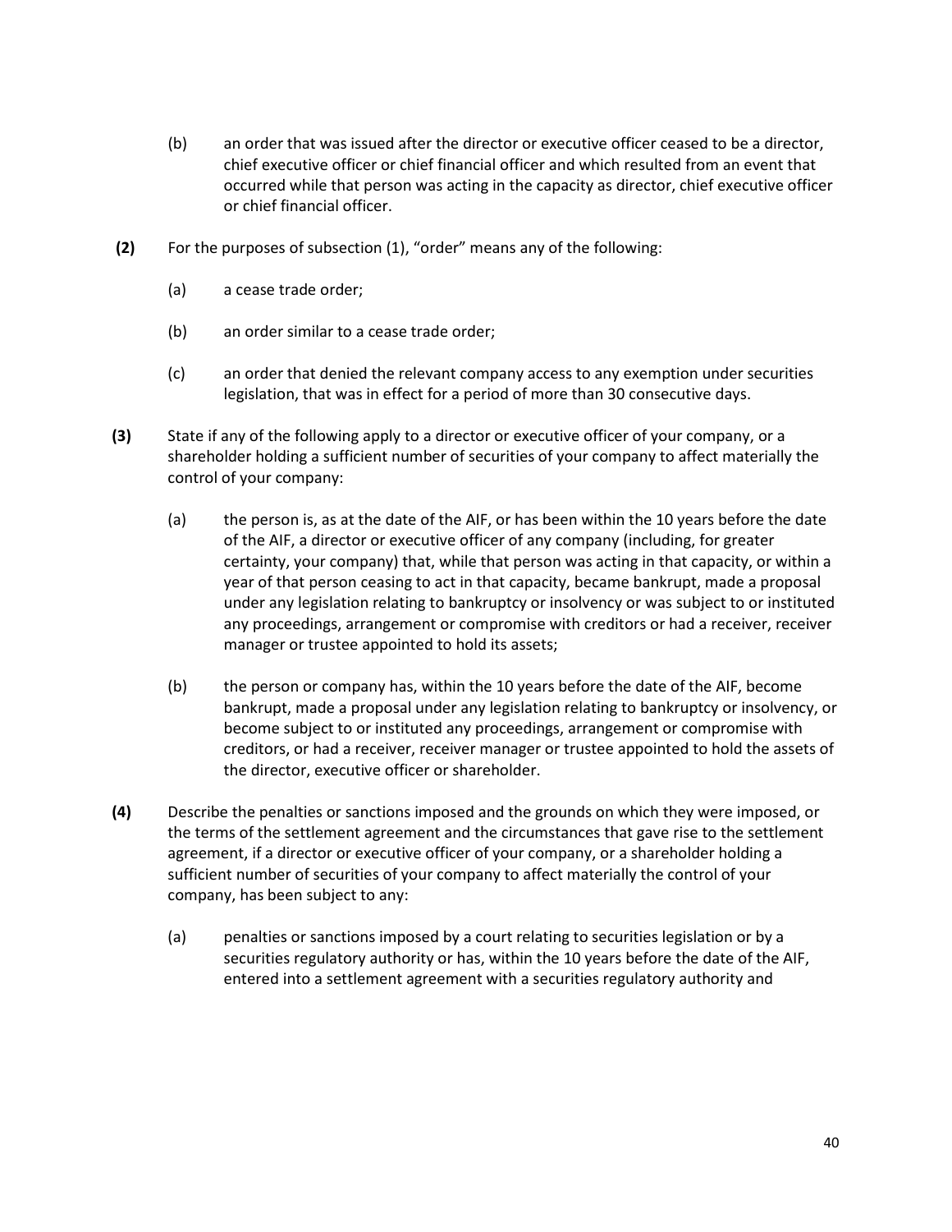(b) an order that was issued after the director or executive officer ceased to be a director, chief executive officer or chief financial officer and which resulted from an event that occurred while that person was acting in the capacity as director, chief executive officer or chief financial officer.

**(2)** For the purposes of subsection (1), "order" means any of the following:

(a) a cease trade order;

(b) an order similar to a cease trade order;

(c) an order that denied the relevant company access to any exemption under securities legislation, that was in effect for a period of more than 30 consecutive days.

**(3)** State if any of the following apply to a director or executive officer of your company, or a shareholder holding a sufficient number of securities of your company to affect materially the control of your company:

(a) the person is, as at the date of the AIF, or has been within the 10 years before the date of the AIF, a director or executive officer of any company (including, for greater certainty, your company) that, while that person was acting in that capacity, or within a year of that person ceasing to act in that capacity, became bankrupt, made a proposal under any legislation relating to bankruptcy or insolvency or was subject to or instituted any proceedings, arrangement or compromise with creditors or had a receiver, receiver manager or trustee appointed to hold its assets;

(b) the person or company has, within the 10 years before the date of the AIF, become bankrupt, made a proposal under any legislation relating to bankruptcy or insolvency, or become subject to or instituted any proceedings, arrangement or compromise with creditors, or had a receiver, receiver manager or trustee appointed to hold the assets of the director, executive officer or shareholder.

**(4)** Describe the penalties or sanctions imposed and the grounds on which they were imposed, or the terms of the settlement agreement and the circumstances that gave rise to the settlement agreement, if a director or executive officer of your company, or a shareholder holding a sufficient number of securities of your company to affect materially the control of your company, has been subject to any:

(a) penalties or sanctions imposed by a court relating to securities legislation or by a securities regulatory authority or has, within the 10 years before the date of the AIF, entered into a settlement agreement with a securities regulatory authority and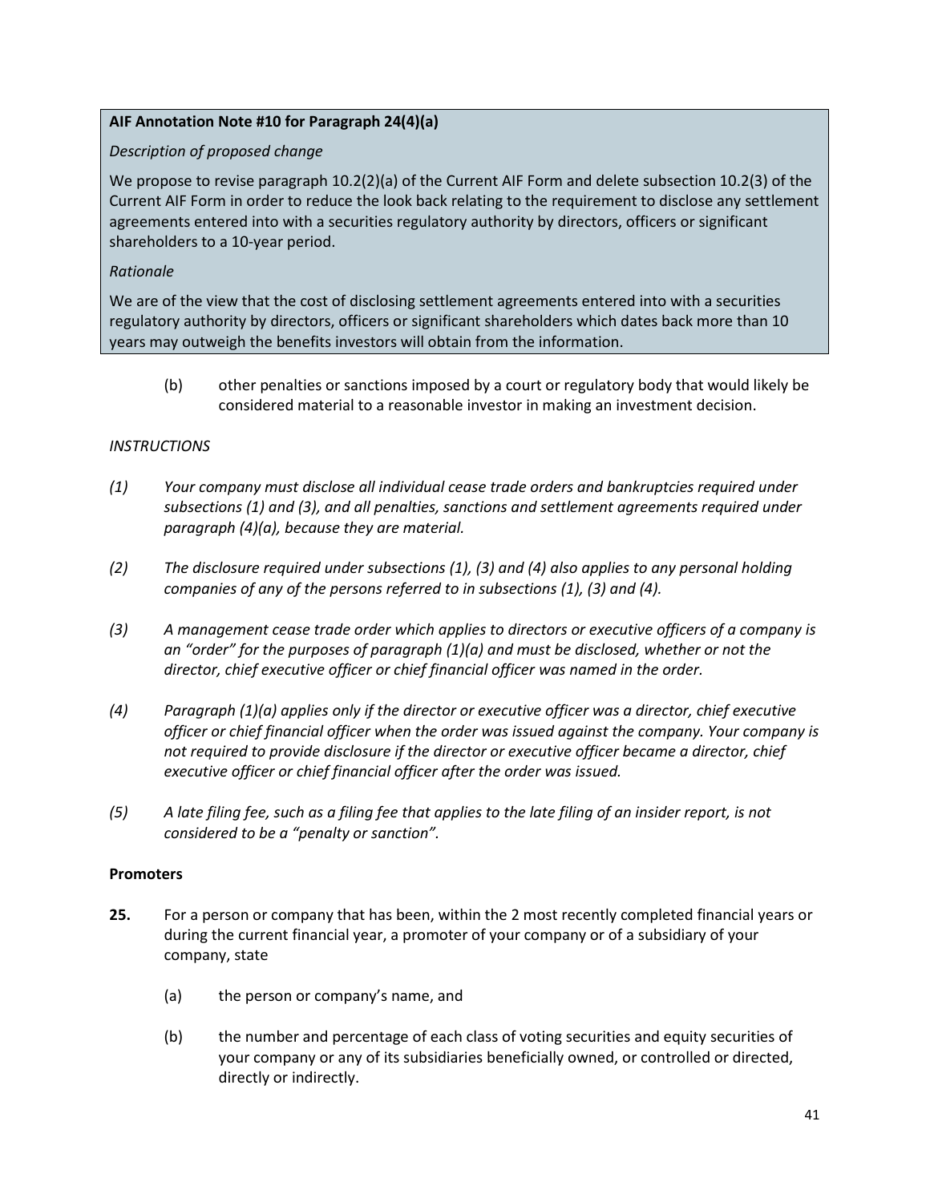**AIF Annotation Note #10 for Paragraph 24(4)(a)**

*Description of proposed change*

We propose to revise paragraph 10.2(2)(a) of the Current AIF Form and delete subsection 10.2(3) of the Current AIF Form in order to reduce the look back relating to the requirement to disclose any settlement agreements entered into with a securities regulatory authority by directors, officers or significant shareholders to a 10-year period.

*Rationale*

We are of the view that the cost of disclosing settlement agreements entered into with a securities regulatory authority by directors, officers or significant shareholders which dates back more than 10 years may outweigh the benefits investors will obtain from the information.

(b) other penalties or sanctions imposed by a court or regulatory body that would likely be considered material to a reasonable investor in making an investment decision.

*INSTRUCTIONS*

*(1) Your company must disclose all individual cease trade orders and bankruptcies required under subsections (1) and (3), and all penalties, sanctions and settlement agreements required under paragraph (4)(a), because they are material.*

*(2) The disclosure required under subsections (1), (3) and (4) also applies to any personal holding companies of any of the persons referred to in subsections (1), (3) and (4).*

*(3) A management cease trade order which applies to directors or executive officers of a company is an "order" for the purposes of paragraph (1)(a) and must be disclosed, whether or not the director, chief executive officer or chief financial officer was named in the order.*

*(4) Paragraph (1)(a) applies only if the director or executive officer was a director, chief executive officer or chief financial officer when the order was issued against the company. Your company is not required to provide disclosure if the director or executive officer became a director, chief executive officer or chief financial officer after the order was issued.*

*(5) A late filing fee, such as a filing fee that applies to the late filing of an insider report, is not considered to be a "penalty or sanction".*

**Promoters**

**25.** For a person or company that has been, within the 2 most recently completed financial years or during the current financial year, a promoter of your company or of a subsidiary of your company, state

(a) the person or company's name, and

(b) the number and percentage of each class of voting securities and equity securities of your company or any of its subsidiaries beneficially owned, or controlled or directed, directly or indirectly.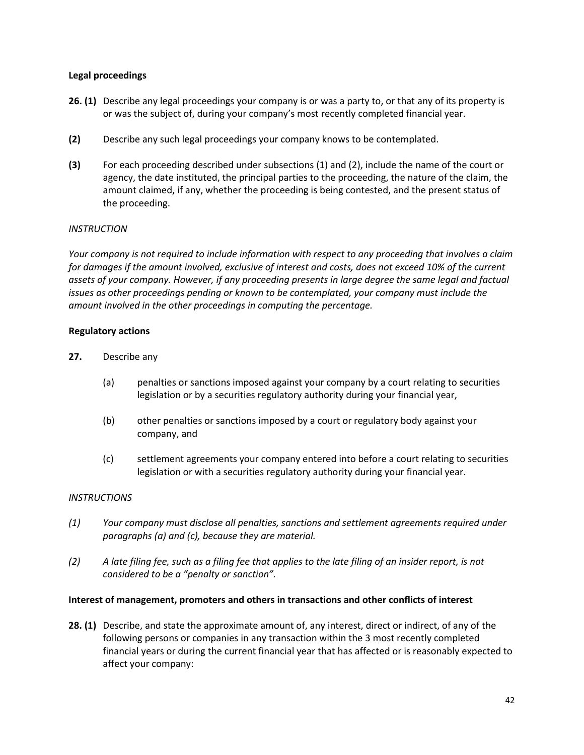**Legal proceedings**

**26. (1)** Describe any legal proceedings your company is or was a party to, or that any of its property is or was the subject of, during your company's most recently completed financial year.

**(2)** Describe any such legal proceedings your company knows to be contemplated.

**(3)** For each proceeding described under subsections (1) and (2), include the name of the court or agency, the date instituted, the principal parties to the proceeding, the nature of the claim, the amount claimed, if any, whether the proceeding is being contested, and the present status of the proceeding.

*INSTRUCTION*

*Your company is not required to include information with respect to any proceeding that involves a claim for damages if the amount involved, exclusive of interest and costs, does not exceed 10% of the current assets of your company. However, if any proceeding presents in large degree the same legal and factual issues as other proceedings pending or known to be contemplated, your company must include the amount involved in the other proceedings in computing the percentage.*

**Regulatory actions**

**27.** Describe any

(a) penalties or sanctions imposed against your company by a court relating to securities legislation or by a securities regulatory authority during your financial year,

(b) other penalties or sanctions imposed by a court or regulatory body against your company, and

(c) settlement agreements your company entered into before a court relating to securities legislation or with a securities regulatory authority during your financial year.

*INSTRUCTIONS*

*(1) Your company must disclose all penalties, sanctions and settlement agreements required under paragraphs (a) and (c), because they are material.*

*(2) A late filing fee, such as a filing fee that applies to the late filing of an insider report, is not considered to be a "penalty or sanction".*

**Interest of management, promoters and others in transactions and other conflicts of interest**

**28. (1)** Describe, and state the approximate amount of, any interest, direct or indirect, of any of the following persons or companies in any transaction within the 3 most recently completed financial years or during the current financial year that has affected or is reasonably expected to affect your company: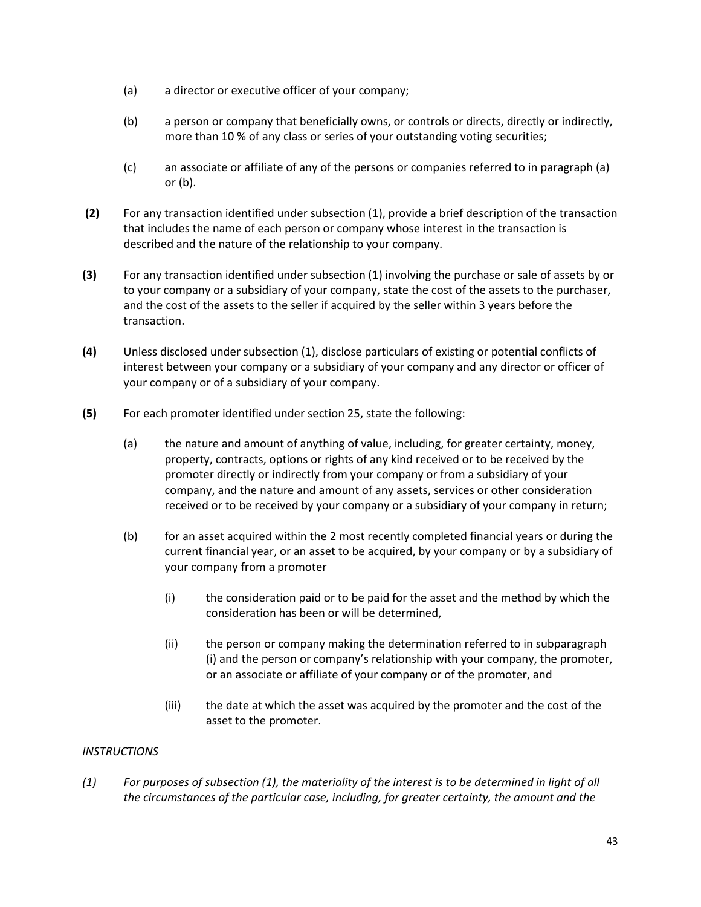(a) a director or executive officer of your company;

(b) a person or company that beneficially owns, or controls or directs, directly or indirectly, more than 10 % of any class or series of your outstanding voting securities;

(c) an associate or affiliate of any of the persons or companies referred to in paragraph (a) or (b).

**(2)** For any transaction identified under subsection (1), provide a brief description of the transaction that includes the name of each person or company whose interest in the transaction is described and the nature of the relationship to your company.

**(3)** For any transaction identified under subsection (1) involving the purchase or sale of assets by or to your company or a subsidiary of your company, state the cost of the assets to the purchaser, and the cost of the assets to the seller if acquired by the seller within 3 years before the transaction.

**(4)** Unless disclosed under subsection (1), disclose particulars of existing or potential conflicts of interest between your company or a subsidiary of your company and any director or officer of your company or of a subsidiary of your company.

**(5)** For each promoter identified under section 25, state the following:

(a) the nature and amount of anything of value, including, for greater certainty, money, property, contracts, options or rights of any kind received or to be received by the promoter directly or indirectly from your company or from a subsidiary of your company, and the nature and amount of any assets, services or other consideration received or to be received by your company or a subsidiary of your company in return;

(b) for an asset acquired within the 2 most recently completed financial years or during the current financial year, or an asset to be acquired, by your company or by a subsidiary of your company from a promoter

(i) the consideration paid or to be paid for the asset and the method by which the consideration has been or will be determined,

(ii) the person or company making the determination referred to in subparagraph (i) and the person or company's relationship with your company, the promoter, or an associate or affiliate of your company or of the promoter, and

(iii) the date at which the asset was acquired by the promoter and the cost of the asset to the promoter.

*INSTRUCTIONS*

*(1) For purposes of subsection (1), the materiality of the interest is to be determined in light of all the circumstances of the particular case, including, for greater certainty, the amount and the*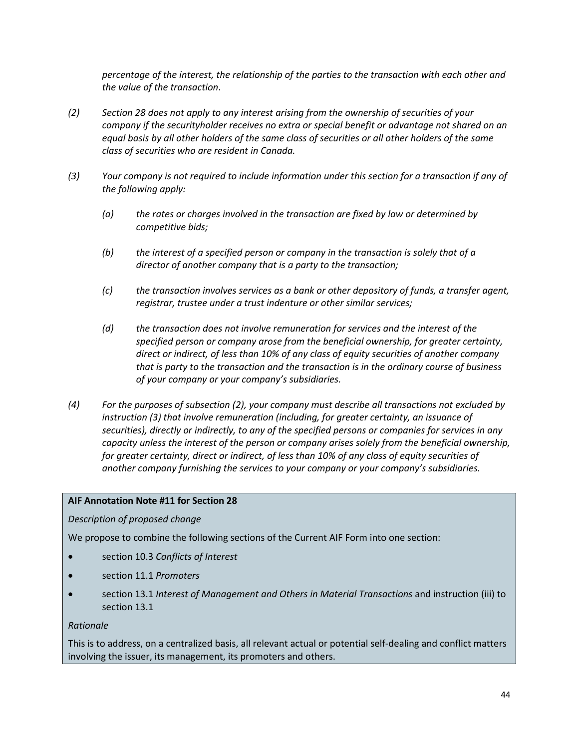*percentage of the interest, the relationship of the parties to the transaction with each other and the value of the transaction*.

*(2) Section 28 does not apply to any interest arising from the ownership of securities of your company if the securityholder receives no extra or special benefit or advantage not shared on an equal basis by all other holders of the same class of securities or all other holders of the same class of securities who are resident in Canada.*

*(3) Your company is not required to include information under this section for a transaction if any of the following apply:*

*(a) the rates or charges involved in the transaction are fixed by law or determined by competitive bids;*

*(b) the interest of a specified person or company in the transaction is solely that of a director of another company that is a party to the transaction;*

*(c) the transaction involves services as a bank or other depository of funds, a transfer agent, registrar, trustee under a trust indenture or other similar services;*

*(d) the transaction does not involve remuneration for services and the interest of the specified person or company arose from the beneficial ownership, for greater certainty, direct or indirect, of less than 10% of any class of equity securities of another company that is party to the transaction and the transaction is in the ordinary course of business of your company or your company's subsidiaries.*

*(4) For the purposes of subsection (2), your company must describe all transactions not excluded by instruction (3) that involve remuneration (including, for greater certainty, an issuance of securities), directly or indirectly, to any of the specified persons or companies for services in any capacity unless the interest of the person or company arises solely from the beneficial ownership, for greater certainty, direct or indirect, of less than 10% of any class of equity securities of another company furnishing the services to your company or your company's subsidiaries.*

**AIF Annotation Note #11 for Section 28**

*Description of proposed change*

We propose to combine the following sections of the Current AIF Form into one section:

- section 10.3 *Conflicts of Interest*
- section 11.1 *Promoters*
- section 13.1 *Interest of Management and Others in Material Transactions* and instruction (iii) to section 13.1

*Rationale*

This is to address, on a centralized basis, all relevant actual or potential self-dealing and conflict matters involving the issuer, its management, its promoters and others.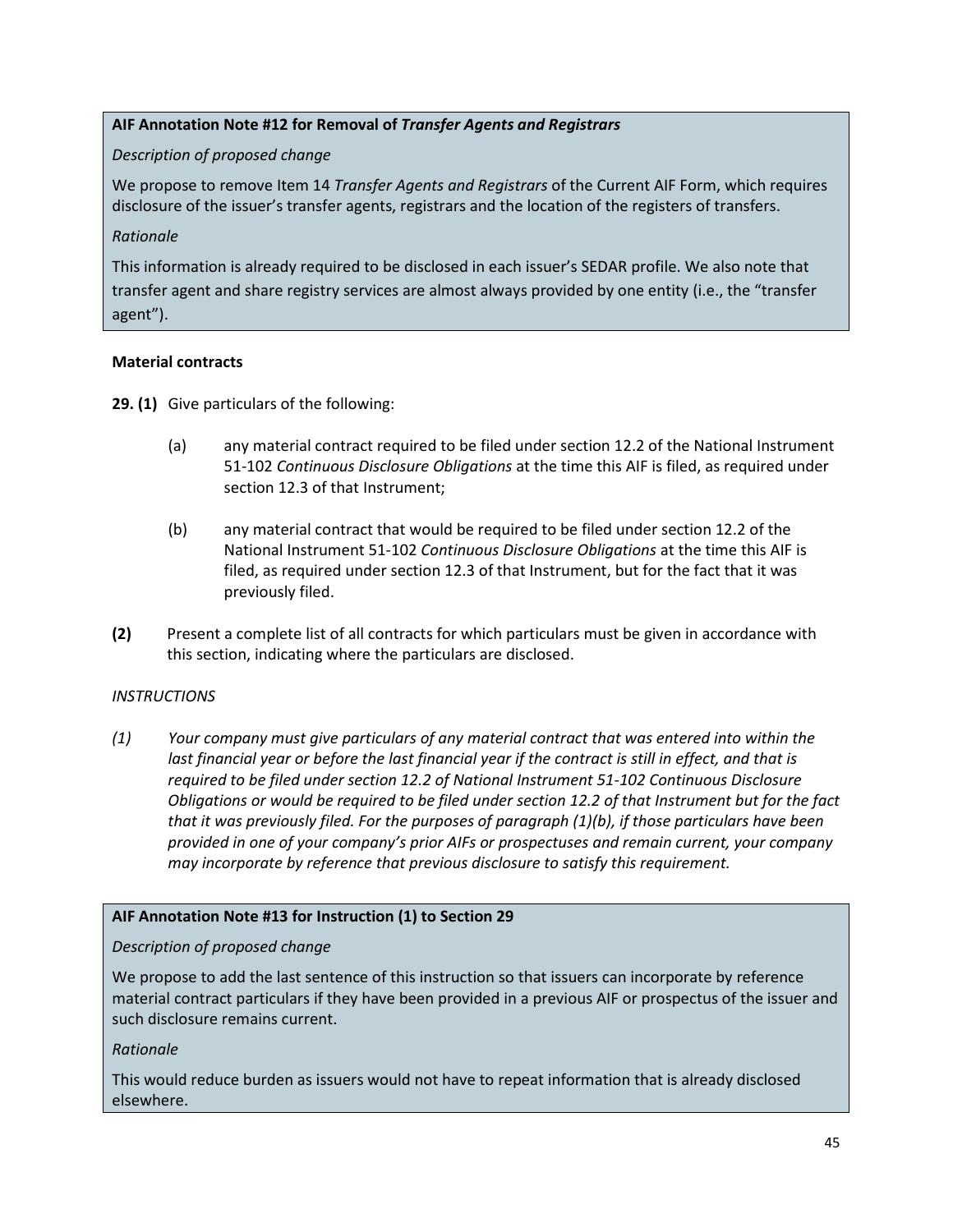**AIF Annotation Note #12 for Removal of *Transfer Agents and Registrars***

*Description of proposed change*

We propose to remove Item 14 *Transfer Agents and Registrars* of the Current AIF Form, which requires disclosure of the issuer's transfer agents, registrars and the location of the registers of transfers.

*Rationale*

This information is already required to be disclosed in each issuer's SEDAR profile. We also note that transfer agent and share registry services are almost always provided by one entity (i.e., the "transfer agent").

**Material contracts**

**29. (1)** Give particulars of the following:

(a) any material contract required to be filed under section 12.2 of the National Instrument 51-102 *Continuous Disclosure Obligations* at the time this AIF is filed, as required under section 12.3 of that Instrument;

(b) any material contract that would be required to be filed under section 12.2 of the National Instrument 51-102 *Continuous Disclosure Obligations* at the time this AIF is filed, as required under section 12.3 of that Instrument, but for the fact that it was previously filed.

**(2)** Present a complete list of all contracts for which particulars must be given in accordance with this section, indicating where the particulars are disclosed.

*INSTRUCTIONS*

*(1) Your company must give particulars of any material contract that was entered into within the last financial year or before the last financial year if the contract is still in effect, and that is required to be filed under section 12.2 of National Instrument 51-102 Continuous Disclosure Obligations or would be required to be filed under section 12.2 of that Instrument but for the fact that it was previously filed. For the purposes of paragraph (1)(b), if those particulars have been provided in one of your company's prior AIFs or prospectuses and remain current, your company may incorporate by reference that previous disclosure to satisfy this requirement.*

**AIF Annotation Note #13 for Instruction (1) to Section 29**

*Description of proposed change*

We propose to add the last sentence of this instruction so that issuers can incorporate by reference material contract particulars if they have been provided in a previous AIF or prospectus of the issuer and such disclosure remains current.

*Rationale*

This would reduce burden as issuers would not have to repeat information that is already disclosed elsewhere.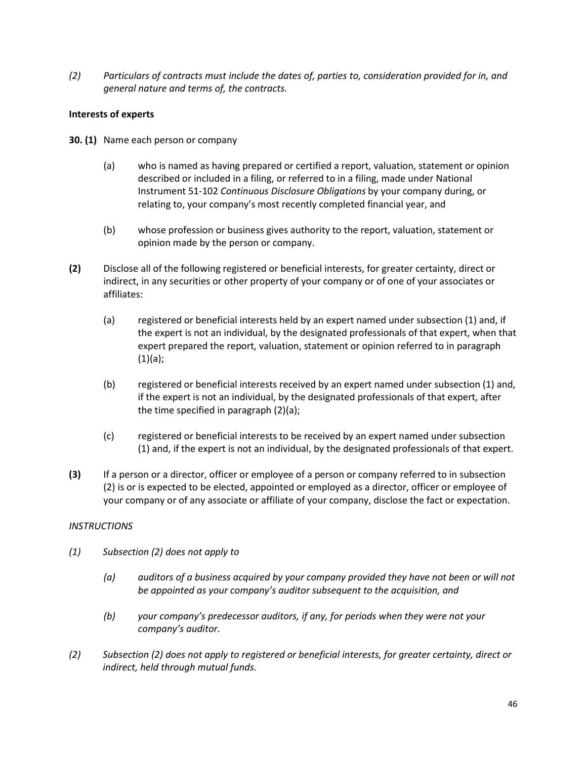*(2) Particulars of contracts must include the dates of, parties to, consideration provided for in, and general nature and terms of, the contracts.*

**Interests of experts**

**30. (1)** Name each person or company

(a) who is named as having prepared or certified a report, valuation, statement or opinion described or included in a filing, or referred to in a filing, made under National Instrument 51-102 *Continuous Disclosure Obligations* by your company during, or relating to, your company's most recently completed financial year, and

(b) whose profession or business gives authority to the report, valuation, statement or opinion made by the person or company.

**(2)** Disclose all of the following registered or beneficial interests, for greater certainty, direct or indirect, in any securities or other property of your company or of one of your associates or affiliates:

(a) registered or beneficial interests held by an expert named under subsection (1) and, if the expert is not an individual, by the designated professionals of that expert, when that expert prepared the report, valuation, statement or opinion referred to in paragraph (1)(a);

(b) registered or beneficial interests received by an expert named under subsection (1) and, if the expert is not an individual, by the designated professionals of that expert, after the time specified in paragraph (2)(a);

(c) registered or beneficial interests to be received by an expert named under subsection (1) and, if the expert is not an individual, by the designated professionals of that expert.

**(3)** If a person or a director, officer or employee of a person or company referred to in subsection (2) is or is expected to be elected, appointed or employed as a director, officer or employee of your company or of any associate or affiliate of your company, disclose the fact or expectation.

*INSTRUCTIONS*

*(1) Subsection (2) does not apply to*

*(a) auditors of a business acquired by your company provided they have not been or will not be appointed as your company's auditor subsequent to the acquisition, and*

*(b) your company's predecessor auditors, if any, for periods when they were not your company's auditor.*

*(2) Subsection (2) does not apply to registered or beneficial interests, for greater certainty, direct or indirect, held through mutual funds.*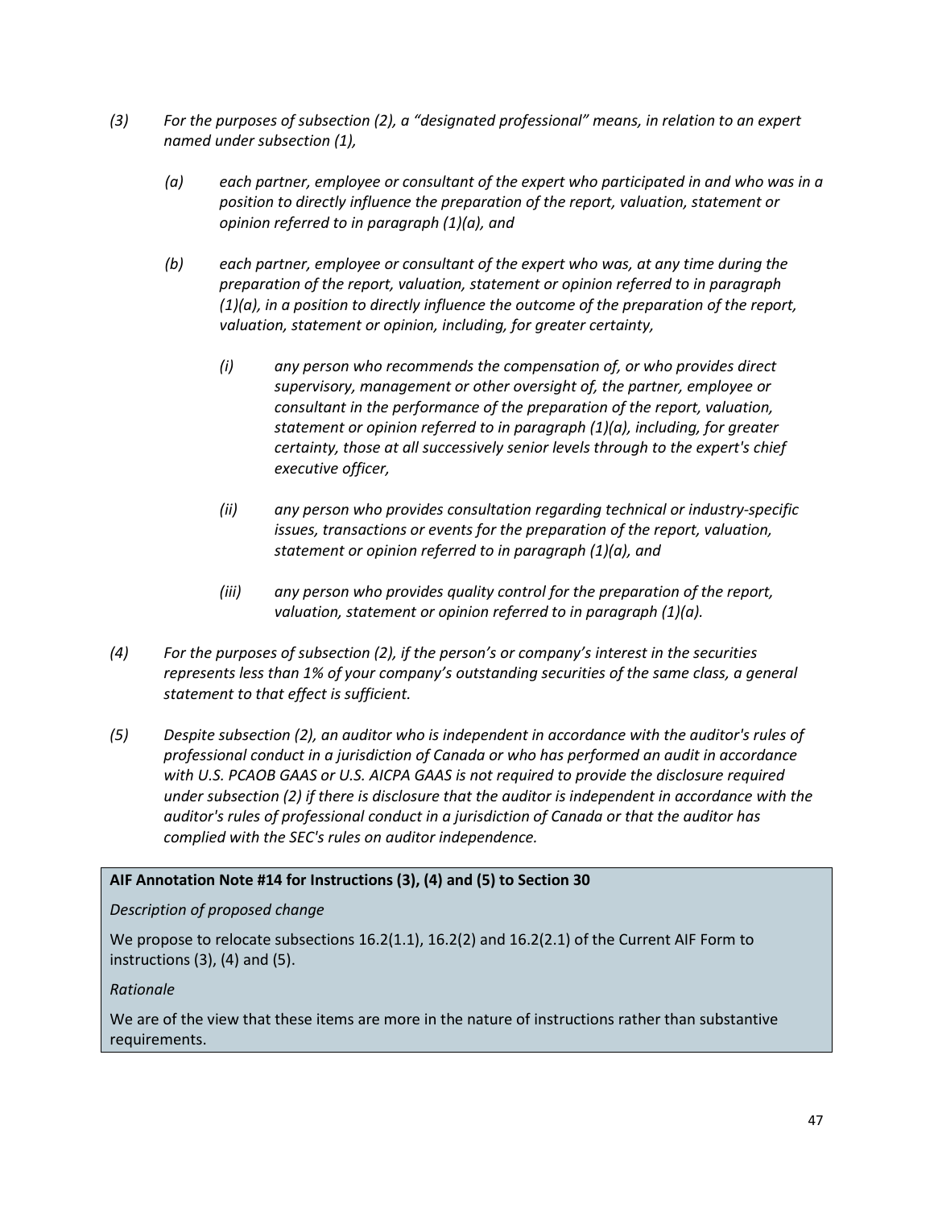*(3) For the purposes of subsection (2), a "designated professional" means, in relation to an expert named under subsection (1),*

*(a) each partner, employee or consultant of the expert who participated in and who was in a position to directly influence the preparation of the report, valuation, statement or opinion referred to in paragraph (1)(a), and*

*(b) each partner, employee or consultant of the expert who was, at any time during the preparation of the report, valuation, statement or opinion referred to in paragraph (1)(a), in a position to directly influence the outcome of the preparation of the report, valuation, statement or opinion, including, for greater certainty,*

*(i) any person who recommends the compensation of, or who provides direct supervisory, management or other oversight of, the partner, employee or consultant in the performance of the preparation of the report, valuation, statement or opinion referred to in paragraph (1)(a), including, for greater certainty, those at all successively senior levels through to the expert's chief executive officer,*

*(ii) any person who provides consultation regarding technical or industry-specific issues, transactions or events for the preparation of the report, valuation, statement or opinion referred to in paragraph (1)(a), and*

*(iii) any person who provides quality control for the preparation of the report, valuation, statement or opinion referred to in paragraph (1)(a).*

*(4) For the purposes of subsection (2), if the person's or company's interest in the securities represents less than 1% of your company's outstanding securities of the same class, a general statement to that effect is sufficient.*

*(5) Despite subsection (2), an auditor who is independent in accordance with the auditor's rules of professional conduct in a jurisdiction of Canada or who has performed an audit in accordance with U.S. PCAOB GAAS or U.S. AICPA GAAS is not required to provide the disclosure required under subsection (2) if there is disclosure that the auditor is independent in accordance with the auditor's rules of professional conduct in a jurisdiction of Canada or that the auditor has complied with the SEC's rules on auditor independence.*

**AIF Annotation Note #14 for Instructions (3), (4) and (5) to Section 30**

*Description of proposed change*

We propose to relocate subsections 16.2(1.1), 16.2(2) and 16.2(2.1) of the Current AIF Form to instructions (3), (4) and (5).

*Rationale*

We are of the view that these items are more in the nature of instructions rather than substantive requirements.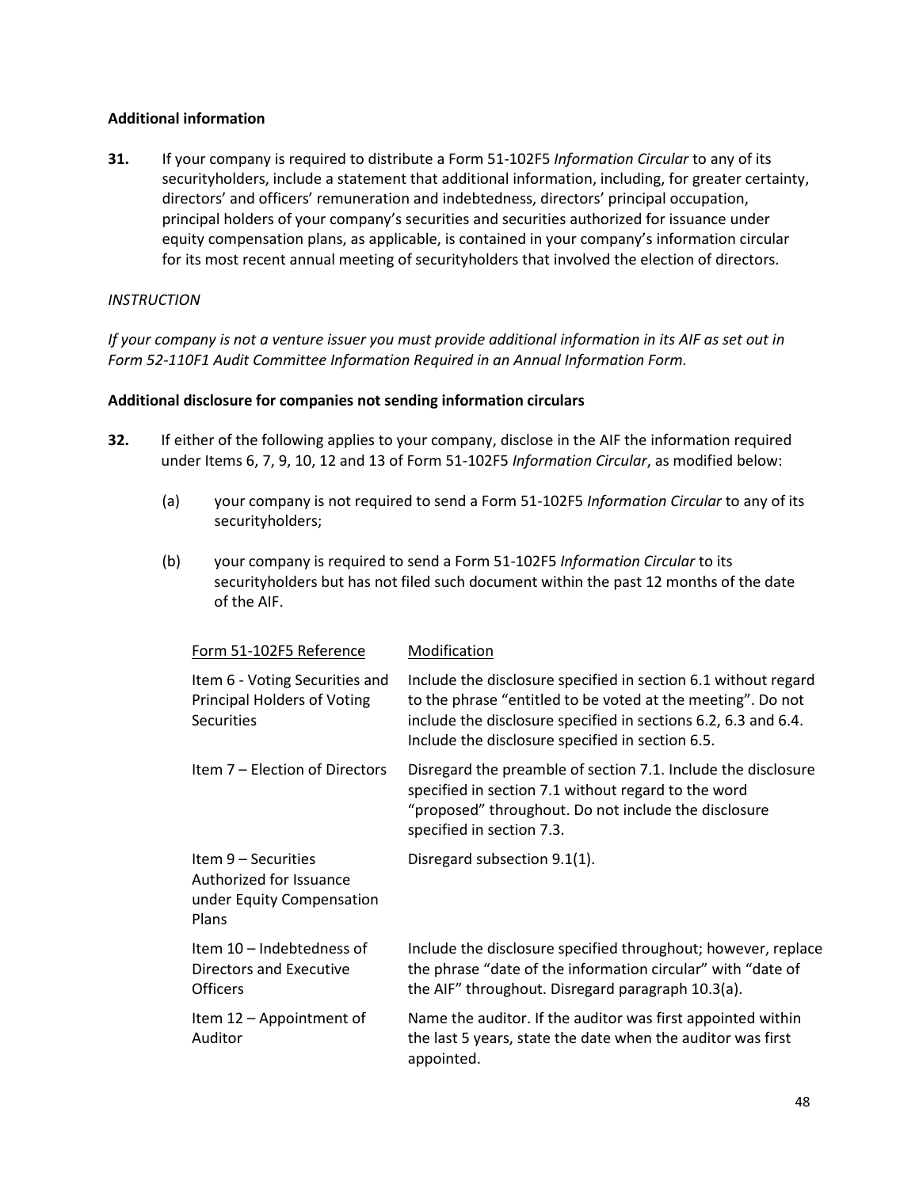**Additional information**

**31.** If your company is required to distribute a Form 51-102F5 *Information Circular* to any of its securityholders, include a statement that additional information, including, for greater certainty, directors' and officers' remuneration and indebtedness, directors' principal occupation, principal holders of your company's securities and securities authorized for issuance under equity compensation plans, as applicable, is contained in your company's information circular for its most recent annual meeting of securityholders that involved the election of directors.

*INSTRUCTION*

*If your company is not a venture issuer you must provide additional information in its AIF as set out in Form 52-110F1 Audit Committee Information Required in an Annual Information Form.*

**Additional disclosure for companies not sending information circulars**

**32.** If either of the following applies to your company, disclose in the AIF the information required under Items 6, 7, 9, 10, 12 and 13 of Form 51-102F5 *Information Circular*, as modified below:

(a) your company is not required to send a Form 51-102F5 *Information Circular* to any of its securityholders;

(b) your company is required to send a Form 51-102F5 *Information Circular* to its securityholders but has not filed such document within the past 12 months of the date of the AIF.

| Form 51-102F5 Reference | Modification |
|---|---|
| Item 6 - Voting Securities and Principal Holders of Voting Securities | Include the disclosure specified in section 6.1 without regard to the phrase "entitled to be voted at the meeting". Do not include the disclosure specified in sections 6.2, 6.3 and 6.4. Include the disclosure specified in section 6.5. |
| Item 7 – Election of Directors | Disregard the preamble of section 7.1. Include the disclosure specified in section 7.1 without regard to the word "proposed" throughout. Do not include the disclosure specified in section 7.3. |
| Item 9 – Securities Authorized for Issuance under Equity Compensation Plans | Disregard subsection 9.1(1). |
| Item 10 – Indebtedness of Directors and Executive Officers | Include the disclosure specified throughout; however, replace the phrase "date of the information circular" with "date of the AIF" throughout. Disregard paragraph 10.3(a). |
| Item 12 – Appointment of Auditor | Name the auditor. If the auditor was first appointed within the last 5 years, state the date when the auditor was first appointed. |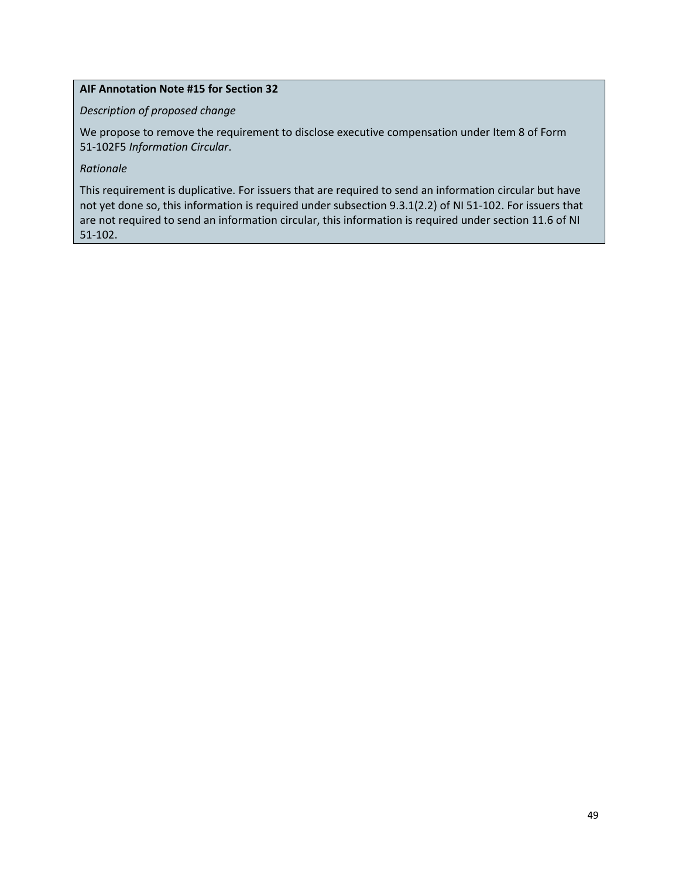**AIF Annotation Note #15 for Section 32**

*Description of proposed change*

We propose to remove the requirement to disclose executive compensation under Item 8 of Form 51-102F5 *Information Circular*.

*Rationale*

This requirement is duplicative. For issuers that are required to send an information circular but have not yet done so, this information is required under subsection 9.3.1(2.2) of NI 51-102. For issuers that are not required to send an information circular, this information is required under section 11.6 of NI 51-102.